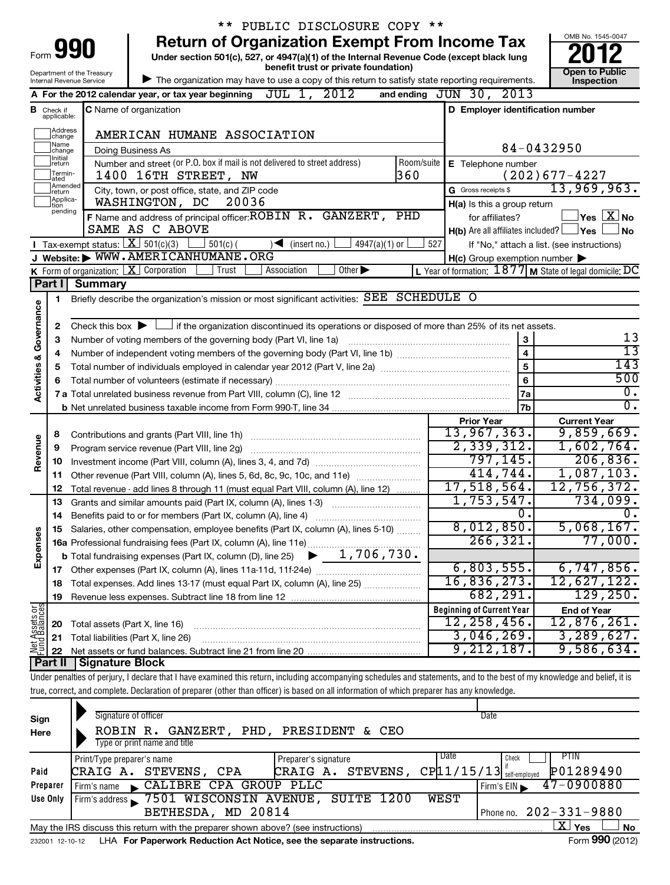** PUBLIC DISCLOSURE COPY **

Form **990**

# Return of Organization Exempt From Income Tax

**Under section 501(c), 527, or 4947(a)(1) of the Internal Revenue Code (except black lung benefit trust or private foundation)**

Department of the Treasury
Internal Revenue Service

▶ The organization may have to use a copy of this return to satisfy state reporting requirements.

OMB No. 1545-0047

**2012**

**Open to Public Inspection**

**A** For the 2012 calendar year, or tax year beginning JUL 1, 2012 and ending JUN 30, 2013

**B** Check if applicable: Address change, Name change, Initial return, Terminated, Amended return, Application pending

**C** Name of organization: AMERICAN HUMANE ASSOCIATION

Doing Business As

Number and street (or P.O. box if mail is not delivered to street address): 1400 16TH STREET, NW — Room/suite: 360

City, town, or post office, state, and ZIP code: WASHINGTON, DC 20036

**D** Employer identification number: 84-0432950

**E** Telephone number: (202)677-4227

**G** Gross receipts $ 13,969,963.

**F** Name and address of principal officer: ROBIN R. GANZERT, PHD
SAME AS C ABOVE

**H(a)** Is this a group return for affiliates? ☐ Yes ☒ No

**H(b)** Are all affiliates included? ☐ Yes ☐ No
If "No," attach a list. (see instructions)

**H(c)** Group exemption number ▶

**I** Tax-exempt status: ☒ 501(c)(3) ☐ 501(c) ( ) ◀ (insert no.) ☐ 4947(a)(1) or ☐ 527

**J** Website: ▶ WWW.AMERICANHUMANE.ORG

**K** Form of organization: ☒ Corporation ☐ Trust ☐ Association ☐ Other ▶

**L** Year of formation: 1877 **M** State of legal domicile: DC

## Part I Summary

**Activities & Governance**

1. Briefly describe the organization's mission or most significant activities: SEE SCHEDULE O
2. Check this box ▶ ☐ if the organization discontinued its operations or disposed of more than 25% of its net assets.

| | | | |
|---|---|---|---|
| 3 | Number of voting members of the governing body (Part VI, line 1a) | 3 | 13 |
| 4 | Number of independent voting members of the governing body (Part VI, line 1b) | 4 | 13 |
| 5 | Total number of individuals employed in calendar year 2012 (Part V, line 2a) | 5 | 143 |
| 6 | Total number of volunteers (estimate if necessary) | 6 | 500 |
| 7a | Total unrelated business revenue from Part VIII, column (C), line 12 | 7a | 0. |
| b | Net unrelated business taxable income from Form 990-T, line 34 | 7b | 0. |

| | | Prior Year | Current Year |
|---|---|---|---|
| **Revenue** | | | |
| 8 | Contributions and grants (Part VIII, line 1h) | 13,967,363. | 9,859,669. |
| 9 | Program service revenue (Part VIII, line 2g) | 2,339,312. | 1,602,764. |
| 10 | Investment income (Part VIII, column (A), lines 3, 4, and 7d) | 797,145. | 206,836. |
| 11 | Other revenue (Part VIII, column (A), lines 5, 6d, 8c, 9c, 10c, and 11e) | 414,744. | 1,087,103. |
| 12 | Total revenue - add lines 8 through 11 (must equal Part VIII, column (A), line 12) | 17,518,564. | 12,756,372. |
| **Expenses** | | | |
| 13 | Grants and similar amounts paid (Part IX, column (A), lines 1-3) | 1,753,547. | 734,099. |
| 14 | Benefits paid to or for members (Part IX, column (A), line 4) | 0. | 0. |
| 15 | Salaries, other compensation, employee benefits (Part IX, column (A), lines 5-10) | 8,012,850. | 5,068,167. |
| 16a | Professional fundraising fees (Part IX, column (A), line 11e) | 266,321. | 77,000. |
| b | Total fundraising expenses (Part IX, column (D), line 25) ▶ 1,706,730. | | |
| 17 | Other expenses (Part IX, column (A), lines 11a-11d, 11f-24e) | 6,803,555. | 6,747,856. |
| 18 | Total expenses. Add lines 13-17 (must equal Part IX, column (A), line 25) | 16,836,273. | 12,627,122. |
| 19 | Revenue less expenses. Subtract line 18 from line 12 | 682,291. | 129,250. |

| | **Net Assets or Fund Balances** | Beginning of Current Year | End of Year |
|---|---|---|---|
| 20 | Total assets (Part X, line 16) | 12,258,456. | 12,876,261. |
| 21 | Total liabilities (Part X, line 26) | 3,046,269. | 3,289,627. |
| 22 | Net assets or fund balances. Subtract line 21 from line 20 | 9,212,187. | 9,586,634. |

## Part II Signature Block

Under penalties of perjury, I declare that I have examined this return, including accompanying schedules and statements, and to the best of my knowledge and belief, it is true, correct, and complete. Declaration of preparer (other than officer) is based on all information of which preparer has any knowledge.

**Sign Here**

Signature of officer — Date

ROBIN R. GANZERT, PHD, PRESIDENT & CEO
Type or print name and title

**Paid Preparer Use Only**

| Print/Type preparer's name | Preparer's signature | Date | Check ☐ if self-employed | PTIN |
|---|---|---|---|---|
| CRAIG A. STEVENS, CPA | CRAIG A. STEVENS, CPA | 11/15/13 | | P01289490 |

Firm's name ▶ CALIBRE CPA GROUP PLLC — Firm's EIN ▶ 47-0900880

Firm's address ▶ 7501 WISCONSIN AVENUE, SUITE 1200 WEST
BETHESDA, MD 20814 — Phone no. 202-331-9880

May the IRS discuss this return with the preparer shown above? (see instructions) ☒ Yes ☐ No

232001 12-10-12 LHA **For Paperwork Reduction Act Notice, see the separate instructions.** Form **990** (2012)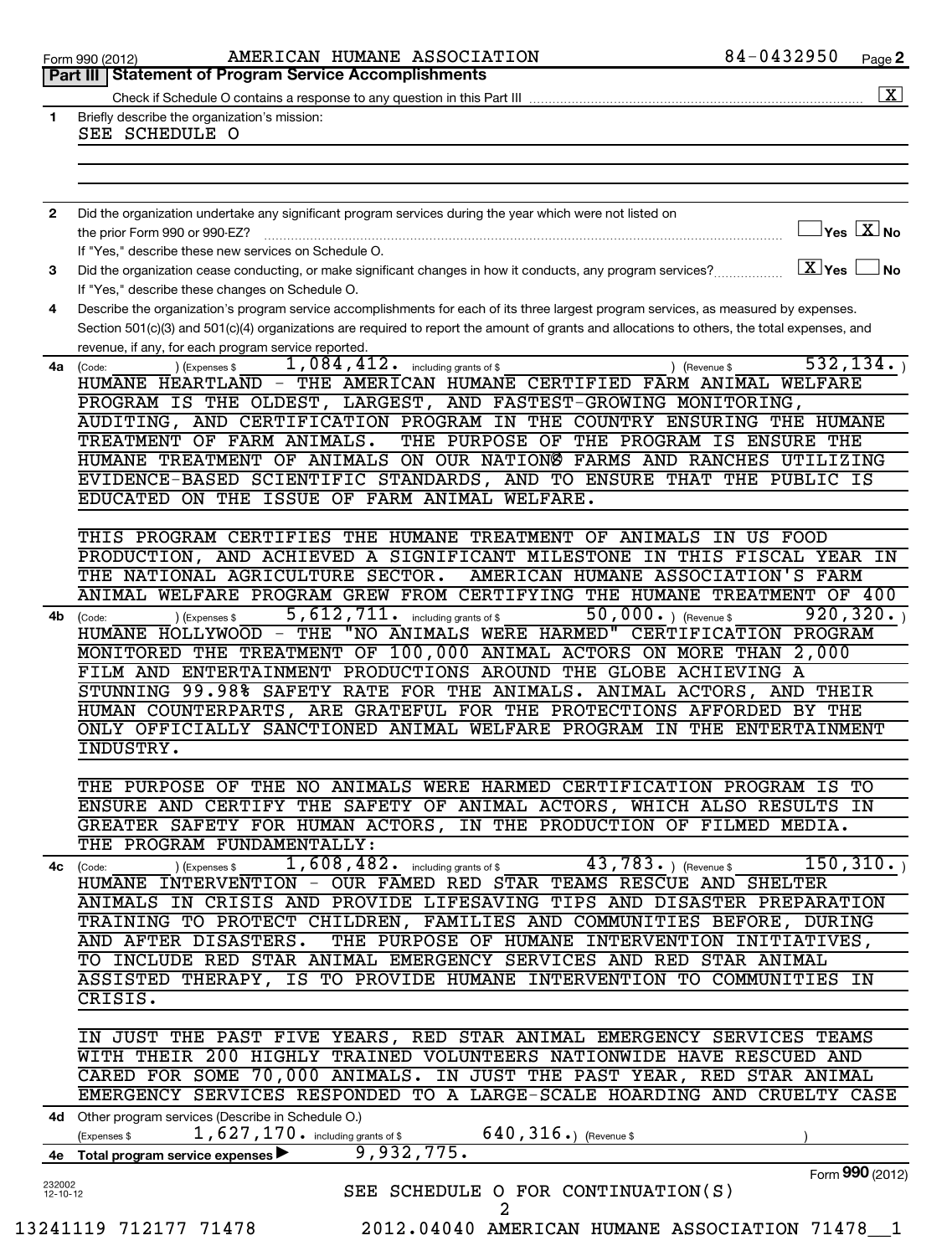Form 990 (2012) AMERICAN HUMANE ASSOCIATION 84-0432950 Page **2**

## Part III | Statement of Program Service Accomplishments

Check if Schedule O contains a response to any question in this Part III .......... [X]

**1** Briefly describe the organization's mission:

SEE SCHEDULE O

**2** Did the organization undertake any significant program services during the year which were not listed on the prior Form 990 or 990-EZ? .......... [ ] Yes [X] No

If "Yes," describe these new services on Schedule O.

**3** Did the organization cease conducting, or make significant changes in how it conducts, any program services? .......... [X] Yes [ ] No

If "Yes," describe these changes on Schedule O.

**4** Describe the organization's program service accomplishments for each of its three largest program services, as measured by expenses. Section 501(c)(3) and 501(c)(4) organizations are required to report the amount of grants and allocations to others, the total expenses, and revenue, if any, for each program service reported.

**4a** (Code: ) (Expenses $ 1,084,412. including grants of $ ) (Revenue $ 532,134.)

HUMANE HEARTLAND - THE AMERICAN HUMANE CERTIFIED FARM ANIMAL WELFARE PROGRAM IS THE OLDEST, LARGEST, AND FASTEST-GROWING MONITORING, AUDITING, AND CERTIFICATION PROGRAM IN THE COUNTRY ENSURING THE HUMANE TREATMENT OF FARM ANIMALS. THE PURPOSE OF THE PROGRAM IS ENSURE THE HUMANE TREATMENT OF ANIMALS ON OUR NATION® FARMS AND RANCHES UTILIZING EVIDENCE-BASED SCIENTIFIC STANDARDS, AND TO ENSURE THAT THE PUBLIC IS EDUCATED ON THE ISSUE OF FARM ANIMAL WELFARE.

THIS PROGRAM CERTIFIES THE HUMANE TREATMENT OF ANIMALS IN US FOOD PRODUCTION, AND ACHIEVED A SIGNIFICANT MILESTONE IN THIS FISCAL YEAR IN THE NATIONAL AGRICULTURE SECTOR. AMERICAN HUMANE ASSOCIATION'S FARM ANIMAL WELFARE PROGRAM GREW FROM CERTIFYING THE HUMANE TREATMENT OF 400

**4b** (Code: ) (Expenses $ 5,612,711. including grants of $ 50,000.) (Revenue $ 920,320.)

HUMANE HOLLYWOOD - THE "NO ANIMALS WERE HARMED" CERTIFICATION PROGRAM MONITORED THE TREATMENT OF 100,000 ANIMAL ACTORS ON MORE THAN 2,000 FILM AND ENTERTAINMENT PRODUCTIONS AROUND THE GLOBE ACHIEVING A STUNNING 99.98% SAFETY RATE FOR THE ANIMALS. ANIMAL ACTORS, AND THEIR HUMAN COUNTERPARTS, ARE GRATEFUL FOR THE PROTECTIONS AFFORDED BY THE ONLY OFFICIALLY SANCTIONED ANIMAL WELFARE PROGRAM IN THE ENTERTAINMENT INDUSTRY.

THE PURPOSE OF THE NO ANIMALS WERE HARMED CERTIFICATION PROGRAM IS TO ENSURE AND CERTIFY THE SAFETY OF ANIMAL ACTORS, WHICH ALSO RESULTS IN GREATER SAFETY FOR HUMAN ACTORS, IN THE PRODUCTION OF FILMED MEDIA. THE PROGRAM FUNDAMENTALLY:

**4c** (Code: ) (Expenses $ 1,608,482. including grants of $ 43,783.) (Revenue $ 150,310.)

HUMANE INTERVENTION - OUR FAMED RED STAR TEAMS RESCUE AND SHELTER ANIMALS IN CRISIS AND PROVIDE LIFESAVING TIPS AND DISASTER PREPARATION TRAINING TO PROTECT CHILDREN, FAMILIES AND COMMUNITIES BEFORE, DURING AND AFTER DISASTERS. THE PURPOSE OF HUMANE INTERVENTION INITIATIVES, TO INCLUDE RED STAR ANIMAL EMERGENCY SERVICES AND RED STAR ANIMAL ASSISTED THERAPY, IS TO PROVIDE HUMANE INTERVENTION TO COMMUNITIES IN CRISIS.

IN JUST THE PAST FIVE YEARS, RED STAR ANIMAL EMERGENCY SERVICES TEAMS WITH THEIR 200 HIGHLY TRAINED VOLUNTEERS NATIONWIDE HAVE RESCUED AND CARED FOR SOME 70,000 ANIMALS. IN JUST THE PAST YEAR, RED STAR ANIMAL EMERGENCY SERVICES RESPONDED TO A LARGE-SCALE HOARDING AND CRUELTY CASE

**4d** Other program services (Describe in Schedule O.)

(Expenses $ 1,627,170. including grants of $ 640,316.) (Revenue $ )

**4e** Total program service expenses ▶ 9,932,775.

SEE SCHEDULE O FOR CONTINUATION(S)

Form **990** (2012)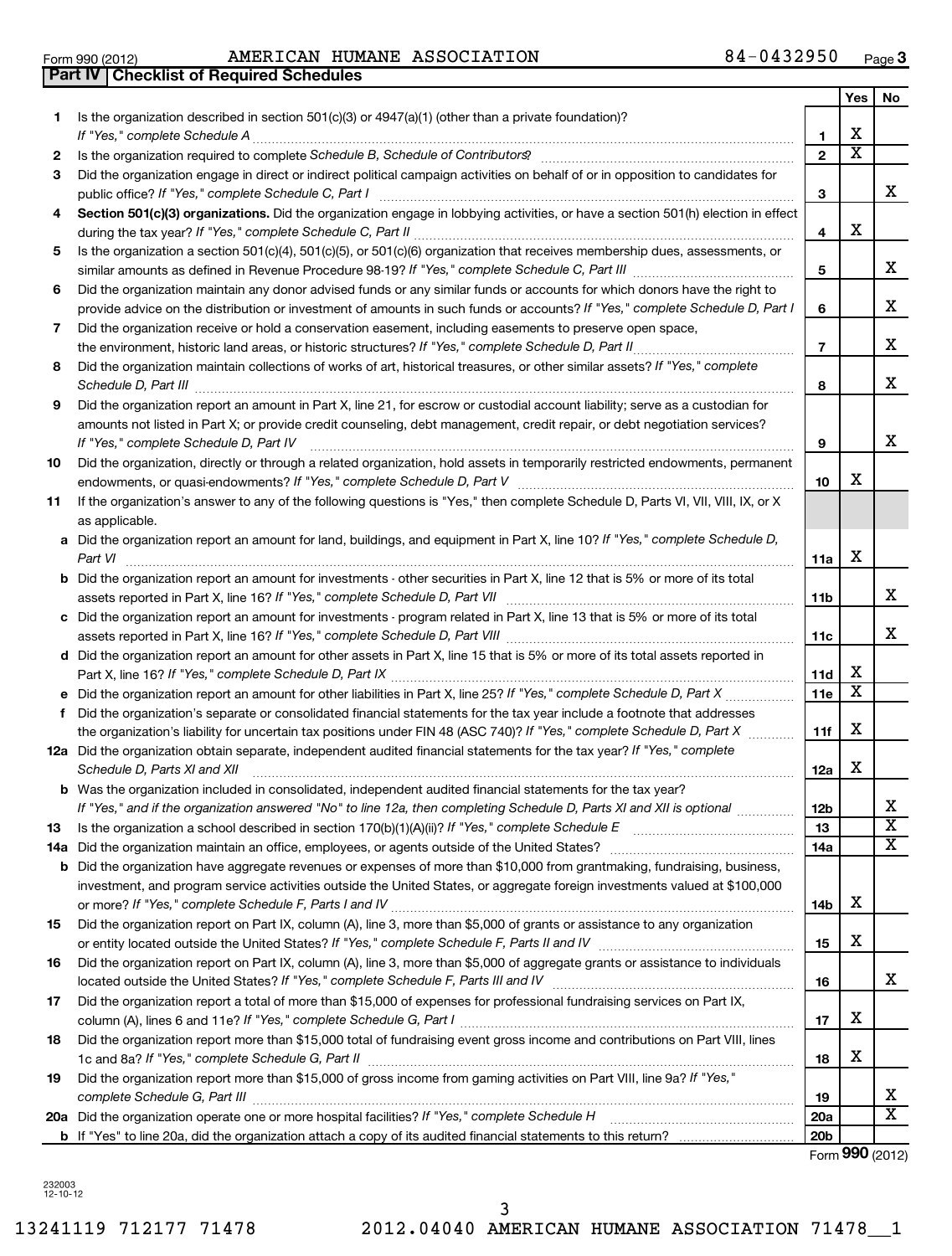Form 990 (2012) AMERICAN HUMANE ASSOCIATION 84-0432950 Page 3

**Part IV Checklist of Required Schedules**

| | | | Yes | No |
|---|---|---|---|---|
| 1 | Is the organization described in section 501(c)(3) or 4947(a)(1) (other than a private foundation)? *If "Yes," complete Schedule A* | 1 | X | |
| 2 | Is the organization required to complete *Schedule B, Schedule of Contributors*? | 2 | X | |
| 3 | Did the organization engage in direct or indirect political campaign activities on behalf of or in opposition to candidates for public office? *If "Yes," complete Schedule C, Part I* | 3 | | X |
| 4 | **Section 501(c)(3) organizations.** Did the organization engage in lobbying activities, or have a section 501(h) election in effect during the tax year? *If "Yes," complete Schedule C, Part II* | 4 | X | |
| 5 | Is the organization a section 501(c)(4), 501(c)(5), or 501(c)(6) organization that receives membership dues, assessments, or similar amounts as defined in Revenue Procedure 98-19? *If "Yes," complete Schedule C, Part III* | 5 | | X |
| 6 | Did the organization maintain any donor advised funds or any similar funds or accounts for which donors have the right to provide advice on the distribution or investment of amounts in such funds or accounts? *If "Yes," complete Schedule D, Part I* | 6 | | X |
| 7 | Did the organization receive or hold a conservation easement, including easements to preserve open space, the environment, historic land areas, or historic structures? *If "Yes," complete Schedule D, Part II* | 7 | | X |
| 8 | Did the organization maintain collections of works of art, historical treasures, or other similar assets? *If "Yes," complete Schedule D, Part III* | 8 | | X |
| 9 | Did the organization report an amount in Part X, line 21, for escrow or custodial account liability; serve as a custodian for amounts not listed in Part X; or provide credit counseling, debt management, credit repair, or debt negotiation services? *If "Yes," complete Schedule D, Part IV* | 9 | | X |
| 10 | Did the organization, directly or through a related organization, hold assets in temporarily restricted endowments, permanent endowments, or quasi-endowments? *If "Yes," complete Schedule D, Part V* | 10 | X | |
| 11 | If the organization's answer to any of the following questions is "Yes," then complete Schedule D, Parts VI, VII, VIII, IX, or X as applicable. | | | |
| a | Did the organization report an amount for land, buildings, and equipment in Part X, line 10? *If "Yes," complete Schedule D, Part VI* | 11a | X | |
| b | Did the organization report an amount for investments - other securities in Part X, line 12 that is 5% or more of its total assets reported in Part X, line 16? *If "Yes," complete Schedule D, Part VII* | 11b | | X |
| c | Did the organization report an amount for investments - program related in Part X, line 13 that is 5% or more of its total assets reported in Part X, line 16? *If "Yes," complete Schedule D, Part VIII* | 11c | | X |
| d | Did the organization report an amount for other assets in Part X, line 15 that is 5% or more of its total assets reported in Part X, line 16? *If "Yes," complete Schedule D, Part IX* | 11d | X | |
| e | Did the organization report an amount for other liabilities in Part X, line 25? *If "Yes," complete Schedule D, Part X* | 11e | X | |
| f | Did the organization's separate or consolidated financial statements for the tax year include a footnote that addresses the organization's liability for uncertain tax positions under FIN 48 (ASC 740)? *If "Yes," complete Schedule D, Part X* | 11f | X | |
| 12a | Did the organization obtain separate, independent audited financial statements for the tax year? *If "Yes," complete Schedule D, Parts XI and XII* | 12a | X | |
| b | Was the organization included in consolidated, independent audited financial statements for the tax year? *If "Yes," and if the organization answered "No" to line 12a, then completing Schedule D, Parts XI and XII is optional* | 12b | | X |
| 13 | Is the organization a school described in section 170(b)(1)(A)(ii)? *If "Yes," complete Schedule E* | 13 | | X |
| 14a | Did the organization maintain an office, employees, or agents outside of the United States? | 14a | | X |
| b | Did the organization have aggregate revenues or expenses of more than $10,000 from grantmaking, fundraising, business, investment, and program service activities outside the United States, or aggregate foreign investments valued at $100,000 or more? *If "Yes," complete Schedule F, Parts I and IV* | 14b | X | |
| 15 | Did the organization report on Part IX, column (A), line 3, more than $5,000 of grants or assistance to any organization or entity located outside the United States? *If "Yes," complete Schedule F, Parts II and IV* | 15 | X | |
| 16 | Did the organization report on Part IX, column (A), line 3, more than $5,000 of aggregate grants or assistance to individuals located outside the United States? *If "Yes," complete Schedule F, Parts III and IV* | 16 | | X |
| 17 | Did the organization report a total of more than $15,000 of expenses for professional fundraising services on Part IX, column (A), lines 6 and 11e? *If "Yes," complete Schedule G, Part I* | 17 | X | |
| 18 | Did the organization report more than $15,000 total of fundraising event gross income and contributions on Part VIII, lines 1c and 8a? *If "Yes," complete Schedule G, Part II* | 18 | X | |
| 19 | Did the organization report more than $15,000 of gross income from gaming activities on Part VIII, line 9a? *If "Yes," complete Schedule G, Part III* | 19 | | X |
| 20a | Did the organization operate one or more hospital facilities? *If "Yes," complete Schedule H* | 20a | | X |
| b | If "Yes" to line 20a, did the organization attach a copy of its audited financial statements to this return? | 20b | | |

Form **990** (2012)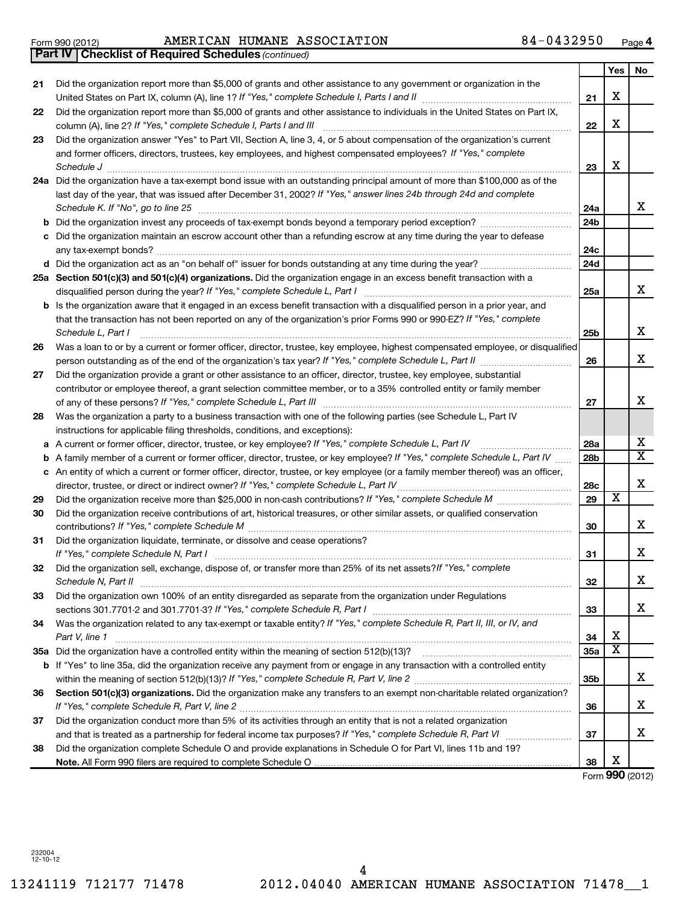Form 990 (2012) AMERICAN HUMANE ASSOCIATION 84-0432950 Page 4

**Part IV | Checklist of Required Schedules** *(continued)*

| | | | Yes | No |
|---|---|---|---|---|
| 21 | Did the organization report more than $5,000 of grants and other assistance to any government or organization in the United States on Part IX, column (A), line 1? *If "Yes," complete Schedule I, Parts I and II* | 21 | X | |
| 22 | Did the organization report more than $5,000 of grants and other assistance to individuals in the United States on Part IX, column (A), line 2? *If "Yes," complete Schedule I, Parts I and III* | 22 | X | |
| 23 | Did the organization answer "Yes" to Part VII, Section A, line 3, 4, or 5 about compensation of the organization's current and former officers, directors, trustees, key employees, and highest compensated employees? *If "Yes," complete Schedule J* | 23 | X | |
| 24a | Did the organization have a tax-exempt bond issue with an outstanding principal amount of more than $100,000 as of the last day of the year, that was issued after December 31, 2002? *If "Yes," answer lines 24b through 24d and complete Schedule K. If "No", go to line 25* | 24a | | X |
| b | Did the organization invest any proceeds of tax-exempt bonds beyond a temporary period exception? | 24b | | |
| c | Did the organization maintain an escrow account other than a refunding escrow at any time during the year to defease any tax-exempt bonds? | 24c | | |
| d | Did the organization act as an "on behalf of" issuer for bonds outstanding at any time during the year? | 24d | | |
| 25a | **Section 501(c)(3) and 501(c)(4) organizations.** Did the organization engage in an excess benefit transaction with a disqualified person during the year? *If "Yes," complete Schedule L, Part I* | 25a | | X |
| b | Is the organization aware that it engaged in an excess benefit transaction with a disqualified person in a prior year, and that the transaction has not been reported on any of the organization's prior Forms 990 or 990-EZ? *If "Yes," complete Schedule L, Part I* | 25b | | X |
| 26 | Was a loan to or by a current or former officer, director, trustee, key employee, highest compensated employee, or disqualified person outstanding as of the end of the organization's tax year? *If "Yes," complete Schedule L, Part II* | 26 | | X |
| 27 | Did the organization provide a grant or other assistance to an officer, director, trustee, key employee, substantial contributor or employee thereof, a grant selection committee member, or to a 35% controlled entity or family member of any of these persons? *If "Yes," complete Schedule L, Part III* | 27 | | X |
| 28 | Was the organization a party to a business transaction with one of the following parties (see Schedule L, Part IV instructions for applicable filing thresholds, conditions, and exceptions): | | | |
| a | A current or former officer, director, trustee, or key employee? *If "Yes," complete Schedule L, Part IV* | 28a | | X |
| b | A family member of a current or former officer, director, trustee, or key employee? *If "Yes," complete Schedule L, Part IV* | 28b | | X |
| c | An entity of which a current or former officer, director, trustee, or key employee (or a family member thereof) was an officer, director, trustee, or direct or indirect owner? *If "Yes," complete Schedule L, Part IV* | 28c | | X |
| 29 | Did the organization receive more than $25,000 in non-cash contributions? *If "Yes," complete Schedule M* | 29 | X | |
| 30 | Did the organization receive contributions of art, historical treasures, or other similar assets, or qualified conservation contributions? *If "Yes," complete Schedule M* | 30 | | X |
| 31 | Did the organization liquidate, terminate, or dissolve and cease operations? *If "Yes," complete Schedule N, Part I* | 31 | | X |
| 32 | Did the organization sell, exchange, dispose of, or transfer more than 25% of its net assets? *If "Yes," complete Schedule N, Part II* | 32 | | X |
| 33 | Did the organization own 100% of an entity disregarded as separate from the organization under Regulations sections 301.7701-2 and 301.7701-3? *If "Yes," complete Schedule R, Part I* | 33 | | X |
| 34 | Was the organization related to any tax-exempt or taxable entity? *If "Yes," complete Schedule R, Part II, III, or IV, and Part V, line 1* | 34 | X | |
| 35a | Did the organization have a controlled entity within the meaning of section 512(b)(13)? | 35a | X | |
| b | If "Yes" to line 35a, did the organization receive any payment from or engage in any transaction with a controlled entity within the meaning of section 512(b)(13)? *If "Yes," complete Schedule R, Part V, line 2* | 35b | | X |
| 36 | **Section 501(c)(3) organizations.** Did the organization make any transfers to an exempt non-charitable related organization? *If "Yes," complete Schedule R, Part V, line 2* | 36 | | X |
| 37 | Did the organization conduct more than 5% of its activities through an entity that is not a related organization and that is treated as a partnership for federal income tax purposes? *If "Yes," complete Schedule R, Part VI* | 37 | | X |
| 38 | Did the organization complete Schedule O and provide explanations in Schedule O for Part VI, lines 11b and 19? **Note.** All Form 990 filers are required to complete Schedule O | 38 | X | |

Form **990** (2012)

232004 12-10-12

13241119 712177 71478 2012.04040 AMERICAN HUMANE ASSOCIATION 71478__1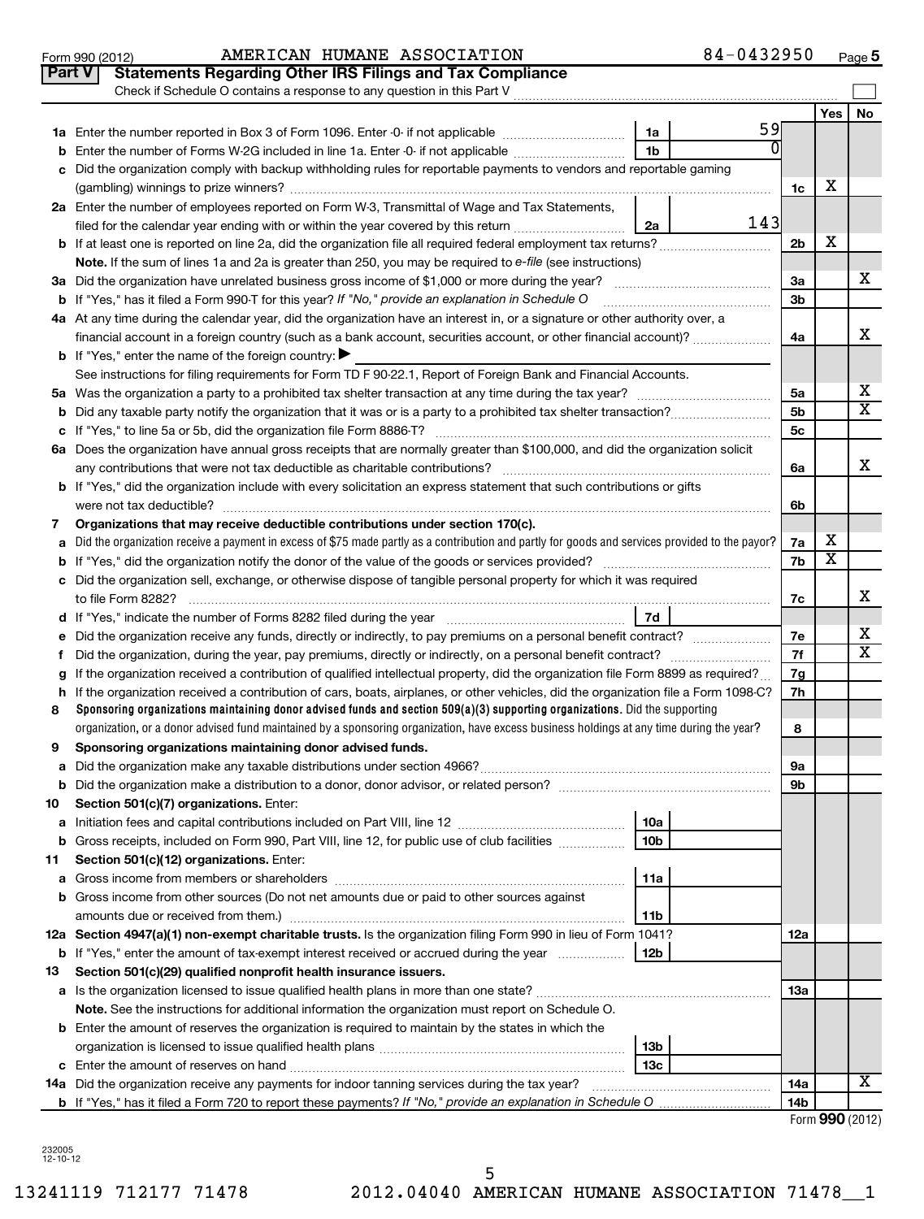Form 990 (2012) AMERICAN HUMANE ASSOCIATION 84-0432950 Page 5

**Part V Statements Regarding Other IRS Filings and Tax Compliance**

Check if Schedule O contains a response to any question in this Part V

| | | | | | Yes | No |
|---|---|---|---|---|---|---|
| **1a** | Enter the number reported in Box 3 of Form 1096. Enter -0- if not applicable | 1a | 59 | | | |
| **b** | Enter the number of Forms W-2G included in line 1a. Enter -0- if not applicable | 1b | 0 | | | |
| **c** | Did the organization comply with backup withholding rules for reportable payments to vendors and reportable gaming (gambling) winnings to prize winners? | | | 1c | X | |
| **2a** | Enter the number of employees reported on Form W-3, Transmittal of Wage and Tax Statements, filed for the calendar year ending with or within the year covered by this return | 2a | 143 | | | |
| **b** | If at least one is reported on line 2a, did the organization file all required federal employment tax returns? | | | 2b | X | |
| | **Note.** If the sum of lines 1a and 2a is greater than 250, you may be required to *e-file* (see instructions) | | | | | |
| **3a** | Did the organization have unrelated business gross income of $1,000 or more during the year? | | | 3a | | X |
| **b** | If "Yes," has it filed a Form 990-T for this year? *If "No," provide an explanation in Schedule O* | | | 3b | | |
| **4a** | At any time during the calendar year, did the organization have an interest in, or a signature or other authority over, a financial account in a foreign country (such as a bank account, securities account, or other financial account)? | | | 4a | | X |
| **b** | If "Yes," enter the name of the foreign country: ▶ | | | | | |
| | See instructions for filing requirements for Form TD F 90-22.1, Report of Foreign Bank and Financial Accounts. | | | | | |
| **5a** | Was the organization a party to a prohibited tax shelter transaction at any time during the tax year? | | | 5a | | X |
| **b** | Did any taxable party notify the organization that it was or is a party to a prohibited tax shelter transaction? | | | 5b | | X |
| **c** | If "Yes," to line 5a or 5b, did the organization file Form 8886-T? | | | 5c | | |
| **6a** | Does the organization have annual gross receipts that are normally greater than $100,000, and did the organization solicit any contributions that were not tax deductible as charitable contributions? | | | 6a | | X |
| **b** | If "Yes," did the organization include with every solicitation an express statement that such contributions or gifts were not tax deductible? | | | 6b | | |
| **7** | **Organizations that may receive deductible contributions under section 170(c).** | | | | | |
| **a** | Did the organization receive a payment in excess of $75 made partly as a contribution and partly for goods and services provided to the payor? | | | 7a | X | |
| **b** | If "Yes," did the organization notify the donor of the value of the goods or services provided? | | | 7b | X | |
| **c** | Did the organization sell, exchange, or otherwise dispose of tangible personal property for which it was required to file Form 8282? | | | 7c | | X |
| **d** | If "Yes," indicate the number of Forms 8282 filed during the year | 7d | | | | |
| **e** | Did the organization receive any funds, directly or indirectly, to pay premiums on a personal benefit contract? | | | 7e | | X |
| **f** | Did the organization, during the year, pay premiums, directly or indirectly, on a personal benefit contract? | | | 7f | | X |
| **g** | If the organization received a contribution of qualified intellectual property, did the organization file Form 8899 as required? | | | 7g | | |
| **h** | If the organization received a contribution of cars, boats, airplanes, or other vehicles, did the organization file a Form 1098-C? | | | 7h | | |
| **8** | **Sponsoring organizations maintaining donor advised funds and section 509(a)(3) supporting organizations.** Did the supporting organization, or a donor advised fund maintained by a sponsoring organization, have excess business holdings at any time during the year? | | | 8 | | |
| **9** | **Sponsoring organizations maintaining donor advised funds.** | | | | | |
| **a** | Did the organization make any taxable distributions under section 4966? | | | 9a | | |
| **b** | Did the organization make a distribution to a donor, donor advisor, or related person? | | | 9b | | |
| **10** | **Section 501(c)(7) organizations.** Enter: | | | | | |
| **a** | Initiation fees and capital contributions included on Part VIII, line 12 | 10a | | | | |
| **b** | Gross receipts, included on Form 990, Part VIII, line 12, for public use of club facilities | 10b | | | | |
| **11** | **Section 501(c)(12) organizations.** Enter: | | | | | |
| **a** | Gross income from members or shareholders | 11a | | | | |
| **b** | Gross income from other sources (Do not net amounts due or paid to other sources against amounts due or received from them.) | 11b | | | | |
| **12a** | **Section 4947(a)(1) non-exempt charitable trusts.** Is the organization filing Form 990 in lieu of Form 1041? | | | 12a | | |
| **b** | If "Yes," enter the amount of tax-exempt interest received or accrued during the year | 12b | | | | |
| **13** | **Section 501(c)(29) qualified nonprofit health insurance issuers.** | | | | | |
| **a** | Is the organization licensed to issue qualified health plans in more than one state? | | | 13a | | |
| | **Note.** See the instructions for additional information the organization must report on Schedule O. | | | | | |
| **b** | Enter the amount of reserves the organization is required to maintain by the states in which the organization is licensed to issue qualified health plans | 13b | | | | |
| **c** | Enter the amount of reserves on hand | 13c | | | | |
| **14a** | Did the organization receive any payments for indoor tanning services during the tax year? | | | 14a | | X |
| **b** | If "Yes," has it filed a Form 720 to report these payments? *If "No," provide an explanation in Schedule O* | | | 14b | | |

Form **990** (2012)

232005 12-10-12

13241119 712177 71478 2012.04040 AMERICAN HUMANE ASSOCIATION 71478__1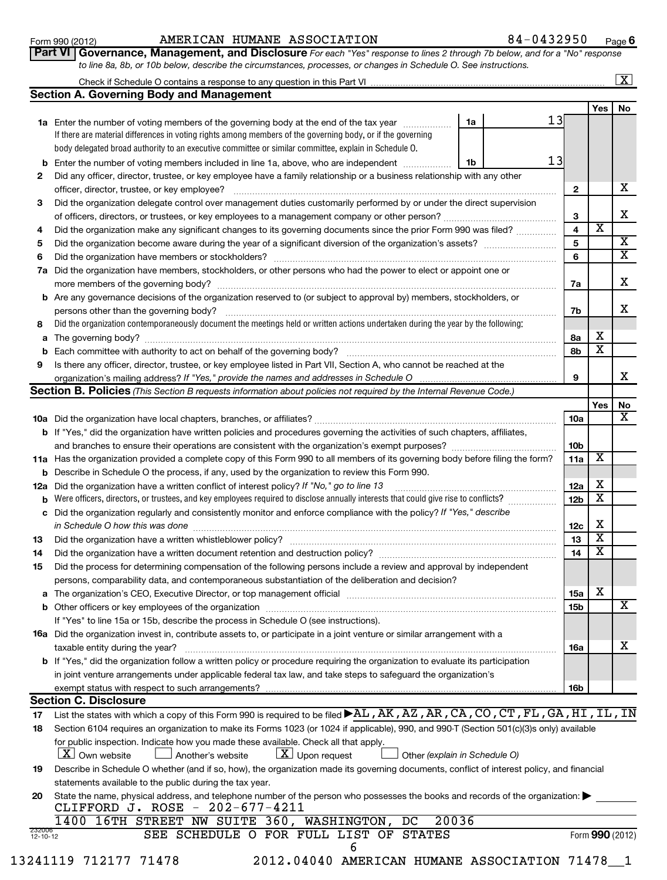Form 990 (2012) AMERICAN HUMANE ASSOCIATION 84-0432950 Page 6

**Part VI Governance, Management, and Disclosure** *For each "Yes" response to lines 2 through 7b below, and for a "No" response to line 8a, 8b, or 10b below, describe the circumstances, processes, or changes in Schedule O. See instructions.*

Check if Schedule O contains a response to any question in this Part VI [X]

## Section A. Governing Body and Management

| | | | Yes | No |
|---|---|---|---|---|
| **1a** | Enter the number of voting members of the governing body at the end of the tax year — **1a** 13. If there are material differences in voting rights among members of the governing body, or if the governing body delegated broad authority to an executive committee or similar committee, explain in Schedule O. | | | |
| **b** | Enter the number of voting members included in line 1a, above, who are independent — **1b** 13 | | | |
| **2** | Did any officer, director, trustee, or key employee have a family relationship or a business relationship with any other officer, director, trustee, or key employee? | 2 | | X |
| **3** | Did the organization delegate control over management duties customarily performed by or under the direct supervision of officers, directors, or trustees, or key employees to a management company or other person? | 3 | | X |
| **4** | Did the organization make any significant changes to its governing documents since the prior Form 990 was filed? | 4 | X | |
| **5** | Did the organization become aware during the year of a significant diversion of the organization's assets? | 5 | | X |
| **6** | Did the organization have members or stockholders? | 6 | | X |
| **7a** | Did the organization have members, stockholders, or other persons who had the power to elect or appoint one or more members of the governing body? | 7a | | X |
| **b** | Are any governance decisions of the organization reserved to (or subject to approval by) members, stockholders, or persons other than the governing body? | 7b | | X |
| **8** | Did the organization contemporaneously document the meetings held or written actions undertaken during the year by the following: | | | |
| **a** | The governing body? | 8a | X | |
| **b** | Each committee with authority to act on behalf of the governing body? | 8b | X | |
| **9** | Is there any officer, director, trustee, or key employee listed in Part VII, Section A, who cannot be reached at the organization's mailing address? *If "Yes," provide the names and addresses in Schedule O* | 9 | | X |

## Section B. Policies *(This Section B requests information about policies not required by the Internal Revenue Code.)*

| | | | Yes | No |
|---|---|---|---|---|
| **10a** | Did the organization have local chapters, branches, or affiliates? | 10a | | X |
| **b** | If "Yes," did the organization have written policies and procedures governing the activities of such chapters, affiliates, and branches to ensure their operations are consistent with the organization's exempt purposes? | 10b | | |
| **11a** | Has the organization provided a complete copy of this Form 990 to all members of its governing body before filing the form? | 11a | X | |
| **b** | Describe in Schedule O the process, if any, used by the organization to review this Form 990. | | | |
| **12a** | Did the organization have a written conflict of interest policy? *If "No," go to line 13* | 12a | X | |
| **b** | Were officers, directors, or trustees, and key employees required to disclose annually interests that could give rise to conflicts? | 12b | X | |
| **c** | Did the organization regularly and consistently monitor and enforce compliance with the policy? *If "Yes," describe in Schedule O how this was done* | 12c | X | |
| **13** | Did the organization have a written whistleblower policy? | 13 | X | |
| **14** | Did the organization have a written document retention and destruction policy? | 14 | X | |
| **15** | Did the process for determining compensation of the following persons include a review and approval by independent persons, comparability data, and contemporaneous substantiation of the deliberation and decision? | | | |
| **a** | The organization's CEO, Executive Director, or top management official | 15a | X | |
| **b** | Other officers or key employees of the organization | 15b | | X |
| | If "Yes" to line 15a or 15b, describe the process in Schedule O (see instructions). | | | |
| **16a** | Did the organization invest in, contribute assets to, or participate in a joint venture or similar arrangement with a taxable entity during the year? | 16a | | X |
| **b** | If "Yes," did the organization follow a written policy or procedure requiring the organization to evaluate its participation in joint venture arrangements under applicable federal tax law, and take steps to safeguard the organization's exempt status with respect to such arrangements? | 16b | | |

## Section C. Disclosure

**17** List the states with which a copy of this Form 990 is required to be filed ▶AL,AK,AZ,AR,CA,CO,CT,FL,GA,HI,IL,IN

**18** Section 6104 requires an organization to make its Forms 1023 (or 1024 if applicable), 990, and 990-T (Section 501(c)(3)s only) available for public inspection. Indicate how you made these available. Check all that apply.

[X] Own website [ ] Another's website [X] Upon request [ ] Other *(explain in Schedule O)*

**19** Describe in Schedule O whether (and if so, how), the organization made its governing documents, conflict of interest policy, and financial statements available to the public during the tax year.

**20** State the name, physical address, and telephone number of the person who possesses the books and records of the organization: ▶

CLIFFORD J. ROSE - 202-677-4211
1400 16TH STREET NW SUITE 360, WASHINGTON, DC 20036

SEE SCHEDULE O FOR FULL LIST OF STATES

Form **990** (2012)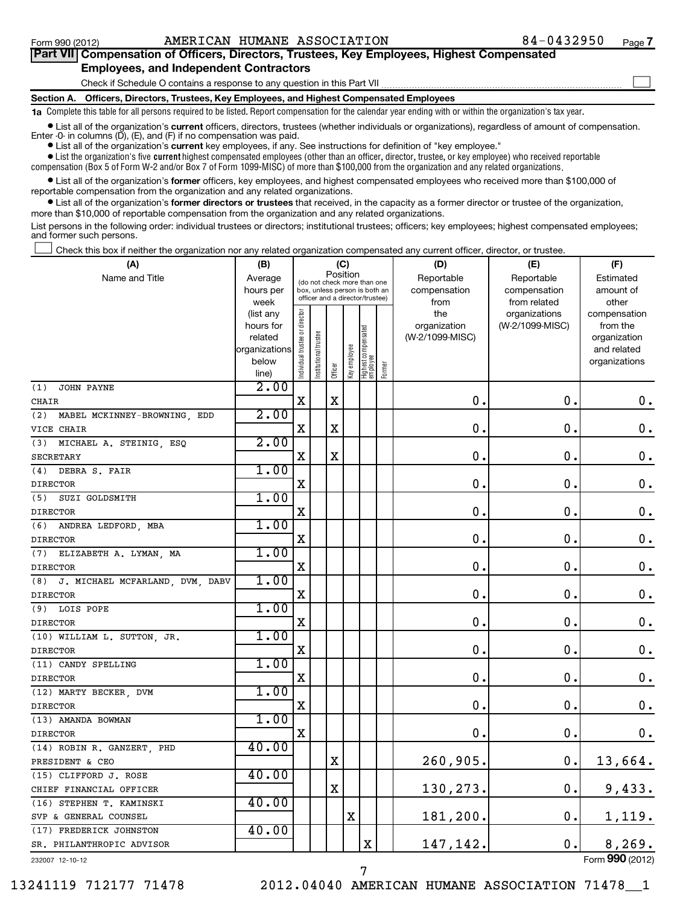Form 990 (2012) AMERICAN HUMANE ASSOCIATION 84-0432950 Page 7

## Part VII Compensation of Officers, Directors, Trustees, Key Employees, Highest Compensated Employees, and Independent Contractors

Check if Schedule O contains a response to any question in this Part VII ☐

### Section A. Officers, Directors, Trustees, Key Employees, and Highest Compensated Employees

**1a** Complete this table for all persons required to be listed. Report compensation for the calendar year ending with or within the organization's tax year.

- List all of the organization's **current** officers, directors, trustees (whether individuals or organizations), regardless of amount of compensation. Enter -0- in columns (D), (E), and (F) if no compensation was paid.
- List all of the organization's **current** key employees, if any. See instructions for definition of "key employee."
- List the organization's five **current** highest compensated employees (other than an officer, director, trustee, or key employee) who received reportable compensation (Box 5 of Form W-2 and/or Box 7 of Form 1099-MISC) of more than $100,000 from the organization and any related organizations.
- List all of the organization's **former** officers, key employees, and highest compensated employees who received more than $100,000 of reportable compensation from the organization and any related organizations.
- List all of the organization's **former directors or trustees** that received, in the capacity as a former director or trustee of the organization, more than $10,000 of reportable compensation from the organization and any related organizations.

List persons in the following order: individual trustees or directors; institutional trustees; officers; key employees; highest compensated employees; and former such persons.

☐ Check this box if neither the organization nor any related organization compensated any current officer, director, or trustee.

| (A) Name and Title | (B) Average hours per week (list any hours for related organizations below line) | (C) Position: Individual trustee or director | Institutional trustee | Officer | Key employee | Highest compensated employee | Former | (D) Reportable compensation from the organization (W-2/1099-MISC) | (E) Reportable compensation from related organizations (W-2/1099-MISC) | (F) Estimated amount of other compensation from the organization and related organizations |
|---|---|---|---|---|---|---|---|---|---|---|
| (1) JOHN PAYNE<br>CHAIR | 2.00 | X | | X | | | | 0. | 0. | 0. |
| (2) MABEL MCKINNEY-BROWNING, EDD<br>VICE CHAIR | 2.00 | X | | X | | | | 0. | 0. | 0. |
| (3) MICHAEL A. STEINIG, ESQ<br>SECRETARY | 2.00 | X | | X | | | | 0. | 0. | 0. |
| (4) DEBRA S. FAIR<br>DIRECTOR | 1.00 | X | | | | | | 0. | 0. | 0. |
| (5) SUZI GOLDSMITH<br>DIRECTOR | 1.00 | X | | | | | | 0. | 0. | 0. |
| (6) ANDREA LEDFORD, MBA<br>DIRECTOR | 1.00 | X | | | | | | 0. | 0. | 0. |
| (7) ELIZABETH A. LYMAN, MA<br>DIRECTOR | 1.00 | X | | | | | | 0. | 0. | 0. |
| (8) J. MICHAEL MCFARLAND, DVM, DABV<br>DIRECTOR | 1.00 | X | | | | | | 0. | 0. | 0. |
| (9) LOIS POPE<br>DIRECTOR | 1.00 | X | | | | | | 0. | 0. | 0. |
| (10) WILLIAM L. SUTTON, JR.<br>DIRECTOR | 1.00 | X | | | | | | 0. | 0. | 0. |
| (11) CANDY SPELLING<br>DIRECTOR | 1.00 | X | | | | | | 0. | 0. | 0. |
| (12) MARTY BECKER, DVM<br>DIRECTOR | 1.00 | X | | | | | | 0. | 0. | 0. |
| (13) AMANDA BOWMAN<br>DIRECTOR | 1.00 | X | | | | | | 0. | 0. | 0. |
| (14) ROBIN R. GANZERT, PHD<br>PRESIDENT & CEO | 40.00 | | | X | | | | 260,905. | 0. | 13,664. |
| (15) CLIFFORD J. ROSE<br>CHIEF FINANCIAL OFFICER | 40.00 | | | X | | | | 130,273. | 0. | 9,433. |
| (16) STEPHEN T. KAMINSKI<br>SVP & GENERAL COUNSEL | 40.00 | | | | X | | | 181,200. | 0. | 1,119. |
| (17) FREDERICK JOHNSTON<br>SR. PHILANTHROPIC ADVISOR | 40.00 | | | | | X | | 147,142. | 0. | 8,269. |

232007 12-10-12 Form **990** (2012)

13241119 712177 71478 2012.04040 AMERICAN HUMANE ASSOCIATION 71478__1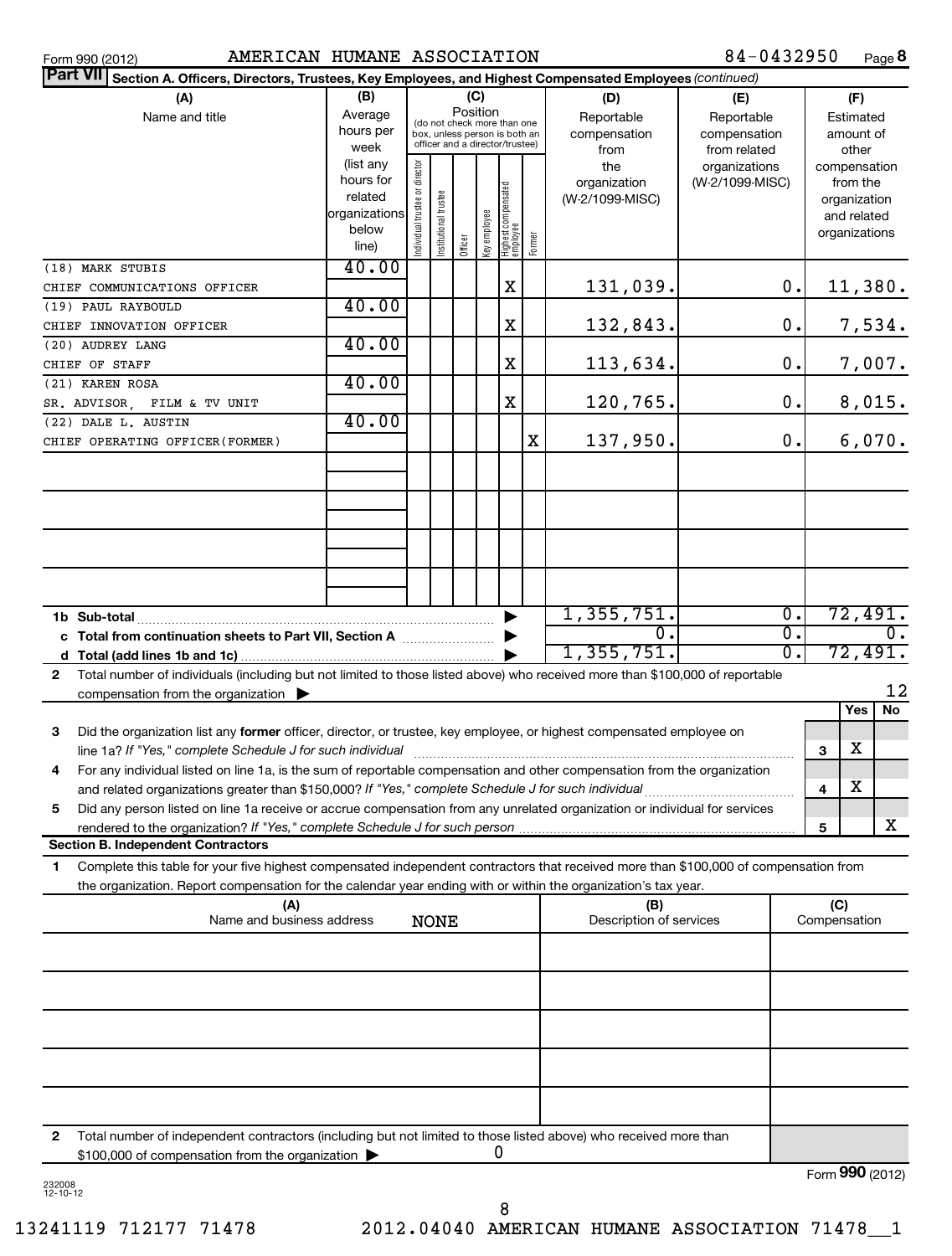Form 990 (2012) AMERICAN HUMANE ASSOCIATION 84-0432950 Page 8

**Part VII** **Section A. Officers, Directors, Trustees, Key Employees, and Highest Compensated Employees** *(continued)*

| (A) Name and title | (B) Average hours per week (list any hours for related organizations below line) | (C) Position (do not check more than one box, unless person is both an officer and a director/trustee): Individual trustee or director | Institutional trustee | Officer | Key employee | Highest compensated employee | Former | (D) Reportable compensation from the organization (W-2/1099-MISC) | (E) Reportable compensation from related organizations (W-2/1099-MISC) | (F) Estimated amount of other compensation from the organization and related organizations |
|---|---|---|---|---|---|---|---|---|---|---|
| (18) MARK STUBIS<br>CHIEF COMMUNICATIONS OFFICER | 40.00 | | | | | X | | 131,039. | 0. | 11,380. |
| (19) PAUL RAYBOULD<br>CHIEF INNOVATION OFFICER | 40.00 | | | | | X | | 132,843. | 0. | 7,534. |
| (20) AUDREY LANG<br>CHIEF OF STAFF | 40.00 | | | | | X | | 113,634. | 0. | 7,007. |
| (21) KAREN ROSA<br>SR. ADVISOR, FILM & TV UNIT | 40.00 | | | | | X | | 120,765. | 0. | 8,015. |
| (22) DALE L. AUSTIN<br>CHIEF OPERATING OFFICER(FORMER) | 40.00 | | | | | | X | 137,950. | 0. | 6,070. |
| **1b Sub-total** | | | | | | | | 1,355,751. | 0. | 72,491. |
| **c Total from continuation sheets to Part VII, Section A** | | | | | | | | 0. | 0. | 0. |
| **d Total (add lines 1b and 1c)** | | | | | | | | 1,355,751. | 0. | 72,491. |

**2** Total number of individuals (including but not limited to those listed above) who received more than $100,000 of reportable compensation from the organization ▶ 12

| | | Yes | No |
|---|---|---|---|
| **3** Did the organization list any **former** officer, director, or trustee, key employee, or highest compensated employee on line 1a? *If "Yes," complete Schedule J for such individual* | 3 | X | |
| **4** For any individual listed on line 1a, is the sum of reportable compensation and other compensation from the organization and related organizations greater than $150,000? *If "Yes," complete Schedule J for such individual* | 4 | X | |
| **5** Did any person listed on line 1a receive or accrue compensation from any unrelated organization or individual for services rendered to the organization? *If "Yes," complete Schedule J for such person* | 5 | | X |

**Section B. Independent Contractors**

**1** Complete this table for your five highest compensated independent contractors that received more than $100,000 of compensation from the organization. Report compensation for the calendar year ending with or within the organization's tax year.

| (A) Name and business address | (B) Description of services | (C) Compensation |
|---|---|---|
| NONE | | |

**2** Total number of independent contractors (including but not limited to those listed above) who received more than $100,000 of compensation from the organization ▶ 0

Form **990** (2012)

232008 12-10-12

13241119 712177 71478 2012.04040 AMERICAN HUMANE ASSOCIATION 71478__1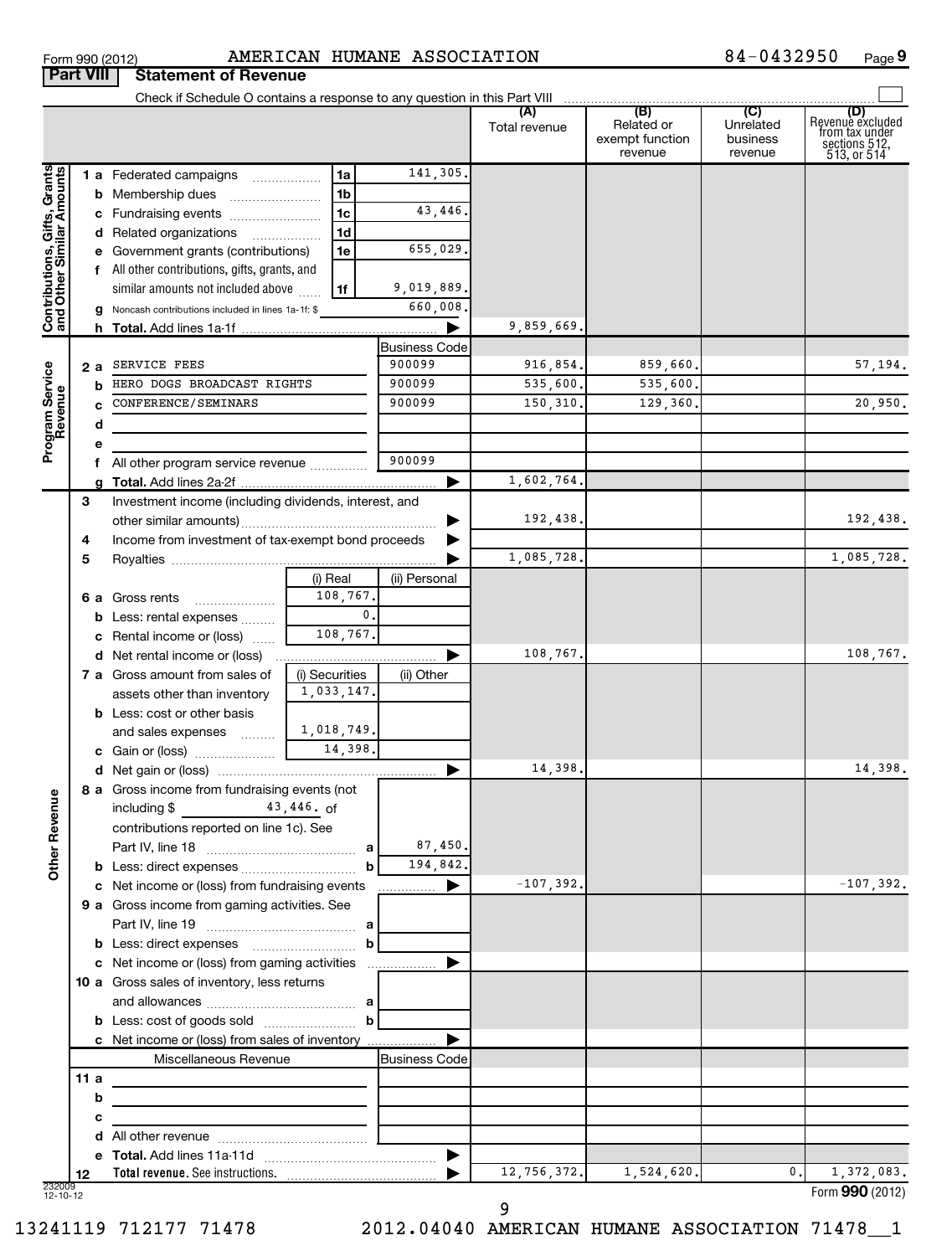Form 990 (2012) AMERICAN HUMANE ASSOCIATION 84-0432950 Page 9

## Part VIII Statement of Revenue

Check if Schedule O contains a response to any question in this Part VIII

| | | | | (A) Total revenue | (B) Related or exempt function revenue | (C) Unrelated business revenue | (D) Revenue excluded from tax under sections 512, 513, or 514 |
|---|---|---|---|---|---|---|---|
| **Contributions, Gifts, Grants and Other Similar Amounts** | 1 a Federated campaigns | 1a | 141,305. | | | | |
| | b Membership dues | 1b | | | | | |
| | c Fundraising events | 1c | 43,446. | | | | |
| | d Related organizations | 1d | | | | | |
| | e Government grants (contributions) | 1e | 655,029. | | | | |
| | f All other contributions, gifts, grants, and similar amounts not included above | 1f | 9,019,889. | | | | |
| | g Noncash contributions included in lines 1a-1f: $ | | 660,008. | | | | |
| | h **Total.** Add lines 1a-1f | | ▶ | 9,859,669. | | | |
| **Program Service Revenue** | | | Business Code | | | | |
| | 2 a SERVICE FEES | | 900099 | 916,854. | 859,660. | | 57,194. |
| | b HERO DOGS BROADCAST RIGHTS | | 900099 | 535,600. | 535,600. | | |
| | c CONFERENCE/SEMINARS | | 900099 | 150,310. | 129,360. | | 20,950. |
| | d | | | | | | |
| | e | | | | | | |
| | f All other program service revenue | | 900099 | | | | |
| | g **Total.** Add lines 2a-2f | | ▶ | 1,602,764. | | | |
| **Other Revenue** | 3 Investment income (including dividends, interest, and other similar amounts) | | ▶ | 192,438. | | | 192,438. |
| | 4 Income from investment of tax-exempt bond proceeds | | ▶ | | | | |
| | 5 Royalties | | ▶ | 1,085,728. | | | 1,085,728. |
| | | (i) Real | (ii) Personal | | | | |
| | 6 a Gross rents | 108,767. | | | | | |
| | b Less: rental expenses | 0. | | | | | |
| | c Rental income or (loss) | 108,767. | | | | | |
| | d Net rental income or (loss) | | ▶ | 108,767. | | | 108,767. |
| | 7 a Gross amount from sales of assets other than inventory | (i) Securities 1,033,147. | (ii) Other | | | | |
| | b Less: cost or other basis and sales expenses | 1,018,749. | | | | | |
| | c Gain or (loss) | 14,398. | | | | | |
| | d Net gain or (loss) | | ▶ | 14,398. | | | 14,398. |
| | 8 a Gross income from fundraising events (not including $ 43,446. of contributions reported on line 1c). See Part IV, line 18 | a | 87,450. | | | | |
| | b Less: direct expenses | b | 194,842. | | | | |
| | c Net income or (loss) from fundraising events | | ▶ | -107,392. | | | -107,392. |
| | 9 a Gross income from gaming activities. See Part IV, line 19 | a | | | | | |
| | b Less: direct expenses | b | | | | | |
| | c Net income or (loss) from gaming activities | | ▶ | | | | |
| | 10 a Gross sales of inventory, less returns and allowances | a | | | | | |
| | b Less: cost of goods sold | b | | | | | |
| | c Net income or (loss) from sales of inventory | | ▶ | | | | |
| | Miscellaneous Revenue | | Business Code | | | | |
| | 11 a | | | | | | |
| | b | | | | | | |
| | c | | | | | | |
| | d All other revenue | | | | | | |
| | e **Total.** Add lines 11a-11d | | ▶ | | | | |
| | 12 **Total revenue.** See instructions. | | ▶ | 12,756,372. | 1,524,620. | 0. | 1,372,083. |

232009 12-10-12

Form **990** (2012)

13241119 712177 71478 2012.04040 AMERICAN HUMANE ASSOCIATION 71478__1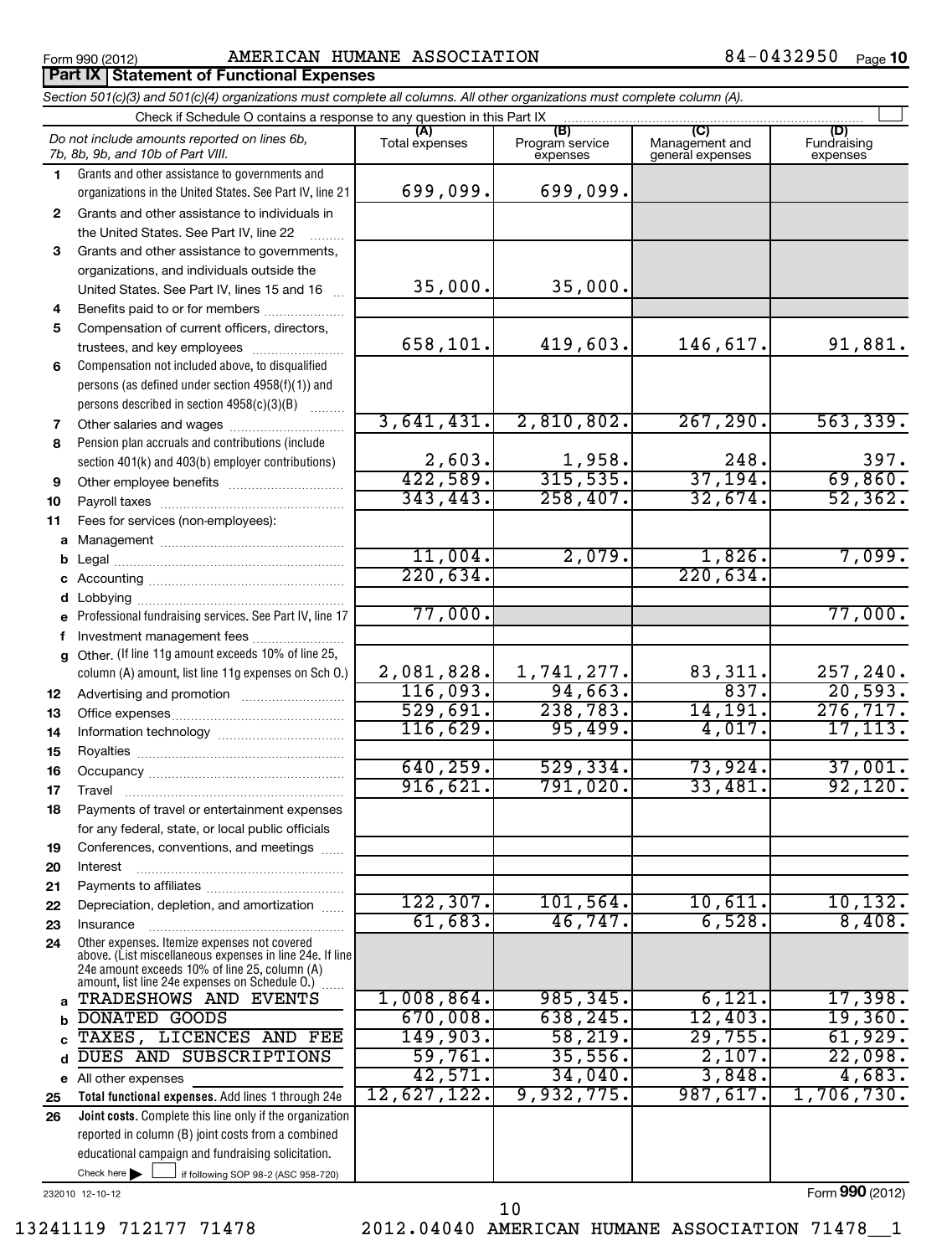Form 990 (2012) AMERICAN HUMANE ASSOCIATION 84-0432950 Page 10

## Part IX Statement of Functional Expenses

*Section 501(c)(3) and 501(c)(4) organizations must complete all columns. All other organizations must complete column (A).*

Check if Schedule O contains a response to any question in this Part IX ☐

| | *Do not include amounts reported on lines 6b, 7b, 8b, 9b, and 10b of Part VIII.* | (A) Total expenses | (B) Program service expenses | (C) Management and general expenses | (D) Fundraising expenses |
|---|---|---|---|---|---|
| 1 | Grants and other assistance to governments and organizations in the United States. See Part IV, line 21 | 699,099. | 699,099. | | |
| 2 | Grants and other assistance to individuals in the United States. See Part IV, line 22 | | | | |
| 3 | Grants and other assistance to governments, organizations, and individuals outside the United States. See Part IV, lines 15 and 16 | 35,000. | 35,000. | | |
| 4 | Benefits paid to or for members | | | | |
| 5 | Compensation of current officers, directors, trustees, and key employees | 658,101. | 419,603. | 146,617. | 91,881. |
| 6 | Compensation not included above, to disqualified persons (as defined under section 4958(f)(1)) and persons described in section 4958(c)(3)(B) | | | | |
| 7 | Other salaries and wages | 3,641,431. | 2,810,802. | 267,290. | 563,339. |
| 8 | Pension plan accruals and contributions (include section 401(k) and 403(b) employer contributions) | 2,603. | 1,958. | 248. | 397. |
| 9 | Other employee benefits | 422,589. | 315,535. | 37,194. | 69,860. |
| 10 | Payroll taxes | 343,443. | 258,407. | 32,674. | 52,362. |
| 11 | Fees for services (non-employees): | | | | |
| a | Management | | | | |
| b | Legal | 11,004. | 2,079. | 1,826. | 7,099. |
| c | Accounting | 220,634. | | 220,634. | |
| d | Lobbying | | | | |
| e | Professional fundraising services. See Part IV, line 17 | 77,000. | | | 77,000. |
| f | Investment management fees | | | | |
| g | Other. (If line 11g amount exceeds 10% of line 25, column (A) amount, list line 11g expenses on Sch O.) | 2,081,828. | 1,741,277. | 83,311. | 257,240. |
| 12 | Advertising and promotion | 116,093. | 94,663. | 837. | 20,593. |
| 13 | Office expenses | 529,691. | 238,783. | 14,191. | 276,717. |
| 14 | Information technology | 116,629. | 95,499. | 4,017. | 17,113. |
| 15 | Royalties | | | | |
| 16 | Occupancy | 640,259. | 529,334. | 73,924. | 37,001. |
| 17 | Travel | 916,621. | 791,020. | 33,481. | 92,120. |
| 18 | Payments of travel or entertainment expenses for any federal, state, or local public officials | | | | |
| 19 | Conferences, conventions, and meetings | | | | |
| 20 | Interest | | | | |
| 21 | Payments to affiliates | | | | |
| 22 | Depreciation, depletion, and amortization | 122,307. | 101,564. | 10,611. | 10,132. |
| 23 | Insurance | 61,683. | 46,747. | 6,528. | 8,408. |
| 24 | Other expenses. Itemize expenses not covered above. (List miscellaneous expenses in line 24e. If line 24e amount exceeds 10% of line 25, column (A) amount, list line 24e expenses on Schedule O.) | | | | |
| a | TRADESHOWS AND EVENTS | 1,008,864. | 985,345. | 6,121. | 17,398. |
| b | DONATED GOODS | 670,008. | 638,245. | 12,403. | 19,360. |
| c | TAXES, LICENCES AND FEE | 149,903. | 58,219. | 29,755. | 61,929. |
| d | DUES AND SUBSCRIPTIONS | 59,761. | 35,556. | 2,107. | 22,098. |
| e | All other expenses | 42,571. | 34,040. | 3,848. | 4,683. |
| 25 | **Total functional expenses.** Add lines 1 through 24e | 12,627,122. | 9,932,775. | 987,617. | 1,706,730. |
| 26 | **Joint costs.** Complete this line only if the organization reported in column (B) joint costs from a combined educational campaign and fundraising solicitation. Check here ☐ if following SOP 98-2 (ASC 958-720) | | | | |

232010 12-10-12

Form **990** (2012)

13241119 712177 71478 2012.04040 AMERICAN HUMANE ASSOCIATION 71478__1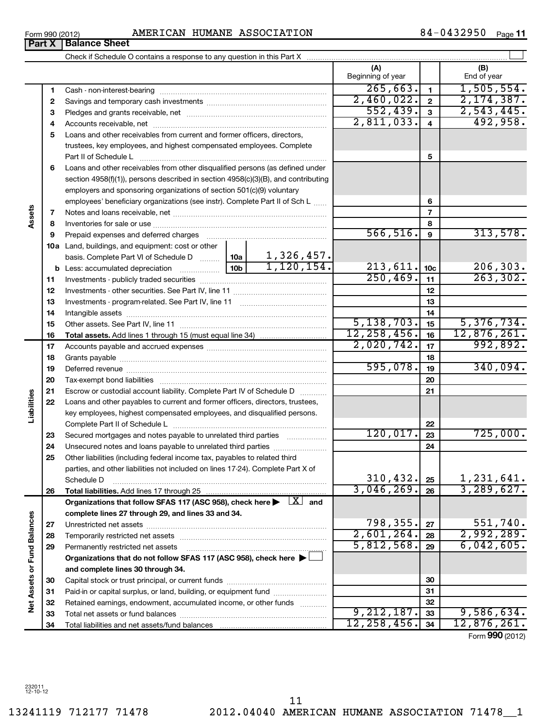Form 990 (2012) AMERICAN HUMANE ASSOCIATION 84-0432950

## Part X | Balance Sheet

Check if Schedule O contains a response to any question in this Part X ☐

| | | | | | (A) Beginning of year | | (B) End of year |
|---|---|---|---|---|---|---|---|
| **Assets** | 1 | Cash - non-interest-bearing | | | 265,663. | 1 | 1,505,554. |
| | 2 | Savings and temporary cash investments | | | 2,460,022. | 2 | 2,174,387. |
| | 3 | Pledges and grants receivable, net | | | 552,439. | 3 | 2,543,445. |
| | 4 | Accounts receivable, net | | | 2,811,033. | 4 | 492,958. |
| | 5 | Loans and other receivables from current and former officers, directors, trustees, key employees, and highest compensated employees. Complete Part II of Schedule L | | | | 5 | |
| | 6 | Loans and other receivables from other disqualified persons (as defined under section 4958(f)(1)), persons described in section 4958(c)(3)(B), and contributing employers and sponsoring organizations of section 501(c)(9) voluntary employees' beneficiary organizations (see instr). Complete Part II of Sch L | | | | 6 | |
| | 7 | Notes and loans receivable, net | | | | 7 | |
| | 8 | Inventories for sale or use | | | | 8 | |
| | 9 | Prepaid expenses and deferred charges | | | 566,516. | 9 | 313,578. |
| | 10a | Land, buildings, and equipment: cost or other basis. Complete Part VI of Schedule D | 10a | 1,326,457. | | | |
| | b | Less: accumulated depreciation | 10b | 1,120,154. | 213,611. | 10c | 206,303. |
| | 11 | Investments - publicly traded securities | | | 250,469. | 11 | 263,302. |
| | 12 | Investments - other securities. See Part IV, line 11 | | | | 12 | |
| | 13 | Investments - program-related. See Part IV, line 11 | | | | 13 | |
| | 14 | Intangible assets | | | | 14 | |
| | 15 | Other assets. See Part IV, line 11 | | | 5,138,703. | 15 | 5,376,734. |
| | 16 | **Total assets.** Add lines 1 through 15 (must equal line 34) | | | 12,258,456. | 16 | 12,876,261. |
| **Liabilities** | 17 | Accounts payable and accrued expenses | | | 2,020,742. | 17 | 992,892. |
| | 18 | Grants payable | | | | 18 | |
| | 19 | Deferred revenue | | | 595,078. | 19 | 340,094. |
| | 20 | Tax-exempt bond liabilities | | | | 20 | |
| | 21 | Escrow or custodial account liability. Complete Part IV of Schedule D | | | | 21 | |
| | 22 | Loans and other payables to current and former officers, directors, trustees, key employees, highest compensated employees, and disqualified persons. Complete Part II of Schedule L | | | | 22 | |
| | 23 | Secured mortgages and notes payable to unrelated third parties | | | 120,017. | 23 | 725,000. |
| | 24 | Unsecured notes and loans payable to unrelated third parties | | | | 24 | |
| | 25 | Other liabilities (including federal income tax, payables to related third parties, and other liabilities not included on lines 17-24). Complete Part X of Schedule D | | | 310,432. | 25 | 1,231,641. |
| | 26 | **Total liabilities.** Add lines 17 through 25 | | | 3,046,269. | 26 | 3,289,627. |
| **Net Assets or Fund Balances** | | **Organizations that follow SFAS 117 (ASC 958), check here ▶ [X] and complete lines 27 through 29, and lines 33 and 34.** | | | | | |
| | 27 | Unrestricted net assets | | | 798,355. | 27 | 551,740. |
| | 28 | Temporarily restricted net assets | | | 2,601,264. | 28 | 2,992,289. |
| | 29 | Permanently restricted net assets | | | 5,812,568. | 29 | 6,042,605. |
| | | **Organizations that do not follow SFAS 117 (ASC 958), check here ▶ ☐ and complete lines 30 through 34.** | | | | | |
| | 30 | Capital stock or trust principal, or current funds | | | | 30 | |
| | 31 | Paid-in or capital surplus, or land, building, or equipment fund | | | | 31 | |
| | 32 | Retained earnings, endowment, accumulated income, or other funds | | | | 32 | |
| | 33 | Total net assets or fund balances | | | 9,212,187. | 33 | 9,586,634. |
| | 34 | Total liabilities and net assets/fund balances | | | 12,258,456. | 34 | 12,876,261. |

Form **990** (2012)

232011 12-10-12

13241119 712177 71478 2012.04040 AMERICAN HUMANE ASSOCIATION 71478__1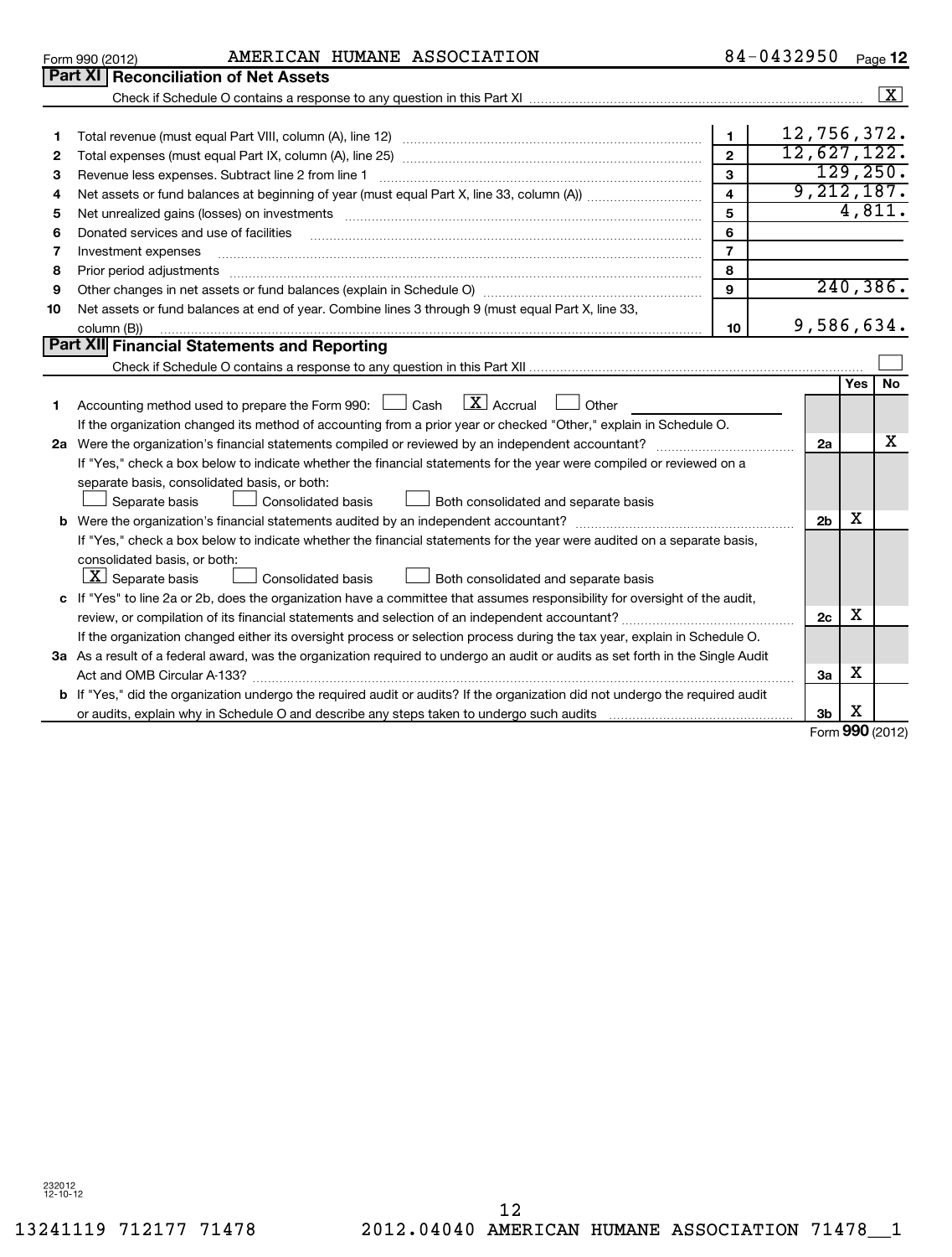Form 990 (2012) AMERICAN HUMANE ASSOCIATION 84-0432950

## Part XI Reconciliation of Net Assets

Check if Schedule O contains a response to any question in this Part XI .......... [X]

| | | | |
|---|---|---|---|
| 1 | Total revenue (must equal Part VIII, column (A), line 12) | 1 | 12,756,372. |
| 2 | Total expenses (must equal Part IX, column (A), line 25) | 2 | 12,627,122. |
| 3 | Revenue less expenses. Subtract line 2 from line 1 | 3 | 129,250. |
| 4 | Net assets or fund balances at beginning of year (must equal Part X, line 33, column (A)) | 4 | 9,212,187. |
| 5 | Net unrealized gains (losses) on investments | 5 | 4,811. |
| 6 | Donated services and use of facilities | 6 | |
| 7 | Investment expenses | 7 | |
| 8 | Prior period adjustments | 8 | |
| 9 | Other changes in net assets or fund balances (explain in Schedule O) | 9 | 240,386. |
| 10 | Net assets or fund balances at end of year. Combine lines 3 through 9 (must equal Part X, line 33, column (B)) | 10 | 9,586,634. |

## Part XII Financial Statements and Reporting

Check if Schedule O contains a response to any question in this Part XII .......... [ ]

| | | | Yes | No |
|---|---|---|---|---|
| 1 | Accounting method used to prepare the Form 990: [ ] Cash [X] Accrual [ ] Other ______ If the organization changed its method of accounting from a prior year or checked "Other," explain in Schedule O. | | | |
| 2a | Were the organization's financial statements compiled or reviewed by an independent accountant? If "Yes," check a box below to indicate whether the financial statements for the year were compiled or reviewed on a separate basis, consolidated basis, or both: [ ] Separate basis [ ] Consolidated basis [ ] Both consolidated and separate basis | 2a | | X |
| b | Were the organization's financial statements audited by an independent accountant? If "Yes," check a box below to indicate whether the financial statements for the year were audited on a separate basis, consolidated basis, or both: [X] Separate basis [ ] Consolidated basis [ ] Both consolidated and separate basis | 2b | X | |
| c | If "Yes" to line 2a or 2b, does the organization have a committee that assumes responsibility for oversight of the audit, review, or compilation of its financial statements and selection of an independent accountant? If the organization changed either its oversight process or selection process during the tax year, explain in Schedule O. | 2c | X | |
| 3a | As a result of a federal award, was the organization required to undergo an audit or audits as set forth in the Single Audit Act and OMB Circular A-133? | 3a | X | |
| b | If "Yes," did the organization undergo the required audit or audits? If the organization did not undergo the required audit or audits, explain why in Schedule O and describe any steps taken to undergo such audits | 3b | X | |

Form 990 (2012)

232012 12-10-12

13241119 712177 71478 2012.04040 AMERICAN HUMANE ASSOCIATION 71478__1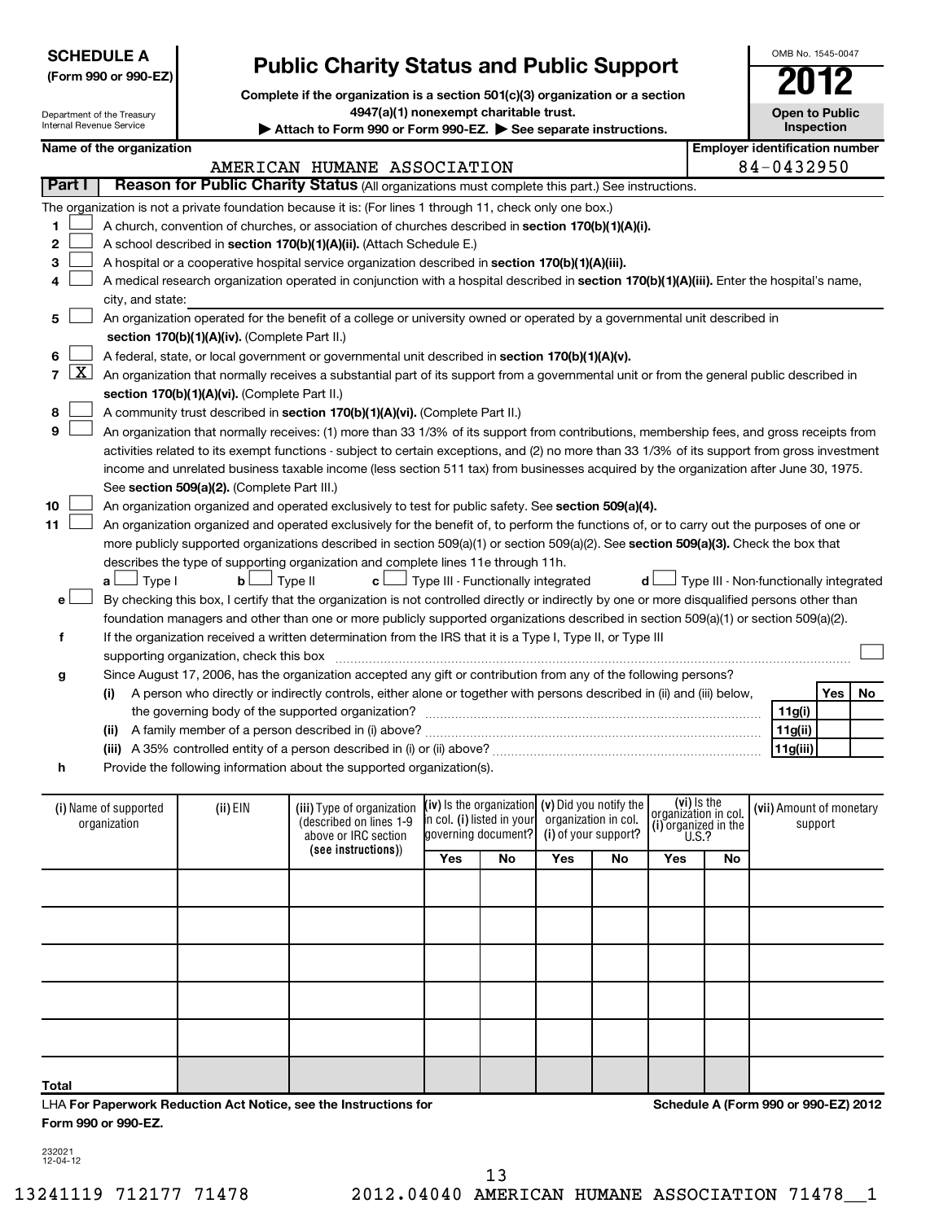**SCHEDULE A**
**(Form 990 or 990-EZ)**

Department of the Treasury
Internal Revenue Service

# Public Charity Status and Public Support

**Complete if the organization is a section 501(c)(3) organization or a section 4947(a)(1) nonexempt charitable trust.**

**▶ Attach to Form 990 or Form 990-EZ. ▶ See separate instructions.**

OMB No. 1545-0047

**2012**

**Open to Public Inspection**

**Name of the organization**
AMERICAN HUMANE ASSOCIATION

**Employer identification number**
84-0432950

**Part I — Reason for Public Charity Status** (All organizations must complete this part.) See instructions.

The organization is not a private foundation because it is: (For lines 1 through 11, check only one box.)

1. ☐ A church, convention of churches, or association of churches described in **section 170(b)(1)(A)(i).**
2. ☐ A school described in **section 170(b)(1)(A)(ii).** (Attach Schedule E.)
3. ☐ A hospital or a cooperative hospital service organization described in **section 170(b)(1)(A)(iii).**
4. ☐ A medical research organization operated in conjunction with a hospital described in **section 170(b)(1)(A)(iii).** Enter the hospital's name, city, and state:
5. ☐ An organization operated for the benefit of a college or university owned or operated by a governmental unit described in **section 170(b)(1)(A)(iv).** (Complete Part II.)
6. ☐ A federal, state, or local government or governmental unit described in **section 170(b)(1)(A)(v).**
7. ☒ An organization that normally receives a substantial part of its support from a governmental unit or from the general public described in **section 170(b)(1)(A)(vi).** (Complete Part II.)
8. ☐ A community trust described in **section 170(b)(1)(A)(vi).** (Complete Part II.)
9. ☐ An organization that normally receives: (1) more than 33 1/3% of its support from contributions, membership fees, and gross receipts from activities related to its exempt functions - subject to certain exceptions, and (2) no more than 33 1/3% of its support from gross investment income and unrelated business taxable income (less section 511 tax) from businesses acquired by the organization after June 30, 1975. See **section 509(a)(2).** (Complete Part III.)
10. ☐ An organization organized and operated exclusively to test for public safety. See **section 509(a)(4).**
11. ☐ An organization organized and operated exclusively for the benefit of, to perform the functions of, or to carry out the purposes of one or more publicly supported organizations described in section 509(a)(1) or section 509(a)(2). See **section 509(a)(3).** Check the box that describes the type of supporting organization and complete lines 11e through 11h.
   **a** ☐ Type I **b** ☐ Type II **c** ☐ Type III - Functionally integrated **d** ☐ Type III - Non-functionally integrated
   **e** ☐ By checking this box, I certify that the organization is not controlled directly or indirectly by one or more disqualified persons other than foundation managers and other than one or more publicly supported organizations described in section 509(a)(1) or section 509(a)(2).
   **f** If the organization received a written determination from the IRS that it is a Type I, Type II, or Type III supporting organization, check this box ☐
   **g** Since August 17, 2006, has the organization accepted any gift or contribution from any of the following persons?

| | | Yes | No |
|---|---|---|---|
| (i) A person who directly or indirectly controls, either alone or together with persons described in (ii) and (iii) below, the governing body of the supported organization? | 11g(i) | | |
| (ii) A family member of a person described in (i) above? | 11g(ii) | | |
| (iii) A 35% controlled entity of a person described in (i) or (ii) above? | 11g(iii) | | |

   **h** Provide the following information about the supported organization(s).

| (i) Name of supported organization | (ii) EIN | (iii) Type of organization (described on lines 1-9 above or IRC section (see instructions)) | (iv) Is the organization in col. (i) listed in your governing document? | | (v) Did you notify the organization in col. (i) of your support? | | (vi) Is the organization in col. (i) organized in the U.S.? | | (vii) Amount of monetary support |
|---|---|---|---|---|---|---|---|---|---|
| | | | Yes | No | Yes | No | Yes | No | |
| | | | | | | | | | |
| | | | | | | | | | |
| | | | | | | | | | |
| | | | | | | | | | |
| | | | | | | | | | |
| Total | | | | | | | | | |

LHA **For Paperwork Reduction Act Notice, see the Instructions for Form 990 or 990-EZ.**

**Schedule A (Form 990 or 990-EZ) 2012**

232021
12-04-12

13241119 712177 71478 2012.04040 AMERICAN HUMANE ASSOCIATION 71478__1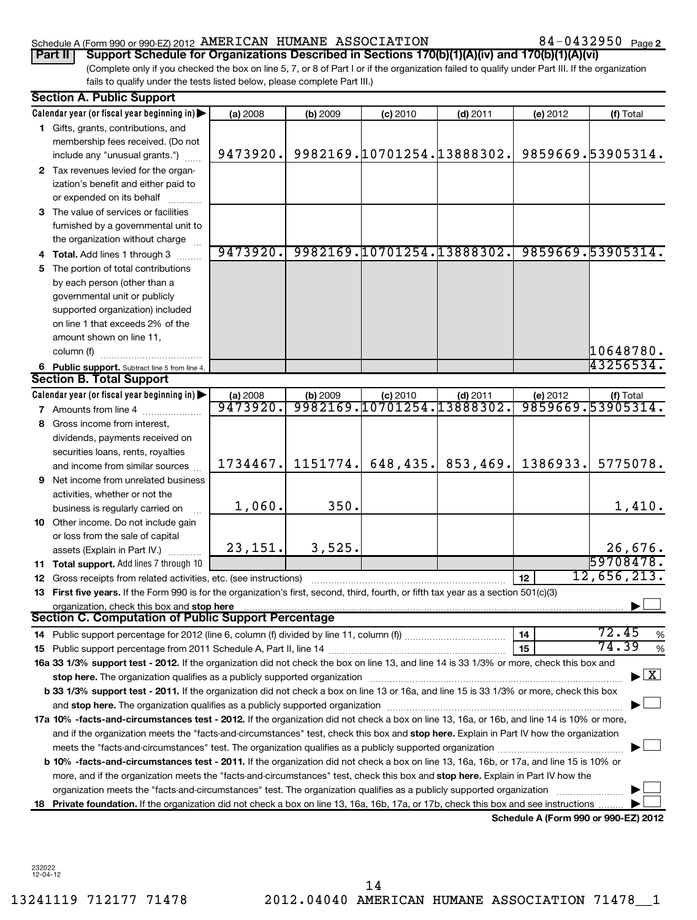Schedule A (Form 990 or 990-EZ) 2012 AMERICAN HUMANE ASSOCIATION 84-0432950 Page 2

**Part II** **Support Schedule for Organizations Described in Sections 170(b)(1)(A)(iv) and 170(b)(1)(A)(vi)**

(Complete only if you checked the box on line 5, 7, or 8 of Part I or if the organization failed to qualify under Part III. If the organization fails to qualify under the tests listed below, please complete Part III.)

## Section A. Public Support

| Calendar year (or fiscal year beginning in) ▶ | (a) 2008 | (b) 2009 | (c) 2010 | (d) 2011 | (e) 2012 | (f) Total |
|---|---|---|---|---|---|---|
| **1** Gifts, grants, contributions, and membership fees received. (Do not include any "unusual grants.") | 9473920. | 9982169. | 10701254. | 13888302. | 9859669. | 53905314. |
| **2** Tax revenues levied for the organization's benefit and either paid to or expended on its behalf | | | | | | |
| **3** The value of services or facilities furnished by a governmental unit to the organization without charge | | | | | | |
| **4 Total.** Add lines 1 through 3 | 9473920. | 9982169. | 10701254. | 13888302. | 9859669. | 53905314. |
| **5** The portion of total contributions by each person (other than a governmental unit or publicly supported organization) included on line 1 that exceeds 2% of the amount shown on line 11, column (f) | | | | | | 10648780. |
| **6 Public support.** Subtract line 5 from line 4. | | | | | | 43256534. |

## Section B. Total Support

| Calendar year (or fiscal year beginning in) ▶ | (a) 2008 | (b) 2009 | (c) 2010 | (d) 2011 | (e) 2012 | (f) Total |
|---|---|---|---|---|---|---|
| **7** Amounts from line 4 | 9473920. | 9982169. | 10701254. | 13888302. | 9859669. | 53905314. |
| **8** Gross income from interest, dividends, payments received on securities loans, rents, royalties and income from similar sources | 1734467. | 1151774. | 648,435. | 853,469. | 1386933. | 5775078. |
| **9** Net income from unrelated business activities, whether or not the business is regularly carried on | 1,060. | 350. | | | | 1,410. |
| **10** Other income. Do not include gain or loss from the sale of capital assets (Explain in Part IV.) | 23,151. | 3,525. | | | | 26,676. |
| **11 Total support.** Add lines 7 through 10 | | | | | | 59708478. |

**12** Gross receipts from related activities, etc. (see instructions) ... **12** 12,656,213.

**13 First five years.** If the Form 990 is for the organization's first, second, third, fourth, or fifth tax year as a section 501(c)(3) organization, check this box and **stop here** ▶ ☐

## Section C. Computation of Public Support Percentage

**14** Public support percentage for 2012 (line 6, column (f) divided by line 11, column (f)) ... **14** 72.45 %

**15** Public support percentage from 2011 Schedule A, Part II, line 14 ... **15** 74.39 %

**16a 33 1/3% support test - 2012.** If the organization did not check the box on line 13, and line 14 is 33 1/3% or more, check this box and **stop here.** The organization qualifies as a publicly supported organization ▶ ☒

**b 33 1/3% support test - 2011.** If the organization did not check a box on line 13 or 16a, and line 15 is 33 1/3% or more, check this box and **stop here.** The organization qualifies as a publicly supported organization ▶ ☐

**17a 10% -facts-and-circumstances test - 2012.** If the organization did not check a box on line 13, 16a, or 16b, and line 14 is 10% or more, and if the organization meets the "facts-and-circumstances" test, check this box and **stop here.** Explain in Part IV how the organization meets the "facts-and-circumstances" test. The organization qualifies as a publicly supported organization ▶ ☐

**b 10% -facts-and-circumstances test - 2011.** If the organization did not check a box on line 13, 16a, 16b, or 17a, and line 15 is 10% or more, and if the organization meets the "facts-and-circumstances" test, check this box and **stop here.** Explain in Part IV how the organization meets the "facts-and-circumstances" test. The organization qualifies as a publicly supported organization ▶ ☐

**18 Private foundation.** If the organization did not check a box on line 13, 16a, 16b, 17a, or 17b, check this box and see instructions ▶ ☐

**Schedule A (Form 990 or 990-EZ) 2012**

232022
12-04-12

13241119 712177 71478 2012.04040 AMERICAN HUMANE ASSOCIATION 71478__1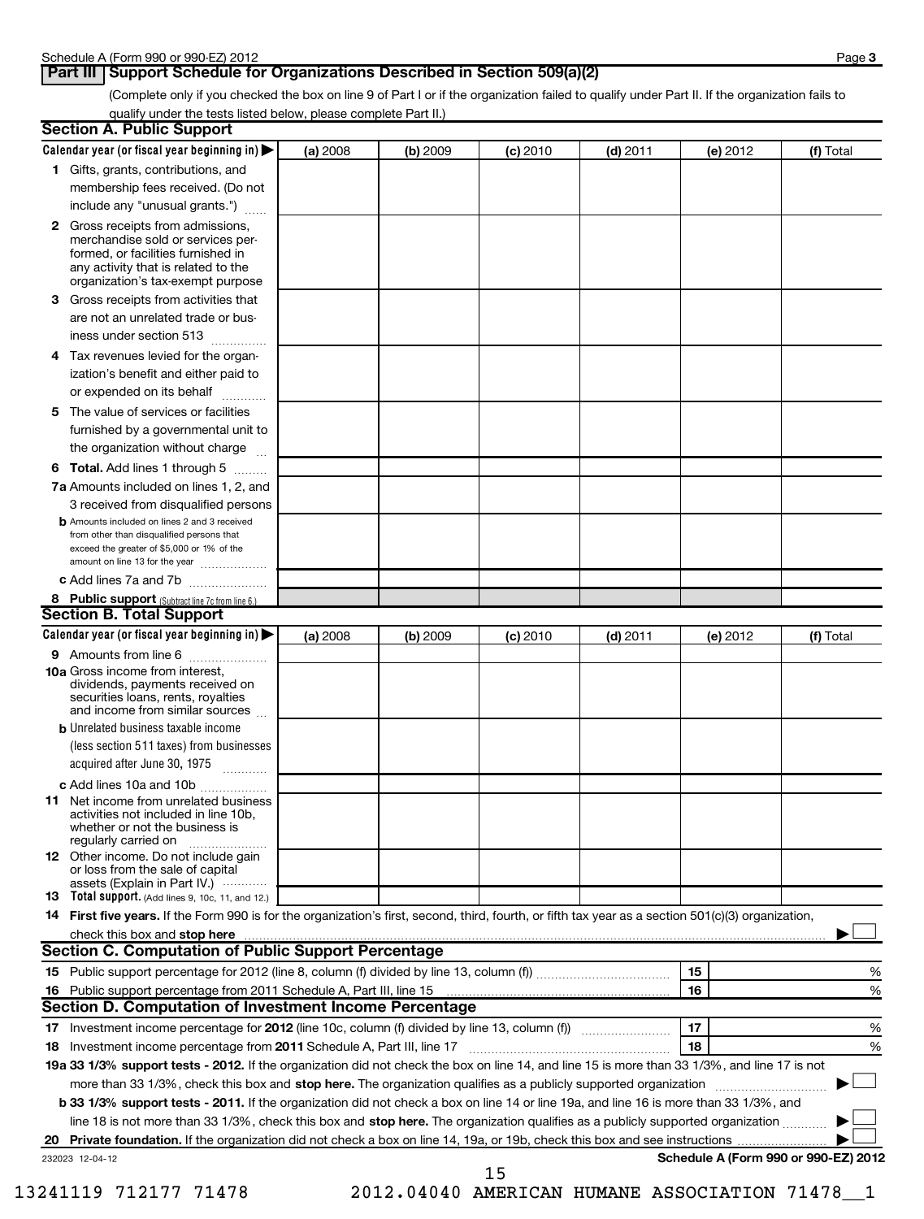## Part III Support Schedule for Organizations Described in Section 509(a)(2)

(Complete only if you checked the box on line 9 of Part I or if the organization failed to qualify under Part II. If the organization fails to qualify under the tests listed below, please complete Part II.)

### Section A. Public Support

| Calendar year (or fiscal year beginning in) ▶ | (a) 2008 | (b) 2009 | (c) 2010 | (d) 2011 | (e) 2012 | (f) Total |
|---|---|---|---|---|---|---|
| 1 Gifts, grants, contributions, and membership fees received. (Do not include any "unusual grants.") | | | | | | |
| 2 Gross receipts from admissions, merchandise sold or services performed, or facilities furnished in any activity that is related to the organization's tax-exempt purpose | | | | | | |
| 3 Gross receipts from activities that are not an unrelated trade or business under section 513 | | | | | | |
| 4 Tax revenues levied for the organization's benefit and either paid to or expended on its behalf | | | | | | |
| 5 The value of services or facilities furnished by a governmental unit to the organization without charge | | | | | | |
| 6 **Total.** Add lines 1 through 5 | | | | | | |
| 7a Amounts included on lines 1, 2, and 3 received from disqualified persons | | | | | | |
| b Amounts included on lines 2 and 3 received from other than disqualified persons that exceed the greater of $5,000 or 1% of the amount on line 13 for the year | | | | | | |
| c Add lines 7a and 7b | | | | | | |
| 8 **Public support** (Subtract line 7c from line 6.) | | | | | | |

### Section B. Total Support

| Calendar year (or fiscal year beginning in) ▶ | (a) 2008 | (b) 2009 | (c) 2010 | (d) 2011 | (e) 2012 | (f) Total |
|---|---|---|---|---|---|---|
| 9 Amounts from line 6 | | | | | | |
| 10a Gross income from interest, dividends, payments received on securities loans, rents, royalties and income from similar sources | | | | | | |
| b Unrelated business taxable income (less section 511 taxes) from businesses acquired after June 30, 1975 | | | | | | |
| c Add lines 10a and 10b | | | | | | |
| 11 Net income from unrelated business activities not included in line 10b, whether or not the business is regularly carried on | | | | | | |
| 12 Other income. Do not include gain or loss from the sale of capital assets (Explain in Part IV.) | | | | | | |
| 13 **Total support.** (Add lines 9, 10c, 11, and 12.) | | | | | | |

**14 First five years.** If the Form 990 is for the organization's first, second, third, fourth, or fifth tax year as a section 501(c)(3) organization, check this box and **stop here** ▶ ☐

### Section C. Computation of Public Support Percentage

| | | | |
|---|---|---|---|
| 15 | Public support percentage for 2012 (line 8, column (f) divided by line 13, column (f)) | 15 | % |
| 16 | Public support percentage from 2011 Schedule A, Part III, line 15 | 16 | % |

### Section D. Computation of Investment Income Percentage

| | | | |
|---|---|---|---|
| 17 | Investment income percentage for **2012** (line 10c, column (f) divided by line 13, column (f)) | 17 | % |
| 18 | Investment income percentage from **2011** Schedule A, Part III, line 17 | 18 | % |

**19a 33 1/3% support tests - 2012.** If the organization did not check the box on line 14, and line 15 is more than 33 1/3%, and line 17 is not more than 33 1/3%, check this box and **stop here.** The organization qualifies as a publicly supported organization ▶ ☐

**b 33 1/3% support tests - 2011.** If the organization did not check a box on line 14 or line 19a, and line 16 is more than 33 1/3%, and line 18 is not more than 33 1/3%, check this box and **stop here.** The organization qualifies as a publicly supported organization ▶ ☐

**20 Private foundation.** If the organization did not check a box on line 14, 19a, or 19b, check this box and see instructions ▶ ☐

232023 12-04-12

**Schedule A (Form 990 or 990-EZ) 2012**

13241119 712177 71478 2012.04040 AMERICAN HUMANE ASSOCIATION 71478__1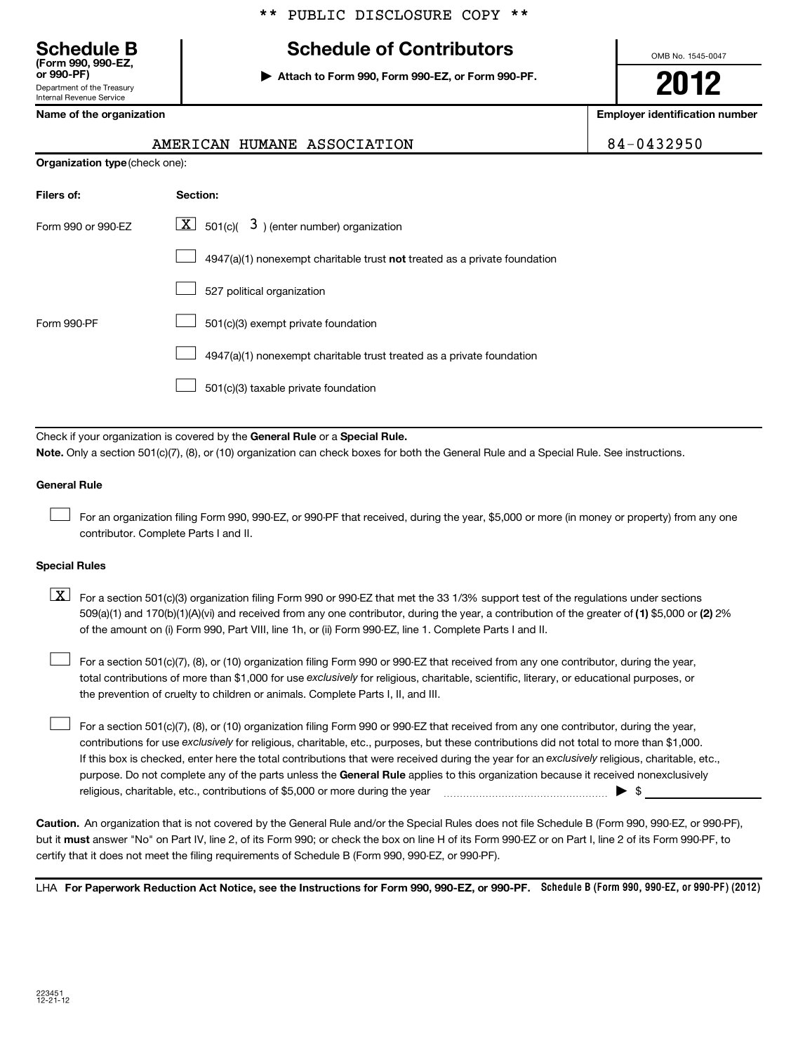\*\* PUBLIC DISCLOSURE COPY \*\*

**Schedule B** (Form 990, 990-EZ, or 990-PF)
Department of the Treasury
Internal Revenue Service

# Schedule of Contributors

▶ **Attach to Form 990, Form 990-EZ, or Form 990-PF.**

OMB No. 1545-0047

**2012**

| Name of the organization | Employer identification number |
|---|---|
| AMERICAN HUMANE ASSOCIATION | 84-0432950 |

**Organization type** (check one):

| Filers of: | Section: |
|---|---|
| Form 990 or 990-EZ | [X] 501(c)( 3 ) (enter number) organization |
| | [ ] 4947(a)(1) nonexempt charitable trust **not** treated as a private foundation |
| | [ ] 527 political organization |
| Form 990-PF | [ ] 501(c)(3) exempt private foundation |
| | [ ] 4947(a)(1) nonexempt charitable trust treated as a private foundation |
| | [ ] 501(c)(3) taxable private foundation |

Check if your organization is covered by the **General Rule** or a **Special Rule.**

**Note.** Only a section 501(c)(7), (8), or (10) organization can check boxes for both the General Rule and a Special Rule. See instructions.

**General Rule**

[ ] For an organization filing Form 990, 990-EZ, or 990-PF that received, during the year, $5,000 or more (in money or property) from any one contributor. Complete Parts I and II.

**Special Rules**

[X] For a section 501(c)(3) organization filing Form 990 or 990-EZ that met the 33 1/3% support test of the regulations under sections 509(a)(1) and 170(b)(1)(A)(vi) and received from any one contributor, during the year, a contribution of the greater of **(1)** $5,000 or **(2)** 2% of the amount on (i) Form 990, Part VIII, line 1h, or (ii) Form 990-EZ, line 1. Complete Parts I and II.

[ ] For a section 501(c)(7), (8), or (10) organization filing Form 990 or 990-EZ that received from any one contributor, during the year, total contributions of more than $1,000 for use *exclusively* for religious, charitable, scientific, literary, or educational purposes, or the prevention of cruelty to children or animals. Complete Parts I, II, and III.

[ ] For a section 501(c)(7), (8), or (10) organization filing Form 990 or 990-EZ that received from any one contributor, during the year, contributions for use *exclusively* for religious, charitable, etc., purposes, but these contributions did not total to more than $1,000. If this box is checked, enter here the total contributions that were received during the year for an *exclusively* religious, charitable, etc., purpose. Do not complete any of the parts unless the **General Rule** applies to this organization because it received nonexclusively religious, charitable, etc., contributions of $5,000 or more during the year .......... ▶ $ ________

**Caution.** An organization that is not covered by the General Rule and/or the Special Rules does not file Schedule B (Form 990, 990-EZ, or 990-PF), but it **must** answer "No" on Part IV, line 2, of its Form 990; or check the box on line H of its Form 990-EZ or on Part I, line 2 of its Form 990-PF, to certify that it does not meet the filing requirements of Schedule B (Form 990, 990-EZ, or 990-PF).

LHA **For Paperwork Reduction Act Notice, see the Instructions for Form 990, 990-EZ, or 990-PF.** Schedule B (Form 990, 990-EZ, or 990-PF) (2012)

223451
12-21-12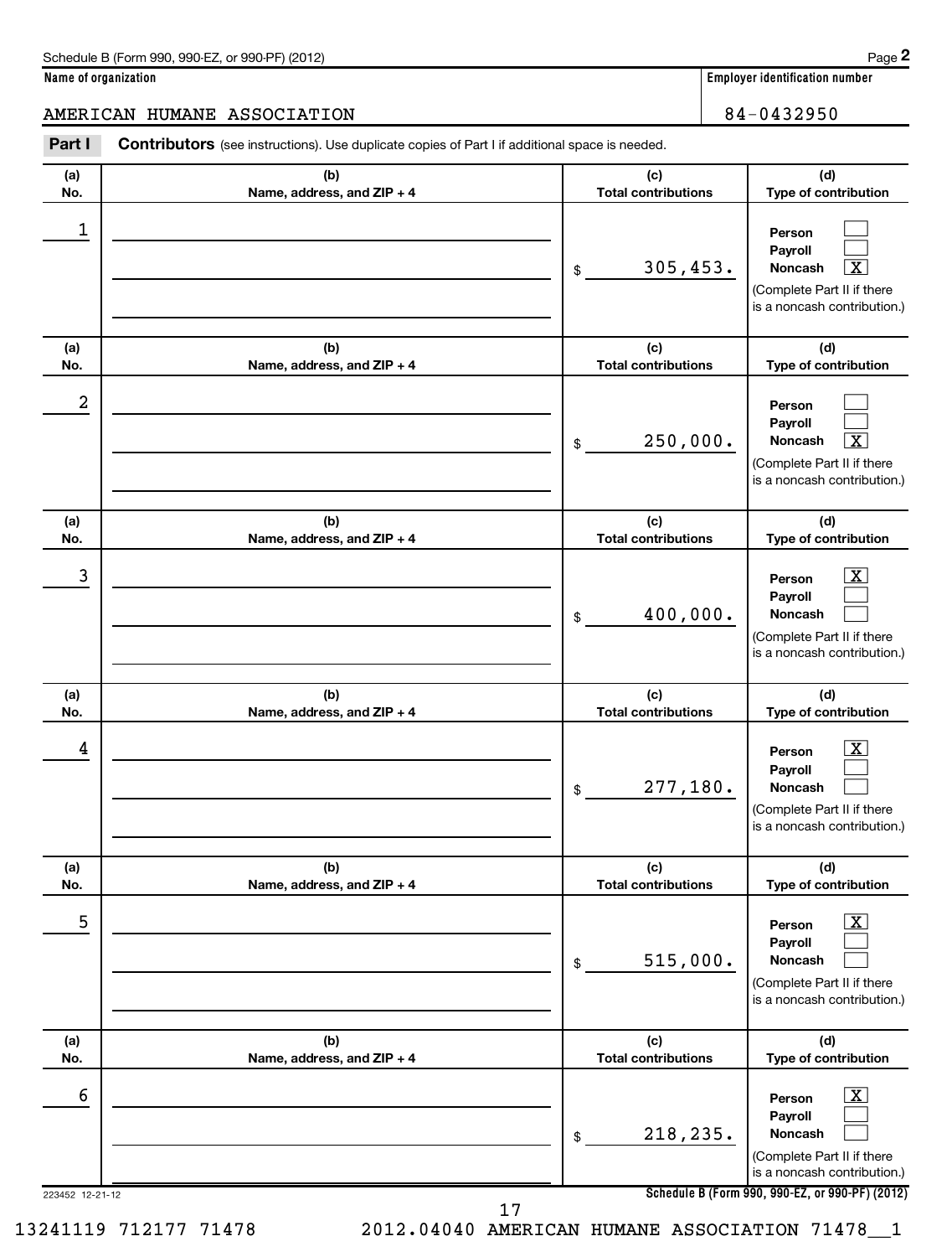Schedule B (Form 990, 990-EZ, or 990-PF) (2012)

**Name of organization**

AMERICAN HUMANE ASSOCIATION

**Employer identification number**

84-0432950

**Part I** **Contributors** (see instructions). Use duplicate copies of Part I if additional space is needed.

| (a) No. | (b) Name, address, and ZIP + 4 | (c) Total contributions | (d) Type of contribution |
|---|---|---|---|
| 1 | | $ 305,453. | Person [ ] Payroll [ ] Noncash [X] (Complete Part II if there is a noncash contribution.) |
| 2 | | $ 250,000. | Person [ ] Payroll [ ] Noncash [X] (Complete Part II if there is a noncash contribution.) |
| 3 | | $ 400,000. | Person [X] Payroll [ ] Noncash [ ] (Complete Part II if there is a noncash contribution.) |
| 4 | | $ 277,180. | Person [X] Payroll [ ] Noncash [ ] (Complete Part II if there is a noncash contribution.) |
| 5 | | $ 515,000. | Person [X] Payroll [ ] Noncash [ ] (Complete Part II if there is a noncash contribution.) |
| 6 | | $ 218,235. | Person [X] Payroll [ ] Noncash [ ] (Complete Part II if there is a noncash contribution.) |

223452 12-21-12

**Schedule B (Form 990, 990-EZ, or 990-PF) (2012)**

13241119 712177 71478 2012.04040 AMERICAN HUMANE ASSOCIATION 71478__1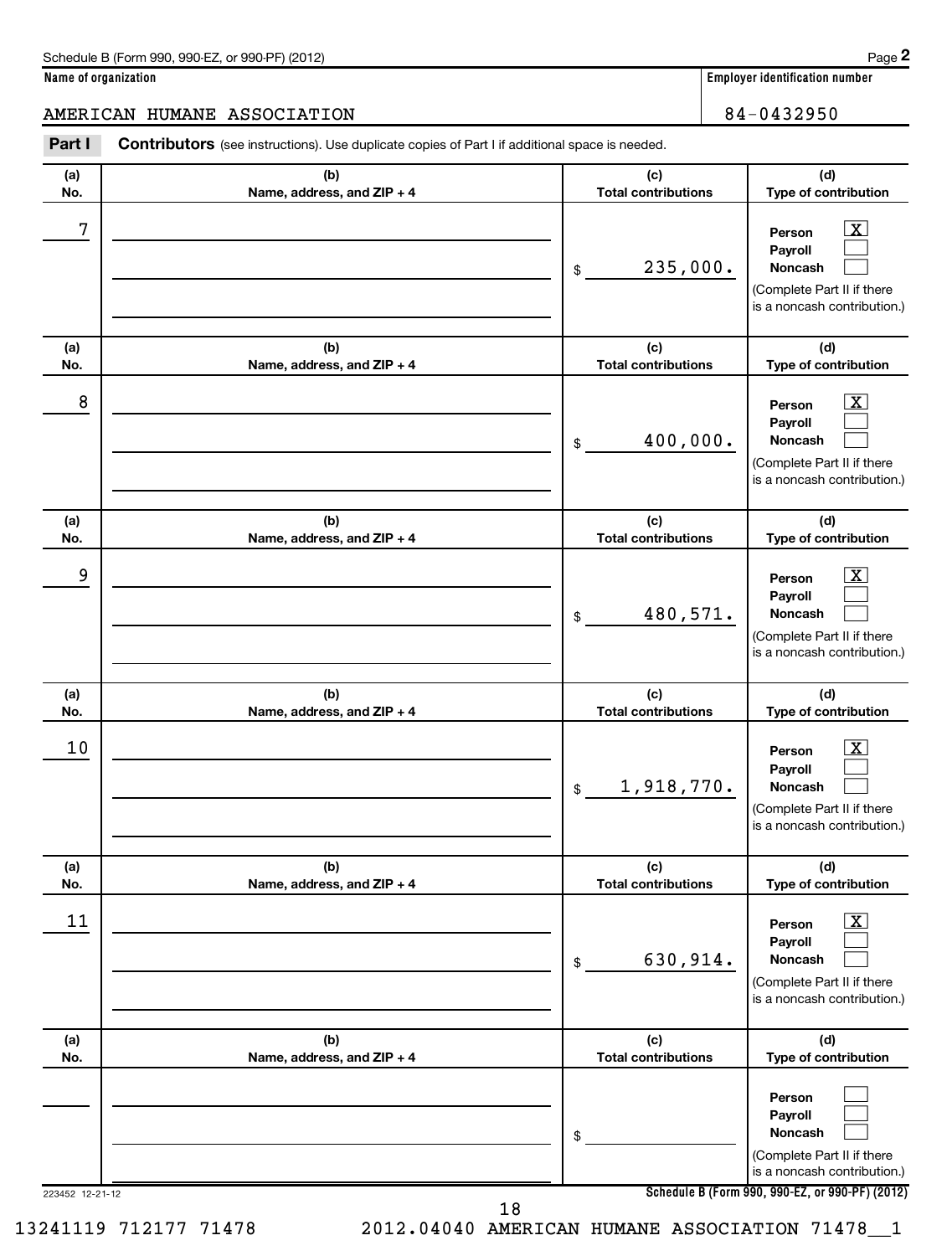Schedule B (Form 990, 990-EZ, or 990-PF) (2012)

**Name of organization**

AMERICAN HUMANE ASSOCIATION

**Employer identification number**

84-0432950

**Part I** **Contributors** (see instructions). Use duplicate copies of Part I if additional space is needed.

| (a) No. | (b) Name, address, and ZIP + 4 | (c) Total contributions | (d) Type of contribution |
|---|---|---|---|
| 7 | | $ 235,000. | Person [X] Payroll [ ] Noncash [ ] (Complete Part II if there is a noncash contribution.) |
| 8 | | $ 400,000. | Person [X] Payroll [ ] Noncash [ ] (Complete Part II if there is a noncash contribution.) |
| 9 | | $ 480,571. | Person [X] Payroll [ ] Noncash [ ] (Complete Part II if there is a noncash contribution.) |
| 10 | | $ 1,918,770. | Person [X] Payroll [ ] Noncash [ ] (Complete Part II if there is a noncash contribution.) |
| 11 | | $ 630,914. | Person [X] Payroll [ ] Noncash [ ] (Complete Part II if there is a noncash contribution.) |
| | | $ | Person [ ] Payroll [ ] Noncash [ ] (Complete Part II if there is a noncash contribution.) |

223452 12-21-12

**Schedule B (Form 990, 990-EZ, or 990-PF) (2012)**

13241119 712177 71478 2012.04040 AMERICAN HUMANE ASSOCIATION 71478__1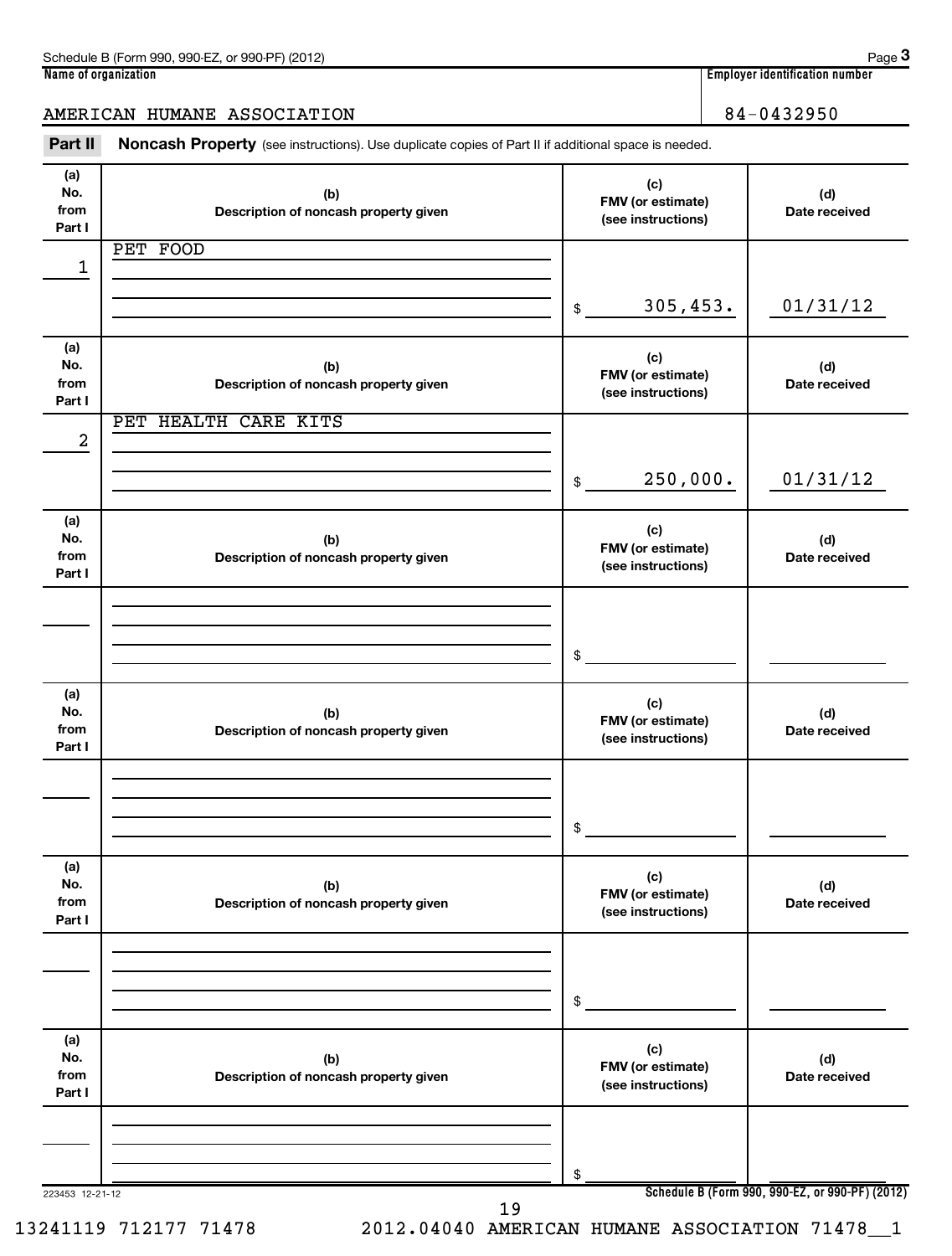Schedule B (Form 990, 990-EZ, or 990-PF) (2012) Page **3**

**Name of organization**

AMERICAN HUMANE ASSOCIATION

**Employer identification number**

84-0432950

**Part II** **Noncash Property** (see instructions). Use duplicate copies of Part II if additional space is needed.

| (a) No. from Part I | (b) Description of noncash property given | (c) FMV (or estimate) (see instructions) | (d) Date received |
|---|---|---|---|
| 1 | PET FOOD | $ 305,453. | 01/31/12 |
| 2 | PET HEALTH CARE KITS | $ 250,000. | 01/31/12 |
| | | $ | |
| | | $ | |
| | | $ | |
| | | $ | |

223453 12-21-12

**Schedule B (Form 990, 990-EZ, or 990-PF) (2012)**

13241119 712177 71478 2012.04040 AMERICAN HUMANE ASSOCIATION 71478__1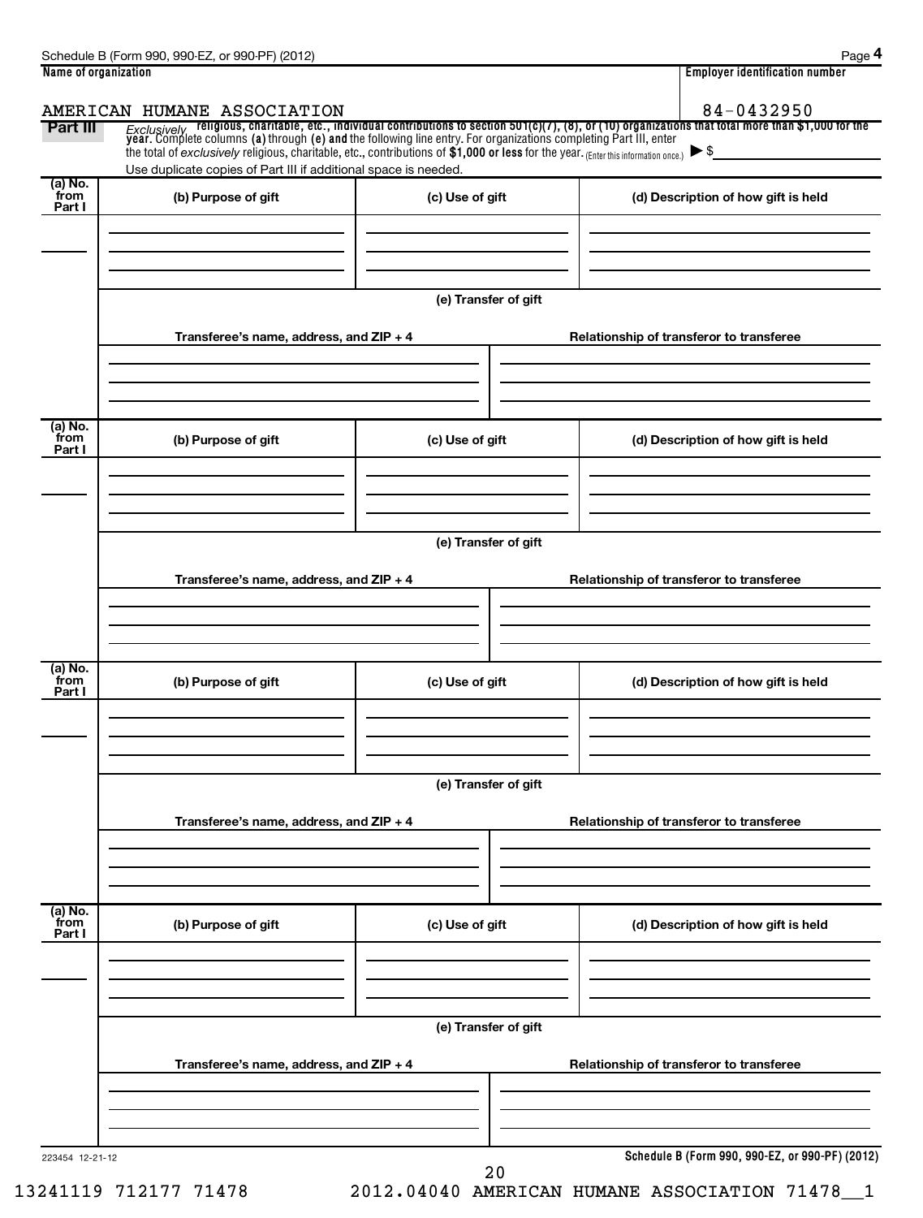Schedule B (Form 990, 990-EZ, or 990-PF) (2012) Page **4**

**Name of organization**

AMERICAN HUMANE ASSOCIATION

**Employer identification number**

84-0432950

**Part III** *Exclusively* **religious, charitable, etc., individual contributions to section 501(c)(7), (8), or (10) organizations that total more than $1,000 for the year.** Complete columns **(a)** through **(e)** and the following line entry. For organizations completing Part III, enter the total of *exclusively* religious, charitable, etc., contributions of **$1,000 or less** for the year. (Enter this information once.) ▶ $

Use duplicate copies of Part III if additional space is needed.

| (a) No. from Part I | (b) Purpose of gift | (c) Use of gift | (d) Description of how gift is held |
|---|---|---|---|
| | | | |

(e) Transfer of gift

| Transferee's name, address, and ZIP + 4 | Relationship of transferor to transferee |
|---|---|
| | |

| (a) No. from Part I | (b) Purpose of gift | (c) Use of gift | (d) Description of how gift is held |
|---|---|---|---|
| | | | |

(e) Transfer of gift

| Transferee's name, address, and ZIP + 4 | Relationship of transferor to transferee |
|---|---|
| | |

| (a) No. from Part I | (b) Purpose of gift | (c) Use of gift | (d) Description of how gift is held |
|---|---|---|---|
| | | | |

(e) Transfer of gift

| Transferee's name, address, and ZIP + 4 | Relationship of transferor to transferee |
|---|---|
| | |

| (a) No. from Part I | (b) Purpose of gift | (c) Use of gift | (d) Description of how gift is held |
|---|---|---|---|
| | | | |

(e) Transfer of gift

| Transferee's name, address, and ZIP + 4 | Relationship of transferor to transferee |
|---|---|
| | |

223454 12-21-12

**Schedule B (Form 990, 990-EZ, or 990-PF) (2012)**

13241119 712177 71478 2012.04040 AMERICAN HUMANE ASSOCIATION 71478__1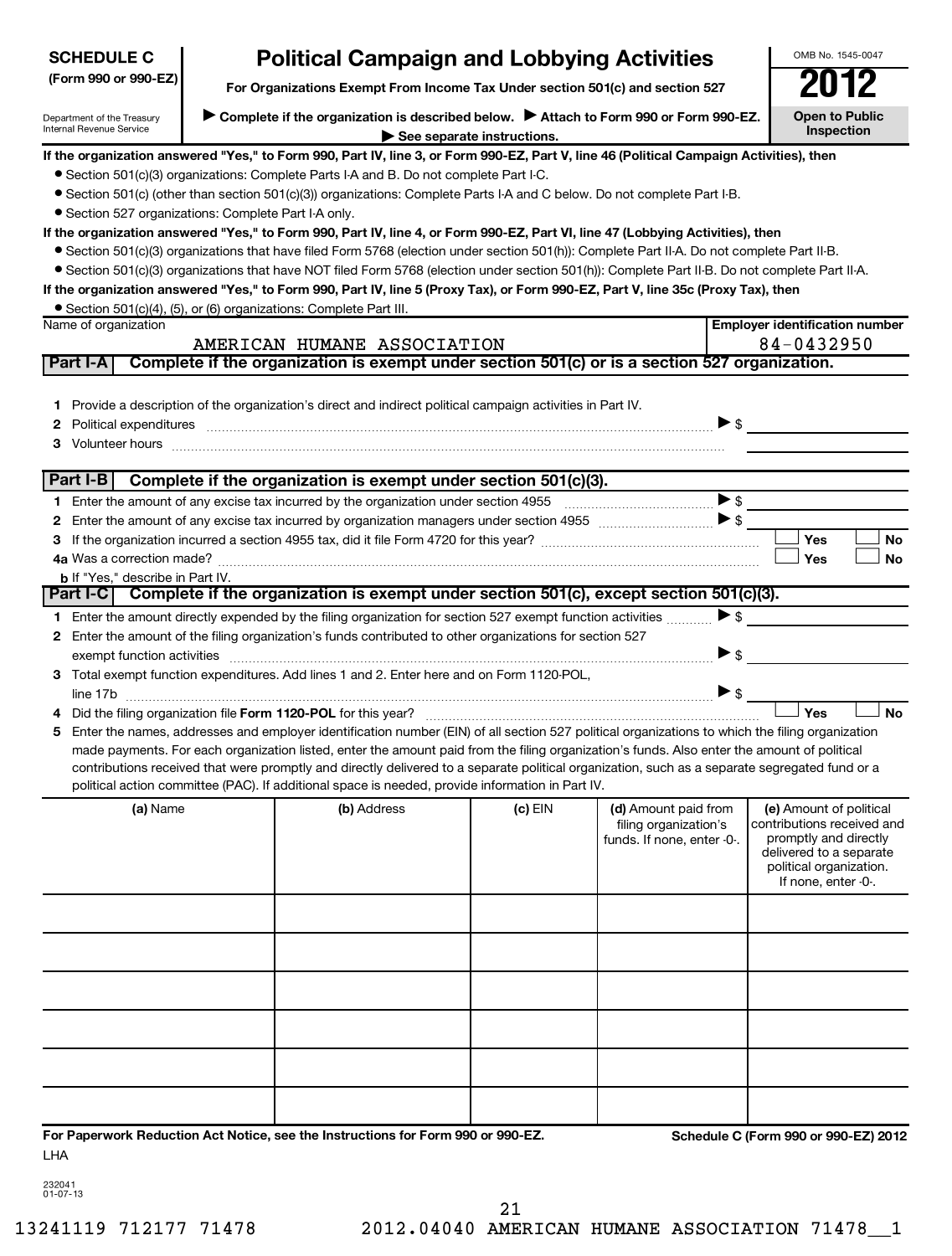**SCHEDULE C (Form 990 or 990-EZ)**

Department of the Treasury
Internal Revenue Service

# Political Campaign and Lobbying Activities

**For Organizations Exempt From Income Tax Under section 501(c) and section 527**

**▶ Complete if the organization is described below. ▶ Attach to Form 990 or Form 990-EZ.**
**▶ See separate instructions.**

OMB No. 1545-0047

**2012**

**Open to Public Inspection**

**If the organization answered "Yes," to Form 990, Part IV, line 3, or Form 990-EZ, Part V, line 46 (Political Campaign Activities), then**

- Section 501(c)(3) organizations: Complete Parts I-A and B. Do not complete Part I-C.
- Section 501(c) (other than section 501(c)(3)) organizations: Complete Parts I-A and C below. Do not complete Part I-B.
- Section 527 organizations: Complete Part I-A only.

**If the organization answered "Yes," to Form 990, Part IV, line 4, or Form 990-EZ, Part VI, line 47 (Lobbying Activities), then**

- Section 501(c)(3) organizations that have filed Form 5768 (election under section 501(h)): Complete Part II-A. Do not complete Part II-B.
- Section 501(c)(3) organizations that have NOT filed Form 5768 (election under section 501(h)): Complete Part II-B. Do not complete Part II-A.

**If the organization answered "Yes," to Form 990, Part IV, line 5 (Proxy Tax), or Form 990-EZ, Part V, line 35c (Proxy Tax), then**

- Section 501(c)(4), (5), or (6) organizations: Complete Part III.

Name of organization: AMERICAN HUMANE ASSOCIATION

Employer identification number: 84-0432950

## Part I-A Complete if the organization is exempt under section 501(c) or is a section 527 organization.

1 Provide a description of the organization's direct and indirect political campaign activities in Part IV.

2 Political expenditures ▶ $

3 Volunteer hours

## Part I-B Complete if the organization is exempt under section 501(c)(3).

1 Enter the amount of any excise tax incurred by the organization under section 4955 ▶ $

2 Enter the amount of any excise tax incurred by organization managers under section 4955 ▶ $

3 If the organization incurred a section 4955 tax, did it file Form 4720 for this year? ☐ Yes ☐ No

4a Was a correction made? ☐ Yes ☐ No

b If "Yes," describe in Part IV.

## Part I-C Complete if the organization is exempt under section 501(c), except section 501(c)(3).

1 Enter the amount directly expended by the filing organization for section 527 exempt function activities ▶ $

2 Enter the amount of the filing organization's funds contributed to other organizations for section 527 exempt function activities ▶ $

3 Total exempt function expenditures. Add lines 1 and 2. Enter here and on Form 1120-POL, line 17b ▶ $

4 Did the filing organization file **Form 1120-POL** for this year? ☐ Yes ☐ No

5 Enter the names, addresses and employer identification number (EIN) of all section 527 political organizations to which the filing organization made payments. For each organization listed, enter the amount paid from the filing organization's funds. Also enter the amount of political contributions received that were promptly and directly delivered to a separate political organization, such as a separate segregated fund or a political action committee (PAC). If additional space is needed, provide information in Part IV.

| (a) Name | (b) Address | (c) EIN | (d) Amount paid from filing organization's funds. If none, enter -0-. | (e) Amount of political contributions received and promptly and directly delivered to a separate political organization. If none, enter -0-. |
|---|---|---|---|---|
| | | | | |
| | | | | |
| | | | | |
| | | | | |
| | | | | |
| | | | | |

**For Paperwork Reduction Act Notice, see the Instructions for Form 990 or 990-EZ.**

LHA

**Schedule C (Form 990 or 990-EZ) 2012**

232041 01-07-13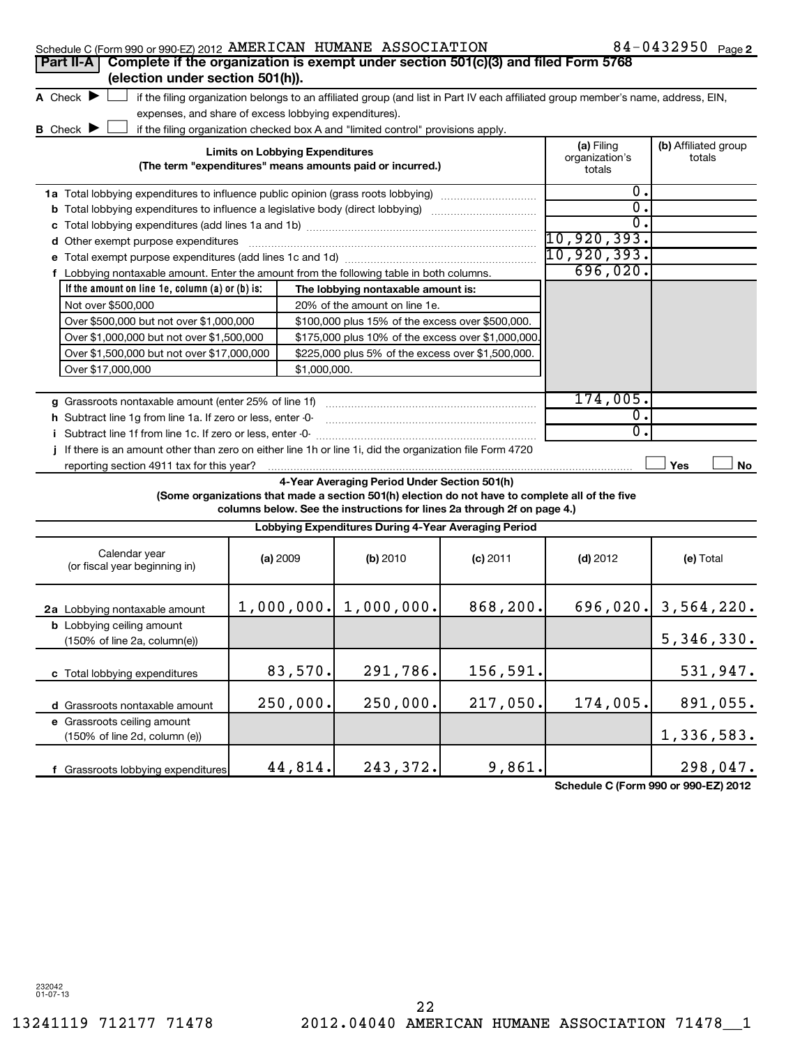Schedule C (Form 990 or 990-EZ) 2012 AMERICAN HUMANE ASSOCIATION 84-0432950 Page 2

**Part II-A | Complete if the organization is exempt under section 501(c)(3) and filed Form 5768 (election under section 501(h)).**

A Check ▶ ☐ if the filing organization belongs to an affiliated group (and list in Part IV each affiliated group member's name, address, EIN, expenses, and share of excess lobbying expenditures).

B Check ▶ ☐ if the filing organization checked box A and "limited control" provisions apply.

| Limits on Lobbying Expenditures (The term "expenditures" means amounts paid or incurred.) | (a) Filing organization's totals | (b) Affiliated group totals |
|---|---|---|
| 1a Total lobbying expenditures to influence public opinion (grass roots lobbying) | 0. | |
| b Total lobbying expenditures to influence a legislative body (direct lobbying) | 0. | |
| c Total lobbying expenditures (add lines 1a and 1b) | 0. | |
| d Other exempt purpose expenditures | 10,920,393. | |
| e Total exempt purpose expenditures (add lines 1c and 1d) | 10,920,393. | |
| f Lobbying nontaxable amount. Enter the amount from the following table in both columns. | 696,020. | |

| If the amount on line 1e, column (a) or (b) is: | The lobbying nontaxable amount is: |
|---|---|
| Not over $500,000 | 20% of the amount on line 1e. |
| Over $500,000 but not over $1,000,000 | $100,000 plus 15% of the excess over $500,000. |
| Over $1,000,000 but not over $1,500,000 | $175,000 plus 10% of the excess over $1,000,000. |
| Over $1,500,000 but not over $17,000,000 | $225,000 plus 5% of the excess over $1,500,000. |
| Over $17,000,000 | $1,000,000. |

| | (a) Filing organization's totals | (b) Affiliated group totals |
|---|---|---|
| g Grassroots nontaxable amount (enter 25% of line 1f) | 174,005. | |
| h Subtract line 1g from line 1a. If zero or less, enter -0- | 0. | |
| i Subtract line 1f from line 1c. If zero or less, enter -0- | 0. | |

j If there is an amount other than zero on either line 1h or line 1i, did the organization file Form 4720 reporting section 4911 tax for this year? ☐ Yes ☐ No

**4-Year Averaging Period Under Section 501(h)**
**(Some organizations that made a section 501(h) election do not have to complete all of the five columns below. See the instructions for lines 2a through 2f on page 4.)**

**Lobbying Expenditures During 4-Year Averaging Period**

| Calendar year (or fiscal year beginning in) | (a) 2009 | (b) 2010 | (c) 2011 | (d) 2012 | (e) Total |
|---|---|---|---|---|---|
| 2a Lobbying nontaxable amount | 1,000,000. | 1,000,000. | 868,200. | 696,020. | 3,564,220. |
| b Lobbying ceiling amount (150% of line 2a, column(e)) | | | | | 5,346,330. |
| c Total lobbying expenditures | 83,570. | 291,786. | 156,591. | | 531,947. |
| d Grassroots nontaxable amount | 250,000. | 250,000. | 217,050. | 174,005. | 891,055. |
| e Grassroots ceiling amount (150% of line 2d, column (e)) | | | | | 1,336,583. |
| f Grassroots lobbying expenditures | 44,814. | 243,372. | 9,861. | | 298,047. |

Schedule C (Form 990 or 990-EZ) 2012

232042 01-07-13

13241119 712177 71478 2012.04040 AMERICAN HUMANE ASSOCIATION 71478__1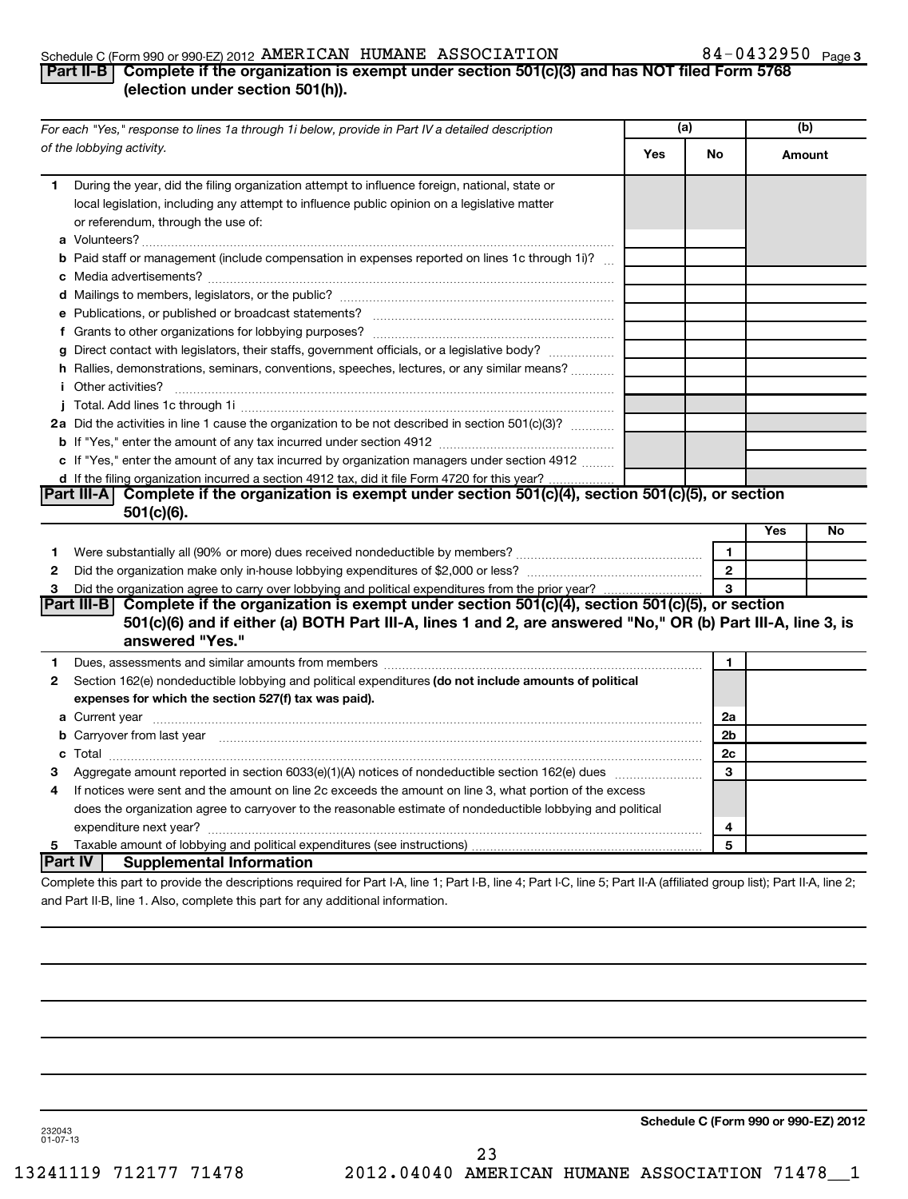Schedule C (Form 990 or 990-EZ) 2012 AMERICAN HUMANE ASSOCIATION 84-0432950 Page 3

**Part II-B** **Complete if the organization is exempt under section 501(c)(3) and has NOT filed Form 5768 (election under section 501(h)).**

| *For each "Yes," response to lines 1a through 1i below, provide in Part IV a detailed description of the lobbying activity.* | (a) Yes | (a) No | (b) Amount |
|---|---|---|---|
| **1** During the year, did the filing organization attempt to influence foreign, national, state or local legislation, including any attempt to influence public opinion on a legislative matter or referendum, through the use of: | | | |
| **a** Volunteers? | | | |
| **b** Paid staff or management (include compensation in expenses reported on lines 1c through 1i)? | | | |
| **c** Media advertisements? | | | |
| **d** Mailings to members, legislators, or the public? | | | |
| **e** Publications, or published or broadcast statements? | | | |
| **f** Grants to other organizations for lobbying purposes? | | | |
| **g** Direct contact with legislators, their staffs, government officials, or a legislative body? | | | |
| **h** Rallies, demonstrations, seminars, conventions, speeches, lectures, or any similar means? | | | |
| **i** Other activities? | | | |
| **j** Total. Add lines 1c through 1i | | | |
| **2a** Did the activities in line 1 cause the organization to be not described in section 501(c)(3)? | | | |
| **b** If "Yes," enter the amount of any tax incurred under section 4912 | | | |
| **c** If "Yes," enter the amount of any tax incurred by organization managers under section 4912 | | | |
| **d** If the filing organization incurred a section 4912 tax, did it file Form 4720 for this year? | | | |

**Part III-A** **Complete if the organization is exempt under section 501(c)(4), section 501(c)(5), or section 501(c)(6).**

| | | | Yes | No |
|---|---|---|---|---|
| **1** | Were substantially all (90% or more) dues received nondeductible by members? | 1 | | |
| **2** | Did the organization make only in-house lobbying expenditures of $2,000 or less? | 2 | | |
| **3** | Did the organization agree to carry over lobbying and political expenditures from the prior year? | 3 | | |

**Part III-B** **Complete if the organization is exempt under section 501(c)(4), section 501(c)(5), or section 501(c)(6) and if either (a) BOTH Part III-A, lines 1 and 2, are answered "No," OR (b) Part III-A, line 3, is answered "Yes."**

| | | | |
|---|---|---|---|
| **1** | Dues, assessments and similar amounts from members | 1 | |
| **2** | Section 162(e) nondeductible lobbying and political expenditures **(do not include amounts of political expenses for which the section 527(f) tax was paid).** | | |
| **a** | Current year | 2a | |
| **b** | Carryover from last year | 2b | |
| **c** | Total | 2c | |
| **3** | Aggregate amount reported in section 6033(e)(1)(A) notices of nondeductible section 162(e) dues | 3 | |
| **4** | If notices were sent and the amount on line 2c exceeds the amount on line 3, what portion of the excess does the organization agree to carryover to the reasonable estimate of nondeductible lobbying and political expenditure next year? | 4 | |
| **5** | Taxable amount of lobbying and political expenditures (see instructions) | 5 | |

**Part IV** **Supplemental Information**

Complete this part to provide the descriptions required for Part I-A, line 1; Part I-B, line 4; Part I-C, line 5; Part II-A (affiliated group list); Part II-A, line 2; and Part II-B, line 1. Also, complete this part for any additional information.

**Schedule C (Form 990 or 990-EZ) 2012**

232043 01-07-13

13241119 712177 71478 2012.04040 AMERICAN HUMANE ASSOCIATION 71478__1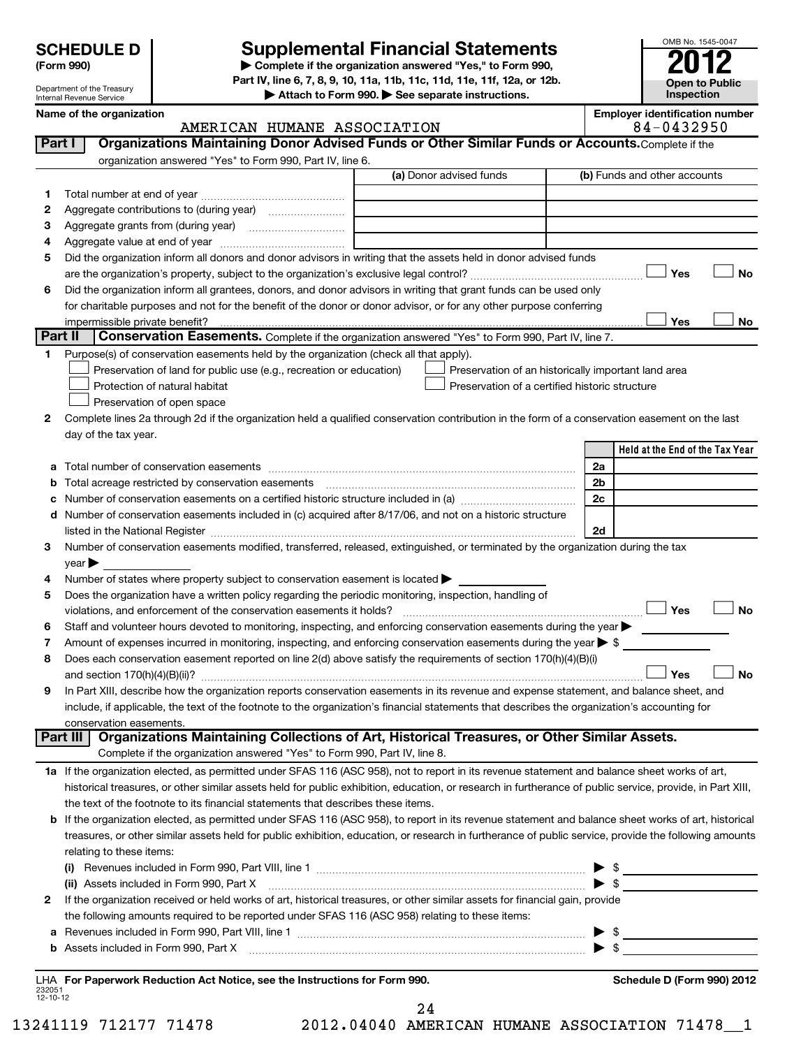# SCHEDULE D (Form 990)

Department of the Treasury
Internal Revenue Service

## Supplemental Financial Statements

▶ Complete if the organization answered "Yes," to Form 990, Part IV, line 6, 7, 8, 9, 10, 11a, 11b, 11c, 11d, 11e, 11f, 12a, or 12b.
▶ Attach to Form 990. ▶ See separate instructions.

OMB No. 1545-0047
**2012**
**Open to Public Inspection**

**Name of the organization:** AMERICAN HUMANE ASSOCIATION
**Employer identification number:** 84-0432950

### Part I — Organizations Maintaining Donor Advised Funds or Other Similar Funds or Accounts. Complete if the organization answered "Yes" to Form 990, Part IV, line 6.

| | | (a) Donor advised funds | (b) Funds and other accounts |
|---|---|---|---|
| 1 | Total number at end of year | | |
| 2 | Aggregate contributions to (during year) | | |
| 3 | Aggregate grants from (during year) | | |
| 4 | Aggregate value at end of year | | |

5 Did the organization inform all donors and donor advisors in writing that the assets held in donor advised funds are the organization's property, subject to the organization's exclusive legal control? ☐ Yes ☐ No

6 Did the organization inform all grantees, donors, and donor advisors in writing that grant funds can be used only for charitable purposes and not for the benefit of the donor or donor advisor, or for any other purpose conferring impermissible private benefit? ☐ Yes ☐ No

### Part II — Conservation Easements. Complete if the organization answered "Yes" to Form 990, Part IV, line 7.

1 Purpose(s) of conservation easements held by the organization (check all that apply).
- ☐ Preservation of land for public use (e.g., recreation or education)
- ☐ Preservation of an historically important land area
- ☐ Protection of natural habitat
- ☐ Preservation of a certified historic structure
- ☐ Preservation of open space

2 Complete lines 2a through 2d if the organization held a qualified conservation contribution in the form of a conservation easement on the last day of the tax year.

| | | | Held at the End of the Tax Year |
|---|---|---|---|
| a | Total number of conservation easements | 2a | |
| b | Total acreage restricted by conservation easements | 2b | |
| c | Number of conservation easements on a certified historic structure included in (a) | 2c | |
| d | Number of conservation easements included in (c) acquired after 8/17/06, and not on a historic structure listed in the National Register | 2d | |

3 Number of conservation easements modified, transferred, released, extinguished, or terminated by the organization during the tax year ▶

4 Number of states where property subject to conservation easement is located ▶

5 Does the organization have a written policy regarding the periodic monitoring, inspection, handling of violations, and enforcement of the conservation easements it holds? ☐ Yes ☐ No

6 Staff and volunteer hours devoted to monitoring, inspecting, and enforcing conservation easements during the year ▶

7 Amount of expenses incurred in monitoring, inspecting, and enforcing conservation easements during the year ▶ $

8 Does each conservation easement reported on line 2(d) above satisfy the requirements of section 170(h)(4)(B)(i) and section 170(h)(4)(B)(ii)? ☐ Yes ☐ No

9 In Part XIII, describe how the organization reports conservation easements in its revenue and expense statement, and balance sheet, and include, if applicable, the text of the footnote to the organization's financial statements that describes the organization's accounting for conservation easements.

### Part III — Organizations Maintaining Collections of Art, Historical Treasures, or Other Similar Assets. Complete if the organization answered "Yes" to Form 990, Part IV, line 8.

1a If the organization elected, as permitted under SFAS 116 (ASC 958), not to report in its revenue statement and balance sheet works of art, historical treasures, or other similar assets held for public exhibition, education, or research in furtherance of public service, provide, in Part XIII, the text of the footnote to its financial statements that describes these items.

b If the organization elected, as permitted under SFAS 116 (ASC 958), to report in its revenue statement and balance sheet works of art, historical treasures, or other similar assets held for public exhibition, education, or research in furtherance of public service, provide the following amounts relating to these items:

(i) Revenues included in Form 990, Part VIII, line 1 ▶ $

(ii) Assets included in Form 990, Part X ▶ $

2 If the organization received or held works of art, historical treasures, or other similar assets for financial gain, provide the following amounts required to be reported under SFAS 116 (ASC 958) relating to these items:

a Revenues included in Form 990, Part VIII, line 1 ▶ $

b Assets included in Form 990, Part X ▶ $

LHA For Paperwork Reduction Act Notice, see the Instructions for Form 990. Schedule D (Form 990) 2012

232051 12-10-12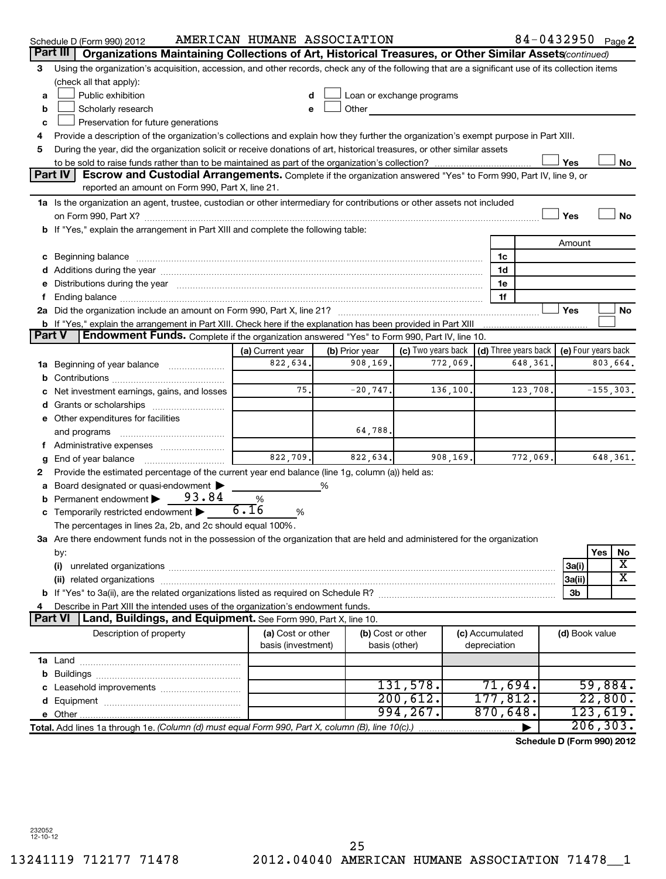Schedule D (Form 990) 2012 AMERICAN HUMANE ASSOCIATION 84-0432950 Page 2

## Part III Organizations Maintaining Collections of Art, Historical Treasures, or Other Similar Assets *(continued)*

3 Using the organization's acquisition, accession, and other records, check any of the following that are a significant use of its collection items (check all that apply):

- a ☐ Public exhibition
- b ☐ Scholarly research
- c ☐ Preservation for future generations
- d ☐ Loan or exchange programs
- e ☐ Other

4 Provide a description of the organization's collections and explain how they further the organization's exempt purpose in Part XIII.

5 During the year, did the organization solicit or receive donations of art, historical treasures, or other similar assets to be sold to raise funds rather than to be maintained as part of the organization's collection? ☐ Yes ☐ No

## Part IV Escrow and Custodial Arrangements.

Complete if the organization answered "Yes" to Form 990, Part IV, line 9, or reported an amount on Form 990, Part X, line 21.

1a Is the organization an agent, trustee, custodian or other intermediary for contributions or other assets not included on Form 990, Part X? ☐ Yes ☐ No

b If "Yes," explain the arrangement in Part XIII and complete the following table:

| | | Amount |
|---|---|---|
| c Beginning balance | 1c | |
| d Additions during the year | 1d | |
| e Distributions during the year | 1e | |
| f Ending balance | 1f | |

2a Did the organization include an amount on Form 990, Part X, line 21? ☐ Yes ☐ No

b If "Yes," explain the arrangement in Part XIII. Check here if the explanation has been provided in Part XIII ☐

## Part V Endowment Funds.

Complete if the organization answered "Yes" to Form 990, Part IV, line 10.

| | (a) Current year | (b) Prior year | (c) Two years back | (d) Three years back | (e) Four years back |
|---|---|---|---|---|---|
| 1a Beginning of year balance | 822,634. | 908,169. | 772,069. | 648,361. | 803,664. |
| b Contributions | | | | | |
| c Net investment earnings, gains, and losses | 75. | -20,747. | 136,100. | 123,708. | -155,303. |
| d Grants or scholarships | | | | | |
| e Other expenditures for facilities and programs | | 64,788. | | | |
| f Administrative expenses | | | | | |
| g End of year balance | 822,709. | 822,634. | 908,169. | 772,069. | 648,361. |

2 Provide the estimated percentage of the current year end balance (line 1g, column (a)) held as:

a Board designated or quasi-endowment ▶ %

b Permanent endowment ▶ 93.84 %

c Temporarily restricted endowment ▶ 6.16 %

The percentages in lines 2a, 2b, and 2c should equal 100%.

3a Are there endowment funds not in the possession of the organization that are held and administered for the organization by:

| | | Yes | No |
|---|---|---|---|
| (i) unrelated organizations | 3a(i) | | X |
| (ii) related organizations | 3a(ii) | | X |
| b If "Yes" to 3a(ii), are the related organizations listed as required on Schedule R? | 3b | | |

4 Describe in Part XIII the intended uses of the organization's endowment funds.

## Part VI Land, Buildings, and Equipment.

See Form 990, Part X, line 10.

| Description of property | (a) Cost or other basis (investment) | (b) Cost or other basis (other) | (c) Accumulated depreciation | (d) Book value |
|---|---|---|---|---|
| 1a Land | | | | |
| b Buildings | | | | |
| c Leasehold improvements | | 131,578. | 71,694. | 59,884. |
| d Equipment | | 200,612. | 177,812. | 22,800. |
| e Other | | 994,267. | 870,648. | 123,619. |
| **Total.** Add lines 1a through 1e. *(Column (d) must equal Form 990, Part X, column (B), line 10(c).)* ▶ | | | | 206,303. |

**Schedule D (Form 990) 2012**

232052 12-10-12

13241119 712177 71478 2012.04040 AMERICAN HUMANE ASSOCIATION 71478__1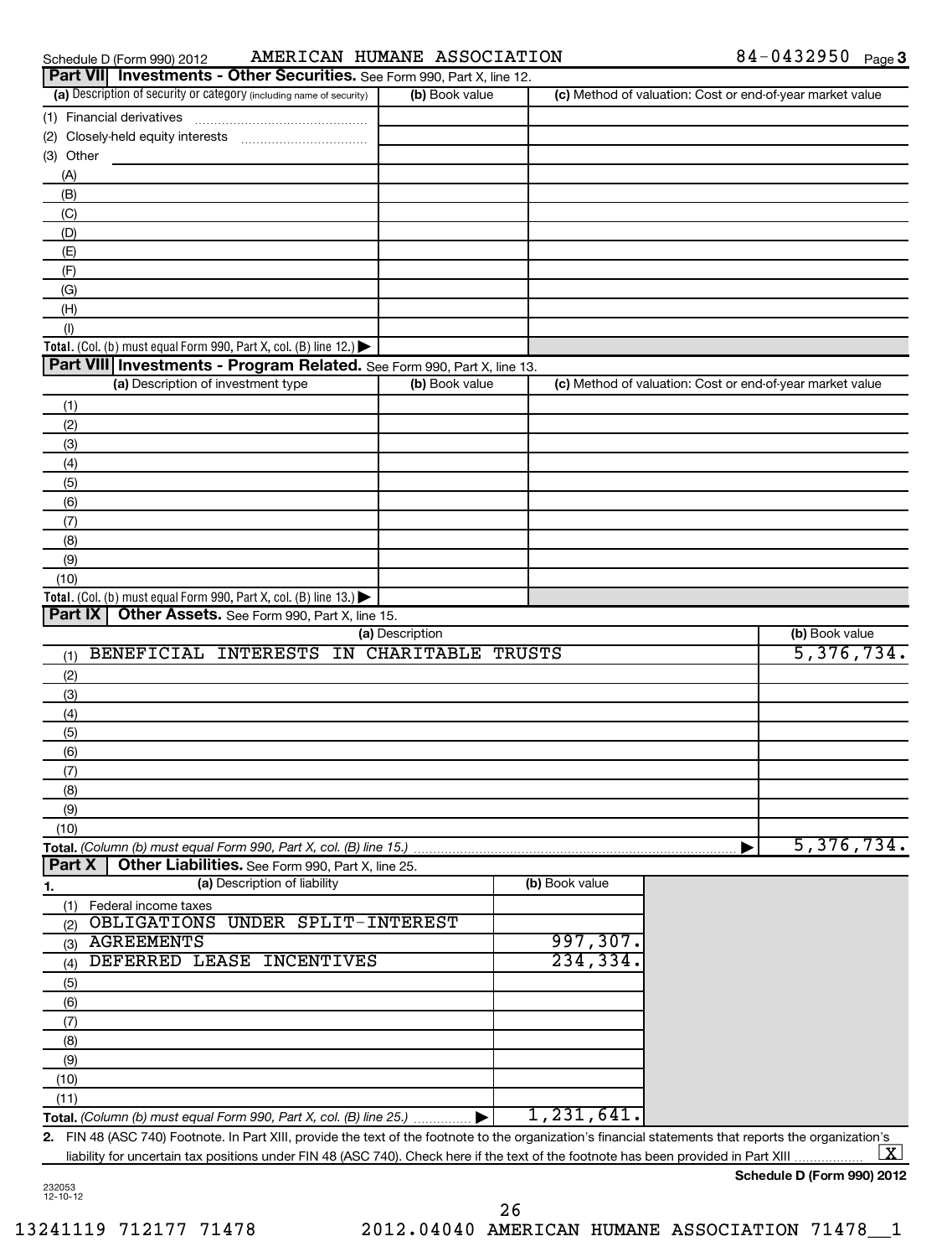Schedule D (Form 990) 2012 AMERICAN HUMANE ASSOCIATION 84-0432950 Page 3

## Part VII Investments - Other Securities. See Form 990, Part X, line 12.

| (a) Description of security or category (including name of security) | (b) Book value | (c) Method of valuation: Cost or end-of-year market value |
|---|---|---|
| (1) Financial derivatives | | |
| (2) Closely-held equity interests | | |
| (3) Other | | |
| (A) | | |
| (B) | | |
| (C) | | |
| (D) | | |
| (E) | | |
| (F) | | |
| (G) | | |
| (H) | | |
| (I) | | |
| **Total.** (Col. (b) must equal Form 990, Part X, col. (B) line 12.) ▶ | | |

## Part VIII Investments - Program Related. See Form 990, Part X, line 13.

| (a) Description of investment type | (b) Book value | (c) Method of valuation: Cost or end-of-year market value |
|---|---|---|
| (1) | | |
| (2) | | |
| (3) | | |
| (4) | | |
| (5) | | |
| (6) | | |
| (7) | | |
| (8) | | |
| (9) | | |
| (10) | | |
| **Total.** (Col. (b) must equal Form 990, Part X, col. (B) line 13.) ▶ | | |

## Part IX Other Assets. See Form 990, Part X, line 15.

| (a) Description | (b) Book value |
|---|---|
| (1) BENEFICIAL INTERESTS IN CHARITABLE TRUSTS | 5,376,734. |
| (2) | |
| (3) | |
| (4) | |
| (5) | |
| (6) | |
| (7) | |
| (8) | |
| (9) | |
| (10) | |
| **Total.** *(Column (b) must equal Form 990, Part X, col. (B) line 15.)* ▶ | 5,376,734. |

## Part X Other Liabilities. See Form 990, Part X, line 25.

| 1. (a) Description of liability | (b) Book value |
|---|---|
| (1) Federal income taxes | |
| (2) OBLIGATIONS UNDER SPLIT-INTEREST | |
| (3) AGREEMENTS | 997,307. |
| (4) DEFERRED LEASE INCENTIVES | 234,334. |
| (5) | |
| (6) | |
| (7) | |
| (8) | |
| (9) | |
| (10) | |
| (11) | |
| **Total.** *(Column (b) must equal Form 990, Part X, col. (B) line 25.)* ▶ | 1,231,641. |

**2.** FIN 48 (ASC 740) Footnote. In Part XIII, provide the text of the footnote to the organization's financial statements that reports the organization's liability for uncertain tax positions under FIN 48 (ASC 740). Check here if the text of the footnote has been provided in Part XIII ☒

**Schedule D (Form 990) 2012**

232053 12-10-12

13241119 712177 71478 2012.04040 AMERICAN HUMANE ASSOCIATION 71478__1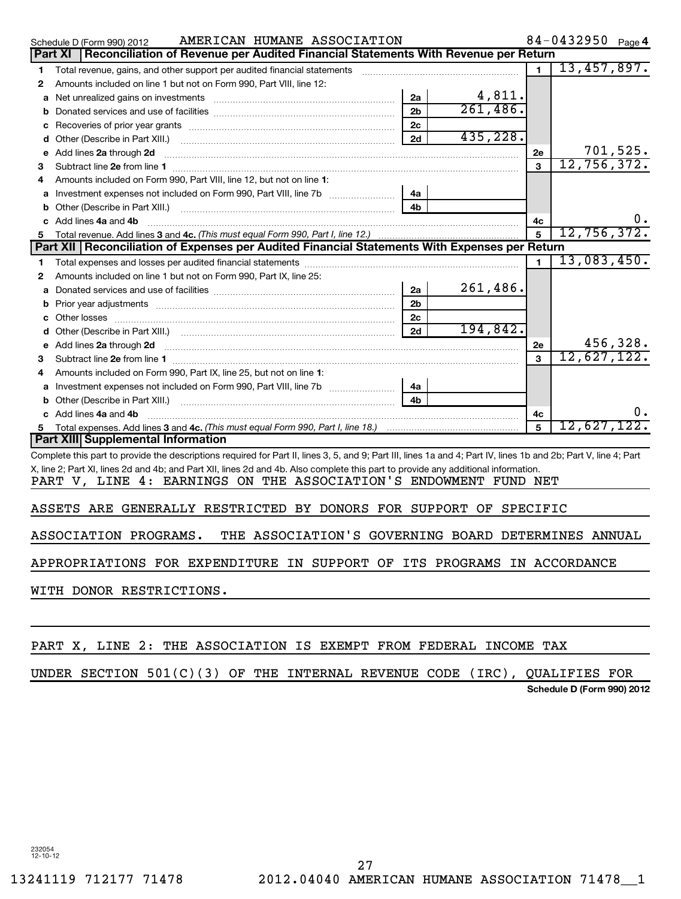Schedule D (Form 990) 2012 AMERICAN HUMANE ASSOCIATION 84-0432950 Page 4

## Part XI Reconciliation of Revenue per Audited Financial Statements With Revenue per Return

| | | | | | |
|---|---|---|---|---|---|
| 1 | Total revenue, gains, and other support per audited financial statements | | | 1 | 13,457,897. |
| 2 | Amounts included on line 1 but not on Form 990, Part VIII, line 12: | | | | |
| a | Net unrealized gains on investments | 2a | 4,811. | | |
| b | Donated services and use of facilities | 2b | 261,486. | | |
| c | Recoveries of prior year grants | 2c | | | |
| d | Other (Describe in Part XIII.) | 2d | 435,228. | | |
| e | Add lines 2a through 2d | | | 2e | 701,525. |
| 3 | Subtract line 2e from line 1 | | | 3 | 12,756,372. |
| 4 | Amounts included on Form 990, Part VIII, line 12, but not on line 1: | | | | |
| a | Investment expenses not included on Form 990, Part VIII, line 7b | 4a | | | |
| b | Other (Describe in Part XIII.) | 4b | | | |
| c | Add lines 4a and 4b | | | 4c | 0. |
| 5 | Total revenue. Add lines 3 and 4c. *(This must equal Form 990, Part I, line 12.)* | | | 5 | 12,756,372. |

## Part XII Reconciliation of Expenses per Audited Financial Statements With Expenses per Return

| | | | | | |
|---|---|---|---|---|---|
| 1 | Total expenses and losses per audited financial statements | | | 1 | 13,083,450. |
| 2 | Amounts included on line 1 but not on Form 990, Part IX, line 25: | | | | |
| a | Donated services and use of facilities | 2a | 261,486. | | |
| b | Prior year adjustments | 2b | | | |
| c | Other losses | 2c | | | |
| d | Other (Describe in Part XIII.) | 2d | 194,842. | | |
| e | Add lines 2a through 2d | | | 2e | 456,328. |
| 3 | Subtract line 2e from line 1 | | | 3 | 12,627,122. |
| 4 | Amounts included on Form 990, Part IX, line 25, but not on line 1: | | | | |
| a | Investment expenses not included on Form 990, Part VIII, line 7b | 4a | | | |
| b | Other (Describe in Part XIII.) | 4b | | | |
| c | Add lines 4a and 4b | | | 4c | 0. |
| 5 | Total expenses. Add lines 3 and 4c. *(This must equal Form 990, Part I, line 18.)* | | | 5 | 12,627,122. |

## Part XIII Supplemental Information

Complete this part to provide the descriptions required for Part II, lines 3, 5, and 9; Part III, lines 1a and 4; Part IV, lines 1b and 2b; Part V, line 4; Part X, line 2; Part XI, lines 2d and 4b; and Part XII, lines 2d and 4b. Also complete this part to provide any additional information.

PART V, LINE 4: EARNINGS ON THE ASSOCIATION'S ENDOWMENT FUND NET ASSETS ARE GENERALLY RESTRICTED BY DONORS FOR SUPPORT OF SPECIFIC ASSOCIATION PROGRAMS. THE ASSOCIATION'S GOVERNING BOARD DETERMINES ANNUAL APPROPRIATIONS FOR EXPENDITURE IN SUPPORT OF ITS PROGRAMS IN ACCORDANCE WITH DONOR RESTRICTIONS.

PART X, LINE 2: THE ASSOCIATION IS EXEMPT FROM FEDERAL INCOME TAX UNDER SECTION 501(C)(3) OF THE INTERNAL REVENUE CODE (IRC), QUALIFIES FOR

Schedule D (Form 990) 2012

232054
12-10-12

13241119 712177 71478 2012.04040 AMERICAN HUMANE ASSOCIATION 71478__1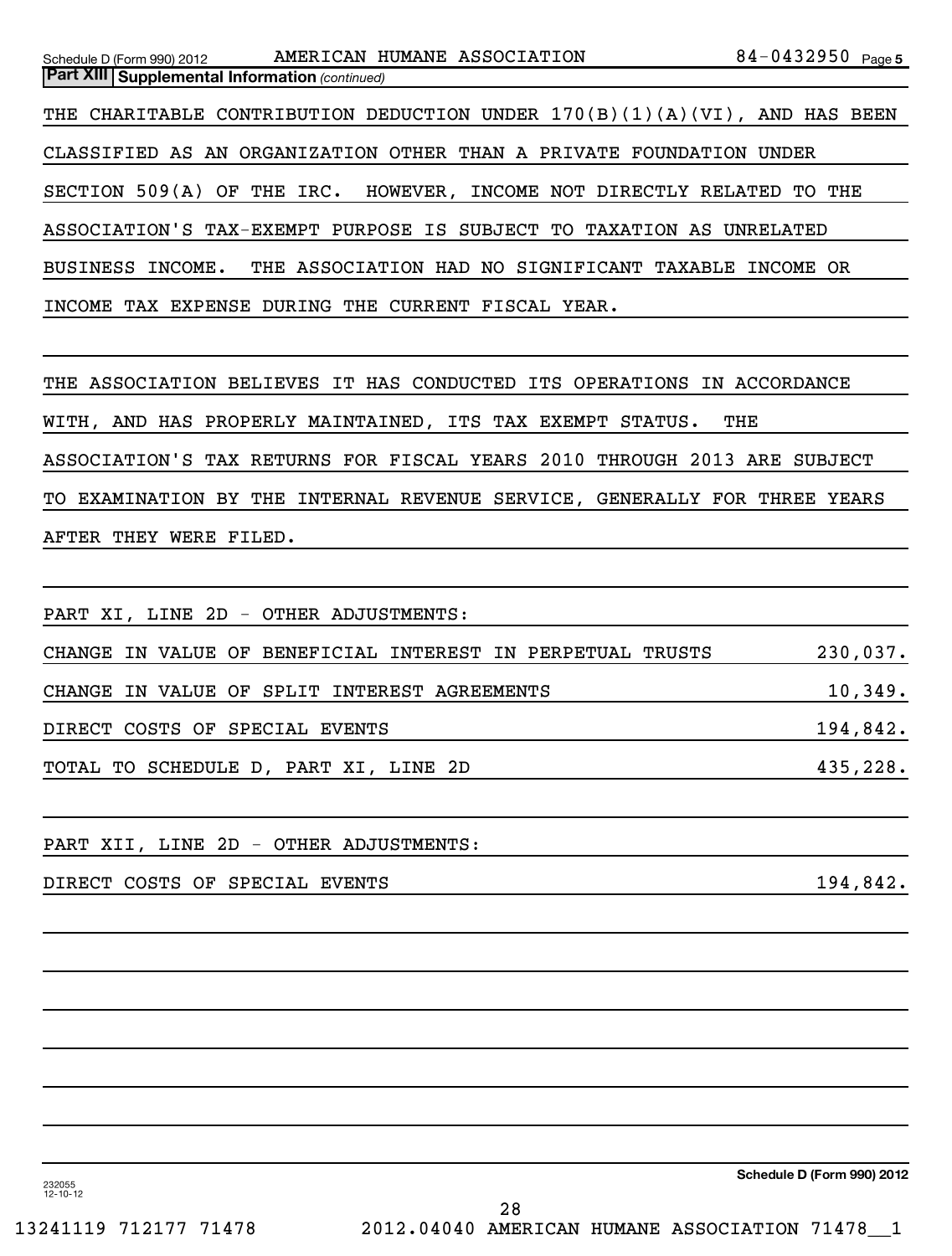**Part XIII Supplemental Information** *(continued)*

THE CHARITABLE CONTRIBUTION DEDUCTION UNDER 170(B)(1)(A)(VI), AND HAS BEEN CLASSIFIED AS AN ORGANIZATION OTHER THAN A PRIVATE FOUNDATION UNDER SECTION 509(A) OF THE IRC. HOWEVER, INCOME NOT DIRECTLY RELATED TO THE ASSOCIATION'S TAX-EXEMPT PURPOSE IS SUBJECT TO TAXATION AS UNRELATED BUSINESS INCOME. THE ASSOCIATION HAD NO SIGNIFICANT TAXABLE INCOME OR INCOME TAX EXPENSE DURING THE CURRENT FISCAL YEAR.

THE ASSOCIATION BELIEVES IT HAS CONDUCTED ITS OPERATIONS IN ACCORDANCE WITH, AND HAS PROPERLY MAINTAINED, ITS TAX EXEMPT STATUS. THE ASSOCIATION'S TAX RETURNS FOR FISCAL YEARS 2010 THROUGH 2013 ARE SUBJECT TO EXAMINATION BY THE INTERNAL REVENUE SERVICE, GENERALLY FOR THREE YEARS AFTER THEY WERE FILED.

PART XI, LINE 2D - OTHER ADJUSTMENTS:

| | |
|---|---|
| CHANGE IN VALUE OF BENEFICIAL INTEREST IN PERPETUAL TRUSTS | 230,037. |
| CHANGE IN VALUE OF SPLIT INTEREST AGREEMENTS | 10,349. |
| DIRECT COSTS OF SPECIAL EVENTS | 194,842. |
| TOTAL TO SCHEDULE D, PART XI, LINE 2D | 435,228. |

PART XII, LINE 2D - OTHER ADJUSTMENTS:

| | |
|---|---|
| DIRECT COSTS OF SPECIAL EVENTS | 194,842. |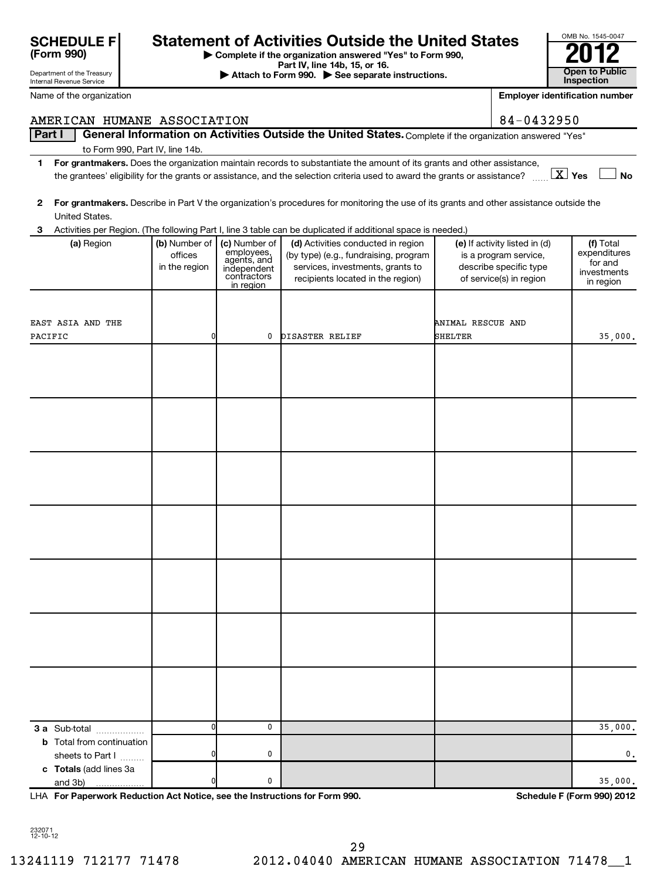**SCHEDULE F (Form 990)**

Department of the Treasury
Internal Revenue Service

# Statement of Activities Outside the United States

▶ Complete if the organization answered "Yes" to Form 990, Part IV, line 14b, 15, or 16.
▶ Attach to Form 990. ▶ See separate instructions.

OMB No. 1545-0047

**2012**

**Open to Public Inspection**

Name of the organization: AMERICAN HUMANE ASSOCIATION

Employer identification number: 84-0432950

**Part I** **General Information on Activities Outside the United States.** Complete if the organization answered "Yes" to Form 990, Part IV, line 14b.

1 **For grantmakers.** Does the organization maintain records to substantiate the amount of its grants and other assistance, the grantees' eligibility for the grants or assistance, and the selection criteria used to award the grants or assistance? [X] Yes [ ] No

2 **For grantmakers.** Describe in Part V the organization's procedures for monitoring the use of its grants and other assistance outside the United States.

3 Activities per Region. (The following Part I, line 3 table can be duplicated if additional space is needed.)

| (a) Region | (b) Number of offices in the region | (c) Number of employees, agents, and independent contractors in region | (d) Activities conducted in region (by type) (e.g., fundraising, program services, investments, grants to recipients located in the region) | (e) If activity listed in (d) is a program service, describe specific type of service(s) in region | (f) Total expenditures for and investments in region |
|---|---|---|---|---|---|
| EAST ASIA AND THE PACIFIC | 0 | 0 | DISASTER RELIEF | ANIMAL RESCUE AND SHELTER | 35,000. |
| | | | | | |
| | | | | | |
| | | | | | |
| | | | | | |
| | | | | | |
| | | | | | |
| | | | | | |
| **3 a** Sub-total | 0 | 0 | | | 35,000. |
| **b** Total from continuation sheets to Part I | 0 | 0 | | | 0. |
| **c Totals** (add lines 3a and 3b) | 0 | 0 | | | 35,000. |

LHA **For Paperwork Reduction Act Notice, see the Instructions for Form 990.** **Schedule F (Form 990) 2012**

232071 12-10-12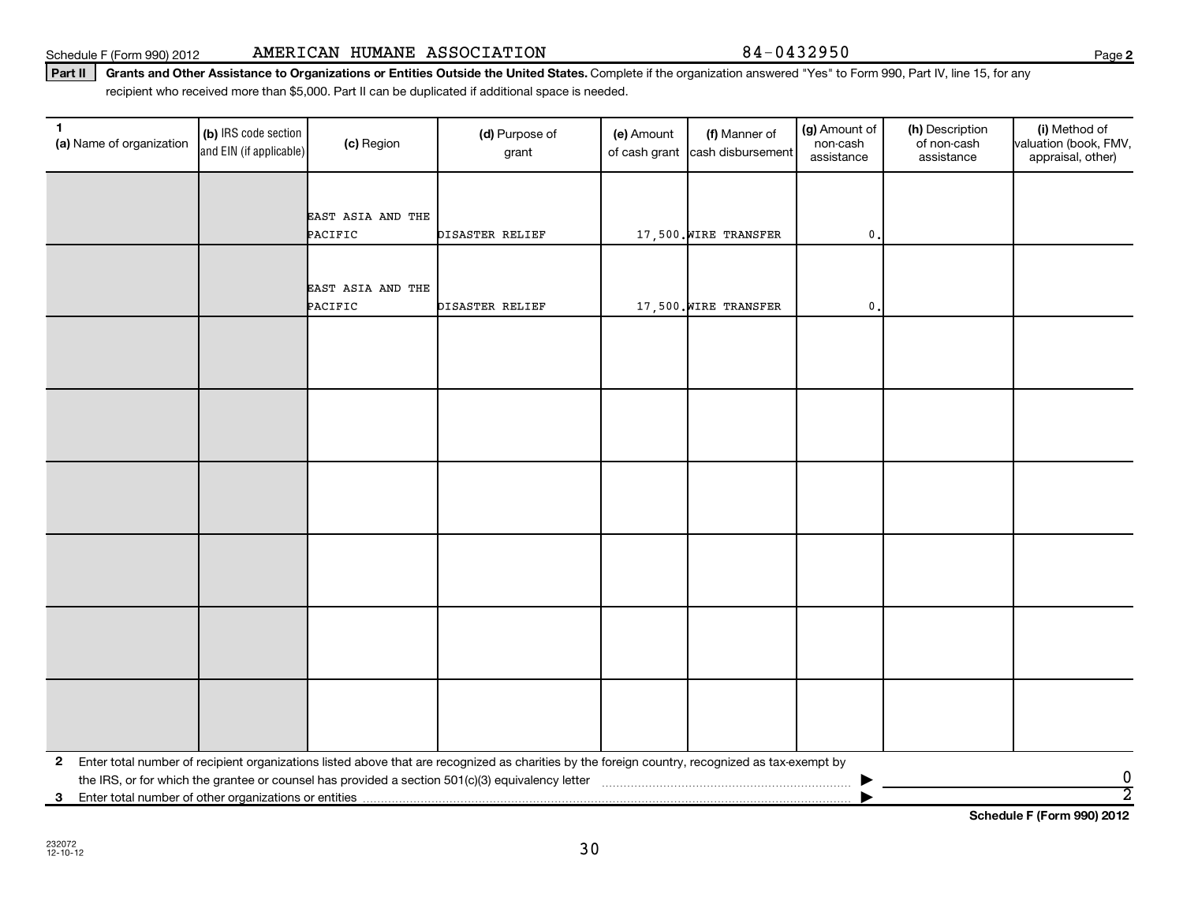Schedule F (Form 990) 2012 AMERICAN HUMANE ASSOCIATION 84-0432950 Page 2

**Part II** **Grants and Other Assistance to Organizations or Entities Outside the United States.** Complete if the organization answered "Yes" to Form 990, Part IV, line 15, for any recipient who received more than $5,000. Part II can be duplicated if additional space is needed.

| 1 (a) Name of organization | (b) IRS code section and EIN (if applicable) | (c) Region | (d) Purpose of grant | (e) Amount of cash grant | (f) Manner of cash disbursement | (g) Amount of non-cash assistance | (h) Description of non-cash assistance | (i) Method of valuation (book, FMV, appraisal, other) |
|---|---|---|---|---|---|---|---|---|
| | | EAST ASIA AND THE PACIFIC | DISASTER RELIEF | 17,500. | WIRE TRANSFER | 0. | | |
| | | EAST ASIA AND THE PACIFIC | DISASTER RELIEF | 17,500. | WIRE TRANSFER | 0. | | |
| | | | | | | | | |
| | | | | | | | | |
| | | | | | | | | |
| | | | | | | | | |
| | | | | | | | | |
| | | | | | | | | |

**2** Enter total number of recipient organizations listed above that are recognized as charities by the foreign country, recognized as tax-exempt by the IRS, or for which the grantee or counsel has provided a section 501(c)(3) equivalency letter ▶ 0

**3** Enter total number of other organizations or entities ▶ 2

**Schedule F (Form 990) 2012**

232072
12-10-12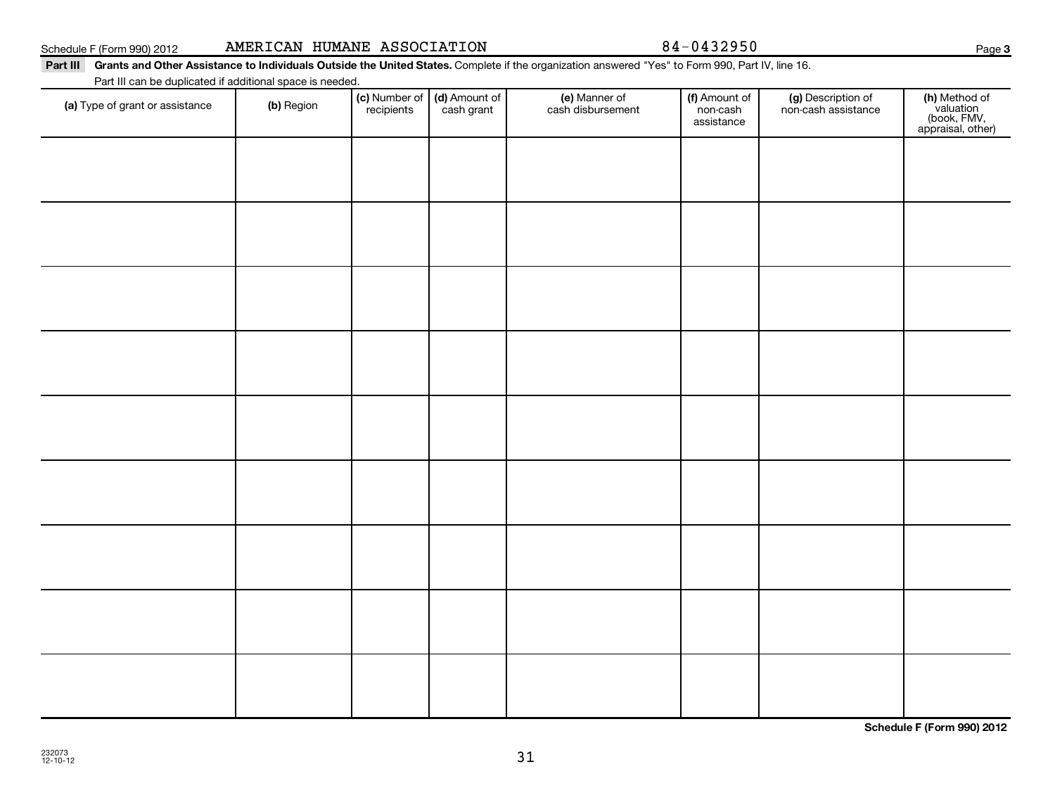Schedule F (Form 990) 2012 AMERICAN HUMANE ASSOCIATION 84-0432950 Page **3**

**Part III Grants and Other Assistance to Individuals Outside the United States.** Complete if the organization answered "Yes" to Form 990, Part IV, line 16.

Part III can be duplicated if additional space is needed.

| **(a)** Type of grant or assistance | **(b)** Region | **(c)** Number of recipients | **(d)** Amount of cash grant | **(e)** Manner of cash disbursement | **(f)** Amount of non-cash assistance | **(g)** Description of non-cash assistance | **(h)** Method of valuation (book, FMV, appraisal, other) |
|---|---|---|---|---|---|---|---|
| | | | | | | | |
| | | | | | | | |
| | | | | | | | |
| | | | | | | | |
| | | | | | | | |
| | | | | | | | |
| | | | | | | | |
| | | | | | | | |
| | | | | | | | |

**Schedule F (Form 990) 2012**

232073
12-10-12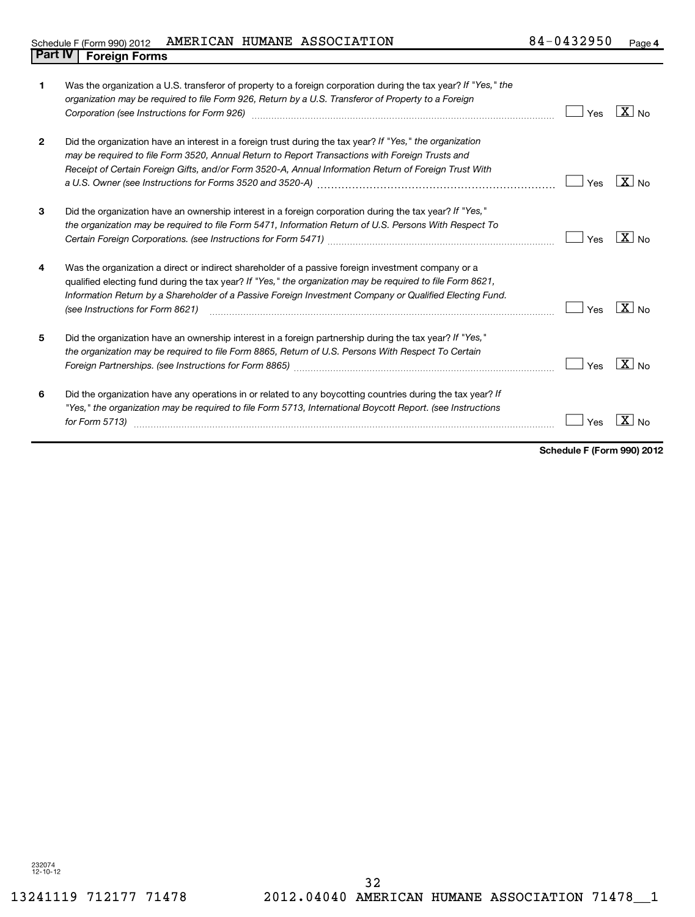Schedule F (Form 990) 2012 AMERICAN HUMANE ASSOCIATION 84-0432950 Page 4

## Part IV Foreign Forms

| | | | |
|---|---|---|---|
| 1 | Was the organization a U.S. transferor of property to a foreign corporation during the tax year? *If "Yes," the organization may be required to file Form 926, Return by a U.S. Transferor of Property to a Foreign Corporation (see Instructions for Form 926)* | Yes | X No |
| 2 | Did the organization have an interest in a foreign trust during the tax year? *If "Yes," the organization may be required to file Form 3520, Annual Return to Report Transactions with Foreign Trusts and Receipt of Certain Foreign Gifts, and/or Form 3520-A, Annual Information Return of Foreign Trust With a U.S. Owner (see Instructions for Forms 3520 and 3520-A)* | Yes | X No |
| 3 | Did the organization have an ownership interest in a foreign corporation during the tax year? *If "Yes," the organization may be required to file Form 5471, Information Return of U.S. Persons With Respect To Certain Foreign Corporations. (see Instructions for Form 5471)* | Yes | X No |
| 4 | Was the organization a direct or indirect shareholder of a passive foreign investment company or a qualified electing fund during the tax year? *If "Yes," the organization may be required to file Form 8621, Information Return by a Shareholder of a Passive Foreign Investment Company or Qualified Electing Fund. (see Instructions for Form 8621)* | Yes | X No |
| 5 | Did the organization have an ownership interest in a foreign partnership during the tax year? *If "Yes," the organization may be required to file Form 8865, Return of U.S. Persons With Respect To Certain Foreign Partnerships. (see Instructions for Form 8865)* | Yes | X No |
| 6 | Did the organization have any operations in or related to any boycotting countries during the tax year? *If "Yes," the organization may be required to file Form 5713, International Boycott Report. (see Instructions for Form 5713)* | Yes | X No |

**Schedule F (Form 990) 2012**

232074
12-10-12

13241119 712177 71478 2012.04040 AMERICAN HUMANE ASSOCIATION 71478__1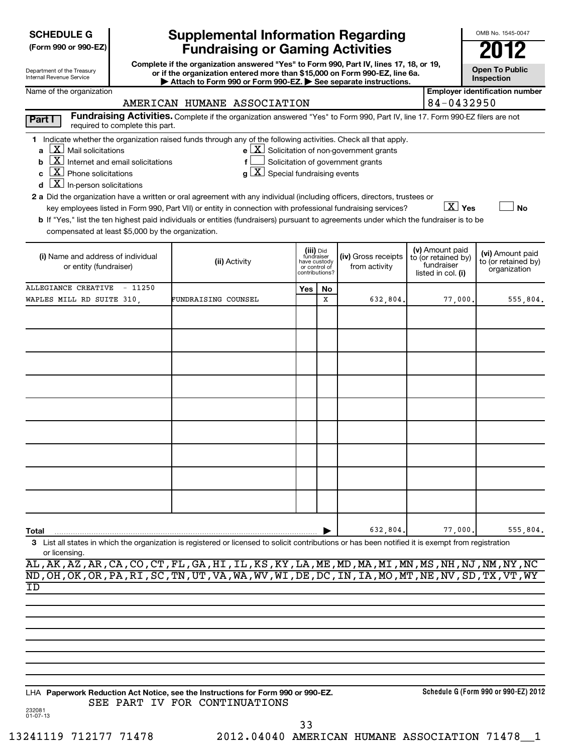**SCHEDULE G (Form 990 or 990-EZ)**

Department of the Treasury
Internal Revenue Service

# Supplemental Information Regarding Fundraising or Gaming Activities

**Complete if the organization answered "Yes" to Form 990, Part IV, lines 17, 18, or 19, or if the organization entered more than $15,000 on Form 990-EZ, line 6a.**
**▶ Attach to Form 990 or Form 990-EZ. ▶ See separate instructions.**

OMB No. 1545-0047

**2012**

**Open To Public Inspection**

Name of the organization: AMERICAN HUMANE ASSOCIATION

Employer identification number: 84-0432950

**Part I** **Fundraising Activities.** Complete if the organization answered "Yes" to Form 990, Part IV, line 17. Form 990-EZ filers are not required to complete this part.

1 Indicate whether the organization raised funds through any of the following activities. Check all that apply.

a [X] Mail solicitations
b [X] Internet and email solicitations
c [X] Phone solicitations
d [X] In-person solicitations
e [X] Solicitation of non-government grants
f [ ] Solicitation of government grants
g [X] Special fundraising events

2 a Did the organization have a written or oral agreement with any individual (including officers, directors, trustees or key employees listed in Form 990, Part VII) or entity in connection with professional fundraising services? [X] Yes [ ] No

b If "Yes," list the ten highest paid individuals or entities (fundraisers) pursuant to agreements under which the fundraiser is to be compensated at least $5,000 by the organization.

| (i) Name and address of individual or entity (fundraiser) | (ii) Activity | (iii) Did fundraiser have custody or control of contributions? Yes | No | (iv) Gross receipts from activity | (v) Amount paid to (or retained by) fundraiser listed in col. (i) | (vi) Amount paid to (or retained by) organization |
|---|---|---|---|---|---|---|
| ALLEGIANCE CREATIVE - 11250 WAPLES MILL RD SUITE 310, | FUNDRAISING COUNSEL | | X | 632,804. | 77,000. | 555,804. |
| | | | | | | |
| | | | | | | |
| | | | | | | |
| | | | | | | |
| | | | | | | |
| | | | | | | |
| | | | | | | |
| | | | | | | |
| | | | | | | |
| **Total** | | | ▶ | 632,804. | 77,000. | 555,804. |

3 List all states in which the organization is registered or licensed to solicit contributions or has been notified it is exempt from registration or licensing.

AL,AK,AZ,AR,CA,CO,CT,FL,GA,HI,IL,KS,KY,LA,ME,MD,MA,MI,MN,MS,NH,NJ,NM,NY,NC
ND,OH,OK,OR,PA,RI,SC,TN,UT,VA,WA,WV,WI,DE,DC,IN,IA,MO,MT,NE,NV,SD,TX,VT,WY
ID

LHA **Paperwork Reduction Act Notice, see the Instructions for Form 990 or 990-EZ.** **Schedule G (Form 990 or 990-EZ) 2012**

SEE PART IV FOR CONTINUATIONS

232081
01-07-13

13241119 712177 71478 2012.04040 AMERICAN HUMANE ASSOCIATION 71478__1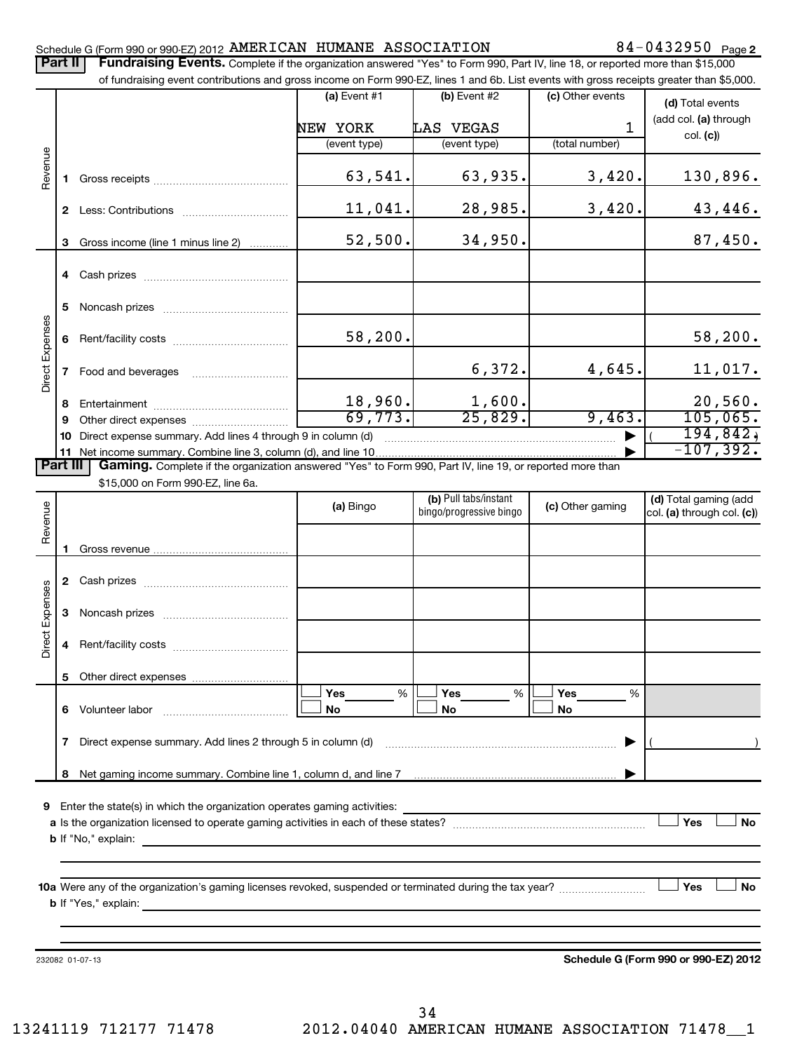Schedule G (Form 990 or 990-EZ) 2012 AMERICAN HUMANE ASSOCIATION 84-0432950 Page 2

**Part II** **Fundraising Events.** Complete if the organization answered "Yes" to Form 990, Part IV, line 18, or reported more than $15,000 of fundraising event contributions and gross income on Form 990-EZ, lines 1 and 6b. List events with gross receipts greater than $5,000.

| | | (a) Event #1 | (b) Event #2 | (c) Other events | (d) Total events (add col. (a) through col. (c)) |
|---|---|---|---|---|---|
| | | NEW YORK | LAS VEGAS | 1 | |
| | | (event type) | (event type) | (total number) | |
| Revenue | 1 Gross receipts | 63,541. | 63,935. | 3,420. | 130,896. |
| | 2 Less: Contributions | 11,041. | 28,985. | 3,420. | 43,446. |
| | 3 Gross income (line 1 minus line 2) | 52,500. | 34,950. | | 87,450. |
| Direct Expenses | 4 Cash prizes | | | | |
| | 5 Noncash prizes | | | | |
| | 6 Rent/facility costs | 58,200. | | | 58,200. |
| | 7 Food and beverages | | 6,372. | 4,645. | 11,017. |
| | 8 Entertainment | 18,960. | 1,600. | | 20,560. |
| | 9 Other direct expenses | 69,773. | 25,829. | 9,463. | 105,065. |
| | 10 Direct expense summary. Add lines 4 through 9 in column (d) | | | | ( 194,842.) |
| | 11 Net income summary. Combine line 3, column (d), and line 10 | | | | -107,392. |

**Part III** **Gaming.** Complete if the organization answered "Yes" to Form 990, Part IV, line 19, or reported more than $15,000 on Form 990-EZ, line 6a.

| | | (a) Bingo | (b) Pull tabs/instant bingo/progressive bingo | (c) Other gaming | (d) Total gaming (add col. (a) through col. (c)) |
|---|---|---|---|---|---|
| Revenue | 1 Gross revenue | | | | |
| Direct Expenses | 2 Cash prizes | | | | |
| | 3 Noncash prizes | | | | |
| | 4 Rent/facility costs | | | | |
| | 5 Other direct expenses | | | | |
| | 6 Volunteer labor | Yes ___ % / No | Yes ___ % / No | Yes ___ % / No | |
| | 7 Direct expense summary. Add lines 2 through 5 in column (d) | | | | ( ) |
| | 8 Net gaming income summary. Combine line 1, column d, and line 7 | | | | |

9 Enter the state(s) in which the organization operates gaming activities:

a Is the organization licensed to operate gaming activities in each of these states? Yes No

b If "No," explain:

10a Were any of the organization's gaming licenses revoked, suspended or terminated during the tax year? Yes No

b If "Yes," explain:

232082 01-07-13

**Schedule G (Form 990 or 990-EZ) 2012**

13241119 712177 71478 2012.04040 AMERICAN HUMANE ASSOCIATION 71478__1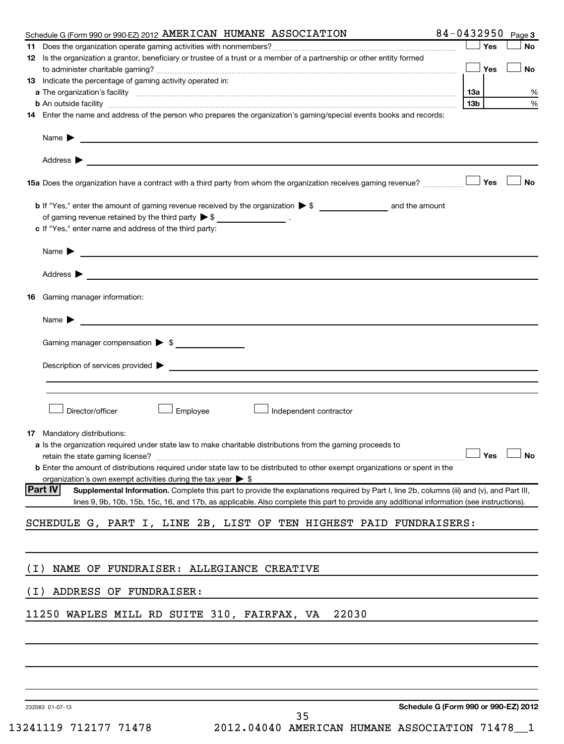Schedule G (Form 990 or 990-EZ) 2012 AMERICAN HUMANE ASSOCIATION 84-0432950 Page 3

**11** Does the organization operate gaming activities with nonmembers? ☐ Yes ☐ No

**12** Is the organization a grantor, beneficiary or trustee of a trust or a member of a partnership or other entity formed to administer charitable gaming? ☐ Yes ☐ No

**13** Indicate the percentage of gaming activity operated in:

**a** The organization's facility **13a** %

**b** An outside facility **13b** %

**14** Enter the name and address of the person who prepares the organization's gaming/special events books and records:

Name ▶

Address ▶

**15a** Does the organization have a contract with a third party from whom the organization receives gaming revenue? ☐ Yes ☐ No

**b** If "Yes," enter the amount of gaming revenue received by the organization ▶ $ ______ and the amount of gaming revenue retained by the third party ▶ $ ______ .

**c** If "Yes," enter name and address of the third party:

Name ▶

Address ▶

**16** Gaming manager information:

Name ▶

Gaming manager compensation ▶ $

Description of services provided ▶

☐ Director/officer ☐ Employee ☐ Independent contractor

**17** Mandatory distributions:

**a** Is the organization required under state law to make charitable distributions from the gaming proceeds to retain the state gaming license? ☐ Yes ☐ No

**b** Enter the amount of distributions required under state law to be distributed to other exempt organizations or spent in the organization's own exempt activities during the tax year ▶ $

**Part IV** **Supplemental Information.** Complete this part to provide the explanations required by Part I, line 2b, columns (iii) and (v), and Part III, lines 9, 9b, 10b, 15b, 15c, 16, and 17b, as applicable. Also complete this part to provide any additional information (see instructions).

SCHEDULE G, PART I, LINE 2B, LIST OF TEN HIGHEST PAID FUNDRAISERS:

(I) NAME OF FUNDRAISER: ALLEGIANCE CREATIVE

(I) ADDRESS OF FUNDRAISER:

11250 WAPLES MILL RD SUITE 310, FAIRFAX, VA 22030

232083 01-07-13 **Schedule G (Form 990 or 990-EZ) 2012**

13241119 712177 71478 2012.04040 AMERICAN HUMANE ASSOCIATION 71478__1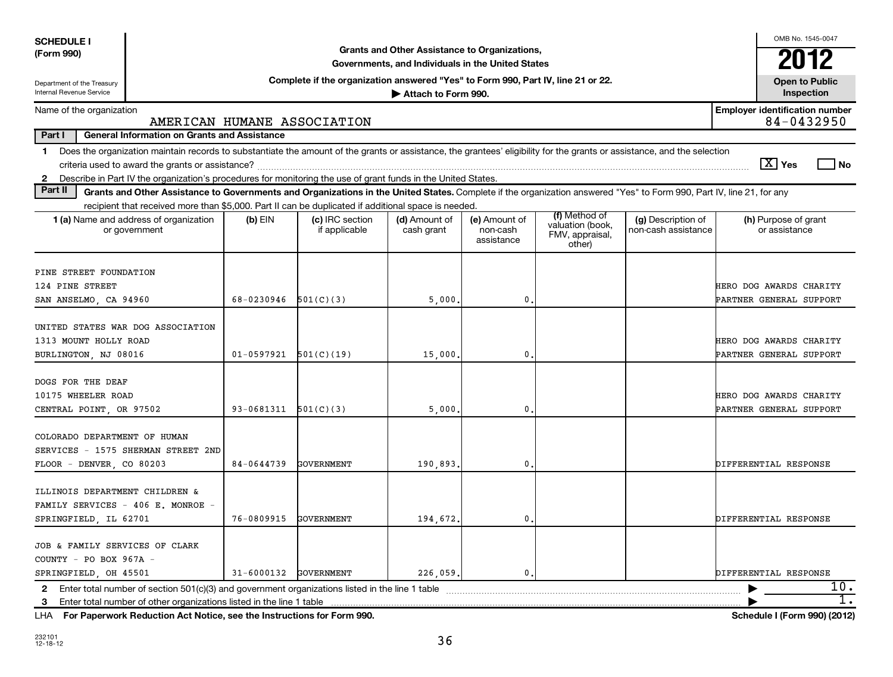**SCHEDULE I**
**(Form 990)**

Department of the Treasury
Internal Revenue Service

**Grants and Other Assistance to Organizations, Governments, and Individuals in the United States**

**Complete if the organization answered "Yes" to Form 990, Part IV, line 21 or 22.**

**▶ Attach to Form 990.**

OMB No. 1545-0047

**2012**

**Open to Public Inspection**

Name of the organization: AMERICAN HUMANE ASSOCIATION

**Employer identification number** 84-0432950

**Part I General Information on Grants and Assistance**

1 Does the organization maintain records to substantiate the amount of the grants or assistance, the grantees' eligibility for the grants or assistance, and the selection criteria used to award the grants or assistance? [X] Yes [ ] No

2 Describe in Part IV the organization's procedures for monitoring the use of grant funds in the United States.

**Part II Grants and Other Assistance to Governments and Organizations in the United States.** Complete if the organization answered "Yes" to Form 990, Part IV, line 21, for any recipient that received more than $5,000. Part II can be duplicated if additional space is needed.

| 1 (a) Name and address of organization or government | (b) EIN | (c) IRC section if applicable | (d) Amount of cash grant | (e) Amount of non-cash assistance | (f) Method of valuation (book, FMV, appraisal, other) | (g) Description of non-cash assistance | (h) Purpose of grant or assistance |
|---|---|---|---|---|---|---|---|
| PINE STREET FOUNDATION<br>124 PINE STREET<br>SAN ANSELMO, CA 94960 | 68-0230946 | 501(C)(3) | 5,000. | 0. | | | HERO DOG AWARDS CHARITY PARTNER GENERAL SUPPORT |
| UNITED STATES WAR DOG ASSOCIATION<br>1313 MOUNT HOLLY ROAD<br>BURLINGTON, NJ 08016 | 01-0597921 | 501(C)(19) | 15,000. | 0. | | | HERO DOG AWARDS CHARITY PARTNER GENERAL SUPPORT |
| DOGS FOR THE DEAF<br>10175 WHEELER ROAD<br>CENTRAL POINT, OR 97502 | 93-0681311 | 501(C)(3) | 5,000. | 0. | | | HERO DOG AWARDS CHARITY PARTNER GENERAL SUPPORT |
| COLORADO DEPARTMENT OF HUMAN SERVICES - 1575 SHERMAN STREET 2ND FLOOR - DENVER, CO 80203 | 84-0644739 | GOVERNMENT | 190,893. | 0. | | | DIFFERENTIAL RESPONSE |
| ILLINOIS DEPARTMENT CHILDREN & FAMILY SERVICES - 406 E. MONROE - SPRINGFIELD, IL 62701 | 76-0809915 | GOVERNMENT | 194,672. | 0. | | | DIFFERENTIAL RESPONSE |
| JOB & FAMILY SERVICES OF CLARK COUNTY - PO BOX 967A - SPRINGFIELD, OH 45501 | 31-6000132 | GOVERNMENT | 226,059. | 0. | | | DIFFERENTIAL RESPONSE |

2 Enter total number of section 501(c)(3) and government organizations listed in the line 1 table ▶ 10.

3 Enter total number of other organizations listed in the line 1 table ▶ 1.

LHA **For Paperwork Reduction Act Notice, see the Instructions for Form 990.** **Schedule I (Form 990) (2012)**

232101
12-18-12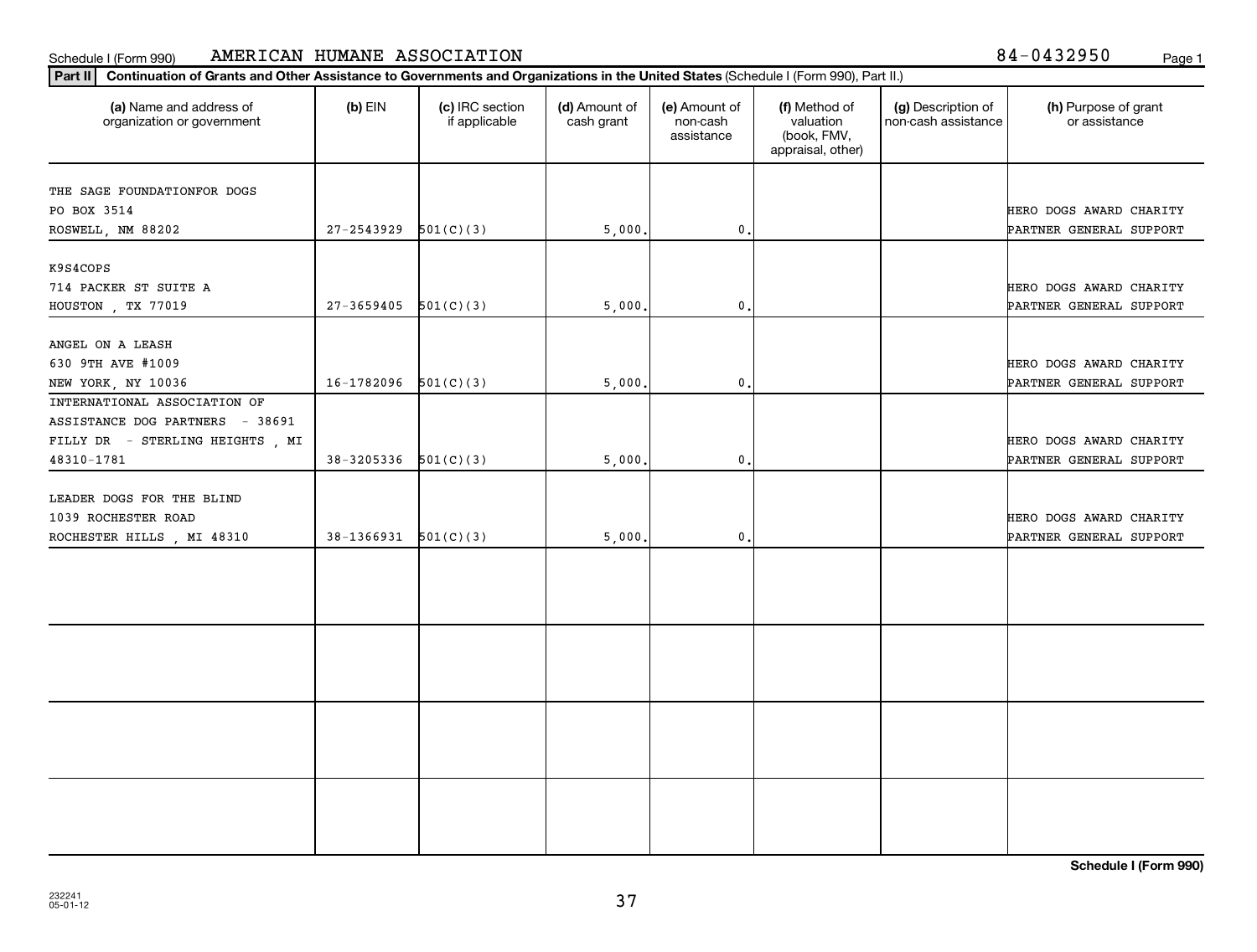Schedule I (Form 990) AMERICAN HUMANE ASSOCIATION 84-0432950

**Part II** **Continuation of Grants and Other Assistance to Governments and Organizations in the United States** (Schedule I (Form 990), Part II.)

| (a) Name and address of organization or government | (b) EIN | (c) IRC section if applicable | (d) Amount of cash grant | (e) Amount of non-cash assistance | (f) Method of valuation (book, FMV, appraisal, other) | (g) Description of non-cash assistance | (h) Purpose of grant or assistance |
|---|---|---|---|---|---|---|---|
| THE SAGE FOUNDATIONFOR DOGS PO BOX 3514 ROSWELL, NM 88202 | 27-2543929 | 501(C)(3) | 5,000. | 0. | | | HERO DOGS AWARD CHARITY PARTNER GENERAL SUPPORT |
| K9S4COPS 714 PACKER ST SUITE A HOUSTON , TX 77019 | 27-3659405 | 501(C)(3) | 5,000. | 0. | | | HERO DOGS AWARD CHARITY PARTNER GENERAL SUPPORT |
| ANGEL ON A LEASH 630 9TH AVE #1009 NEW YORK, NY 10036 | 16-1782096 | 501(C)(3) | 5,000. | 0. | | | HERO DOGS AWARD CHARITY PARTNER GENERAL SUPPORT |
| INTERNATIONAL ASSOCIATION OF ASSISTANCE DOG PARTNERS - 38691 FILLY DR - STERLING HEIGHTS , MI 48310-1781 | 38-3205336 | 501(C)(3) | 5,000. | 0. | | | HERO DOGS AWARD CHARITY PARTNER GENERAL SUPPORT |
| LEADER DOGS FOR THE BLIND 1039 ROCHESTER ROAD ROCHESTER HILLS , MI 48310 | 38-1366931 | 501(C)(3) | 5,000. | 0. | | | HERO DOGS AWARD CHARITY PARTNER GENERAL SUPPORT |
| | | | | | | | |
| | | | | | | | |
| | | | | | | | |
| | | | | | | | |

**Schedule I (Form 990)**

232241
05-01-12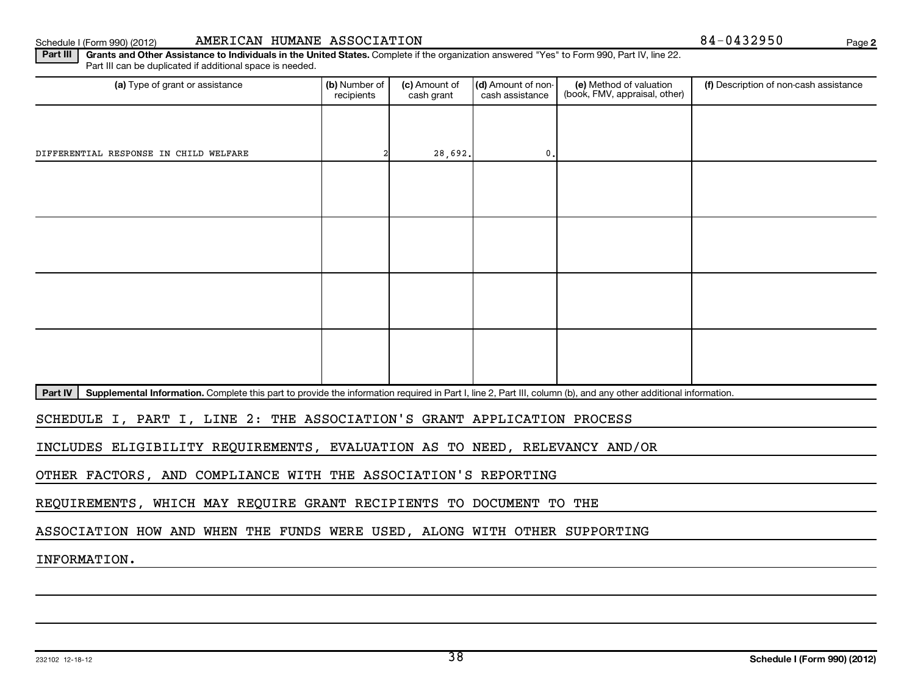Schedule I (Form 990) (2012) AMERICAN HUMANE ASSOCIATION 84-0432950 Page 2

**Part III** **Grants and Other Assistance to Individuals in the United States.** Complete if the organization answered "Yes" to Form 990, Part IV, line 22. Part III can be duplicated if additional space is needed.

| (a) Type of grant or assistance | (b) Number of recipients | (c) Amount of cash grant | (d) Amount of non-cash assistance | (e) Method of valuation (book, FMV, appraisal, other) | (f) Description of non-cash assistance |
|---|---|---|---|---|---|
| DIFFERENTIAL RESPONSE IN CHILD WELFARE | 2 | 28,692. | 0. | | |
| | | | | | |
| | | | | | |
| | | | | | |
| | | | | | |

**Part IV** **Supplemental Information.** Complete this part to provide the information required in Part I, line 2, Part III, column (b), and any other additional information.

SCHEDULE I, PART I, LINE 2: THE ASSOCIATION'S GRANT APPLICATION PROCESS INCLUDES ELIGIBILITY REQUIREMENTS, EVALUATION AS TO NEED, RELEVANCY AND/OR OTHER FACTORS, AND COMPLIANCE WITH THE ASSOCIATION'S REPORTING REQUIREMENTS, WHICH MAY REQUIRE GRANT RECIPIENTS TO DOCUMENT TO THE ASSOCIATION HOW AND WHEN THE FUNDS WERE USED, ALONG WITH OTHER SUPPORTING INFORMATION.

232102 12-18-12 **Schedule I (Form 990) (2012)**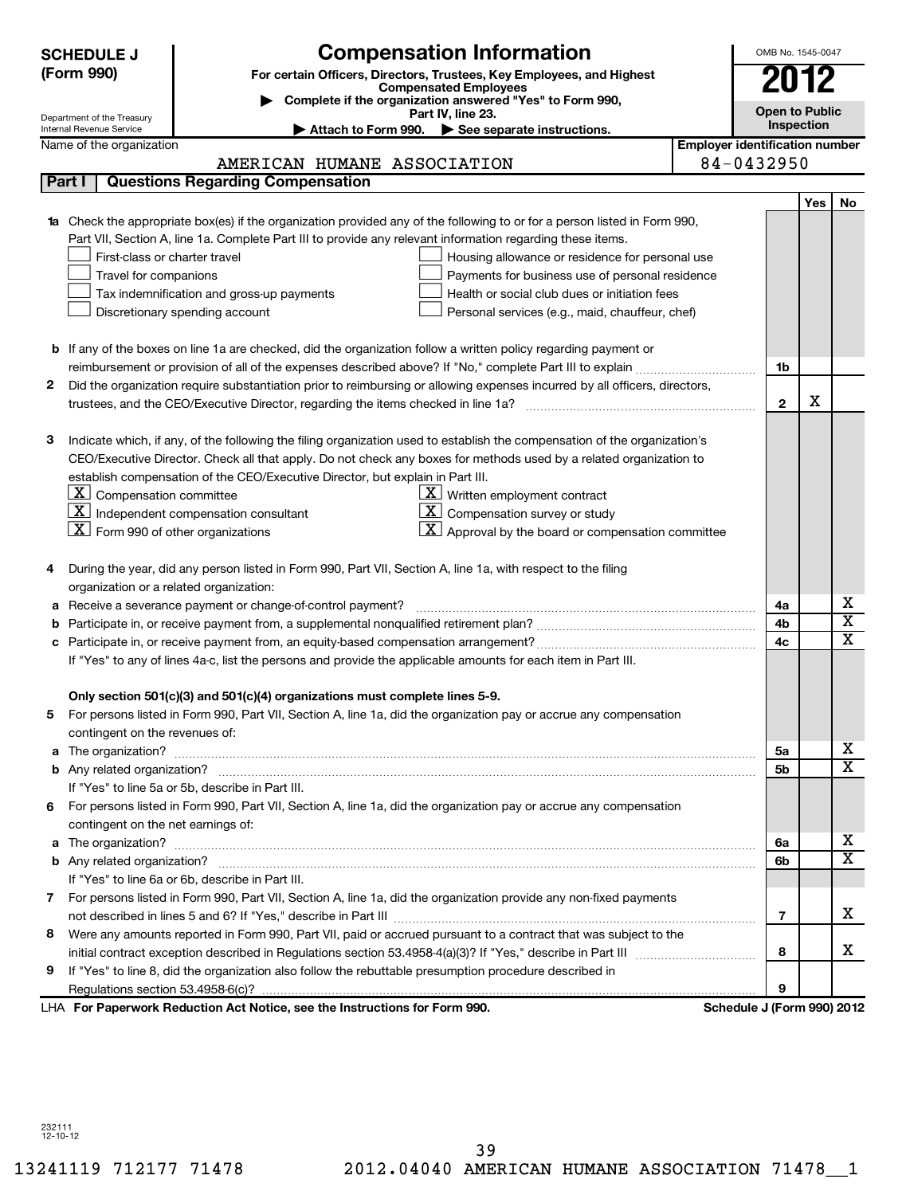**SCHEDULE J (Form 990)**

Department of the Treasury
Internal Revenue Service

# Compensation Information

**For certain Officers, Directors, Trustees, Key Employees, and Highest Compensated Employees**

▶ **Complete if the organization answered "Yes" to Form 990, Part IV, line 23.**

▶ **Attach to Form 990.** ▶ **See separate instructions.**

OMB No. 1545-0047

**2012**

**Open to Public Inspection**

Name of the organization: AMERICAN HUMANE ASSOCIATION

Employer identification number: 84-0432950

## Part I | Questions Regarding Compensation

| | | | Yes | No |
|---|---|---|---|---|
| **1a** | Check the appropriate box(es) if the organization provided any of the following to or for a person listed in Form 990, Part VII, Section A, line 1a. Complete Part III to provide any relevant information regarding these items.<br>☐ First-class or charter travel ☐ Housing allowance or residence for personal use<br>☐ Travel for companions ☐ Payments for business use of personal residence<br>☐ Tax indemnification and gross-up payments ☐ Health or social club dues or initiation fees<br>☐ Discretionary spending account ☐ Personal services (e.g., maid, chauffeur, chef) | | | |
| **b** | If any of the boxes on line 1a are checked, did the organization follow a written policy regarding payment or reimbursement or provision of all of the expenses described above? If "No," complete Part III to explain | 1b | | |
| **2** | Did the organization require substantiation prior to reimbursing or allowing expenses incurred by all officers, directors, trustees, and the CEO/Executive Director, regarding the items checked in line 1a? | 2 | X | |
| **3** | Indicate which, if any, of the following the filing organization used to establish the compensation of the organization's CEO/Executive Director. Check all that apply. Do not check any boxes for methods used by a related organization to establish compensation of the CEO/Executive Director, but explain in Part III.<br>☒ Compensation committee ☒ Written employment contract<br>☒ Independent compensation consultant ☒ Compensation survey or study<br>☒ Form 990 of other organizations ☒ Approval by the board or compensation committee | | | |
| **4** | During the year, did any person listed in Form 990, Part VII, Section A, line 1a, with respect to the filing organization or a related organization: | | | |
| **a** | Receive a severance payment or change-of-control payment? | 4a | | X |
| **b** | Participate in, or receive payment from, a supplemental nonqualified retirement plan? | 4b | | X |
| **c** | Participate in, or receive payment from, an equity-based compensation arrangement? | 4c | | X |
| | If "Yes" to any of lines 4a-c, list the persons and provide the applicable amounts for each item in Part III. | | | |
| | **Only section 501(c)(3) and 501(c)(4) organizations must complete lines 5-9.** | | | |
| **5** | For persons listed in Form 990, Part VII, Section A, line 1a, did the organization pay or accrue any compensation contingent on the revenues of: | | | |
| **a** | The organization? | 5a | | X |
| **b** | Any related organization? | 5b | | X |
| | If "Yes" to line 5a or 5b, describe in Part III. | | | |
| **6** | For persons listed in Form 990, Part VII, Section A, line 1a, did the organization pay or accrue any compensation contingent on the net earnings of: | | | |
| **a** | The organization? | 6a | | X |
| **b** | Any related organization? | 6b | | X |
| | If "Yes" to line 6a or 6b, describe in Part III. | | | |
| **7** | For persons listed in Form 990, Part VII, Section A, line 1a, did the organization provide any non-fixed payments not described in lines 5 and 6? If "Yes," describe in Part III | 7 | | X |
| **8** | Were any amounts reported in Form 990, Part VII, paid or accrued pursuant to a contract that was subject to the initial contract exception described in Regulations section 53.4958-4(a)(3)? If "Yes," describe in Part III | 8 | | X |
| **9** | If "Yes" to line 8, did the organization also follow the rebuttable presumption procedure described in Regulations section 53.4958-6(c)? | 9 | | |

LHA **For Paperwork Reduction Act Notice, see the Instructions for Form 990.** **Schedule J (Form 990) 2012**

232111
12-10-12

13241119 712177 71478 2012.04040 AMERICAN HUMANE ASSOCIATION 71478__1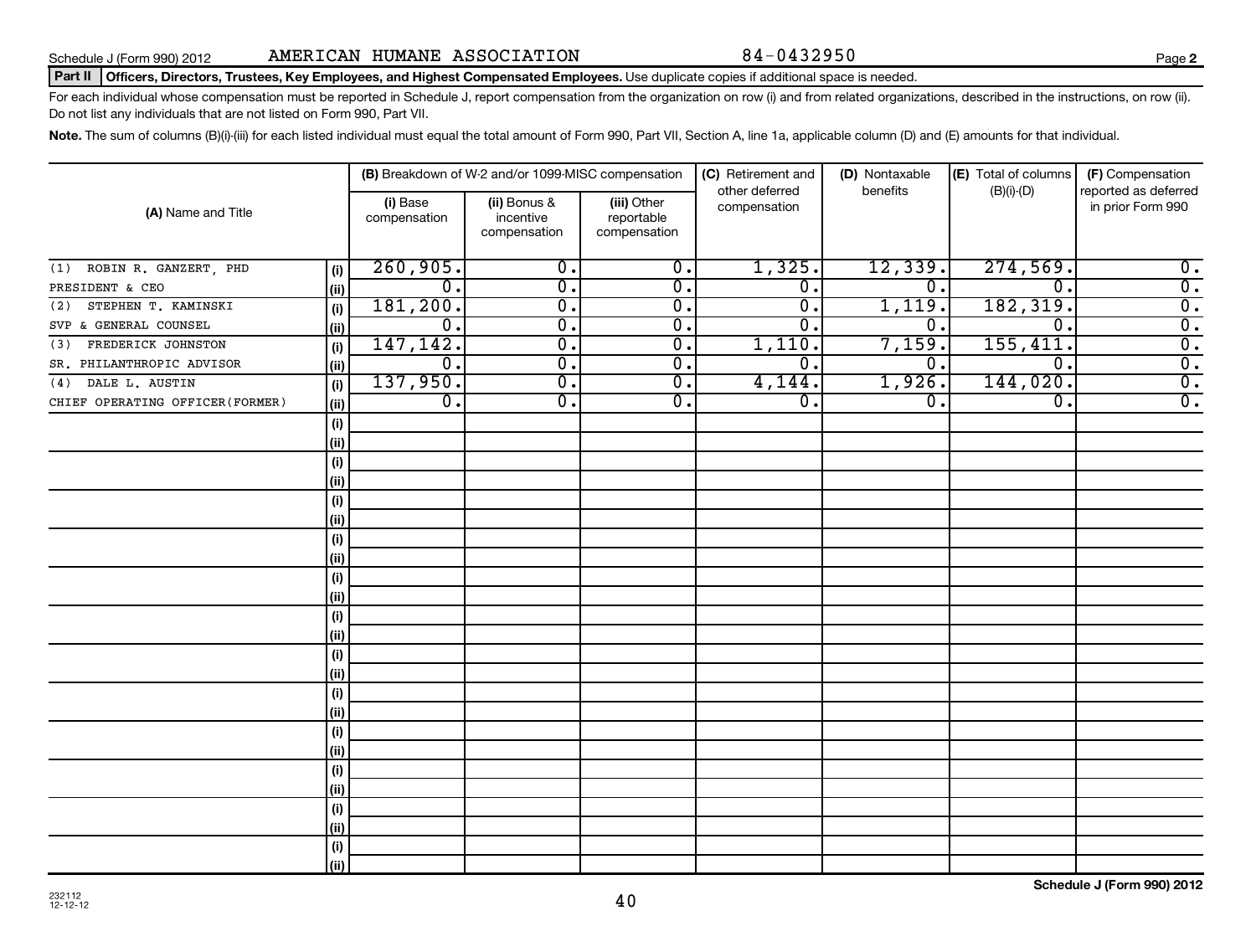Schedule J (Form 990) 2012 AMERICAN HUMANE ASSOCIATION 84-0432950 Page **2**

**Part II Officers, Directors, Trustees, Key Employees, and Highest Compensated Employees.** Use duplicate copies if additional space is needed.

For each individual whose compensation must be reported in Schedule J, report compensation from the organization on row (i) and from related organizations, described in the instructions, on row (ii). Do not list any individuals that are not listed on Form 990, Part VII.

**Note.** The sum of columns (B)(i)-(iii) for each listed individual must equal the total amount of Form 990, Part VII, Section A, line 1a, applicable column (D) and (E) amounts for that individual.

| (A) Name and Title | | (B) Breakdown of W-2 and/or 1099-MISC compensation | | | (C) Retirement and other deferred compensation | (D) Nontaxable benefits | (E) Total of columns (B)(i)-(D) | (F) Compensation reported as deferred in prior Form 990 |
|---|---|---|---|---|---|---|---|---|
| | | (i) Base compensation | (ii) Bonus & incentive compensation | (iii) Other reportable compensation | | | | |
| (1) ROBIN R. GANZERT, PHD | (i) | 260,905. | 0. | 0. | 1,325. | 12,339. | 274,569. | 0. |
| PRESIDENT & CEO | (ii) | 0. | 0. | 0. | 0. | 0. | 0. | 0. |
| (2) STEPHEN T. KAMINSKI | (i) | 181,200. | 0. | 0. | 0. | 1,119. | 182,319. | 0. |
| SVP & GENERAL COUNSEL | (ii) | 0. | 0. | 0. | 0. | 0. | 0. | 0. |
| (3) FREDERICK JOHNSTON | (i) | 147,142. | 0. | 0. | 1,110. | 7,159. | 155,411. | 0. |
| SR. PHILANTHROPIC ADVISOR | (ii) | 0. | 0. | 0. | 0. | 0. | 0. | 0. |
| (4) DALE L. AUSTIN | (i) | 137,950. | 0. | 0. | 4,144. | 1,926. | 144,020. | 0. |
| CHIEF OPERATING OFFICER(FORMER) | (ii) | 0. | 0. | 0. | 0. | 0. | 0. | 0. |

232112
12-12-12

**Schedule J (Form 990) 2012**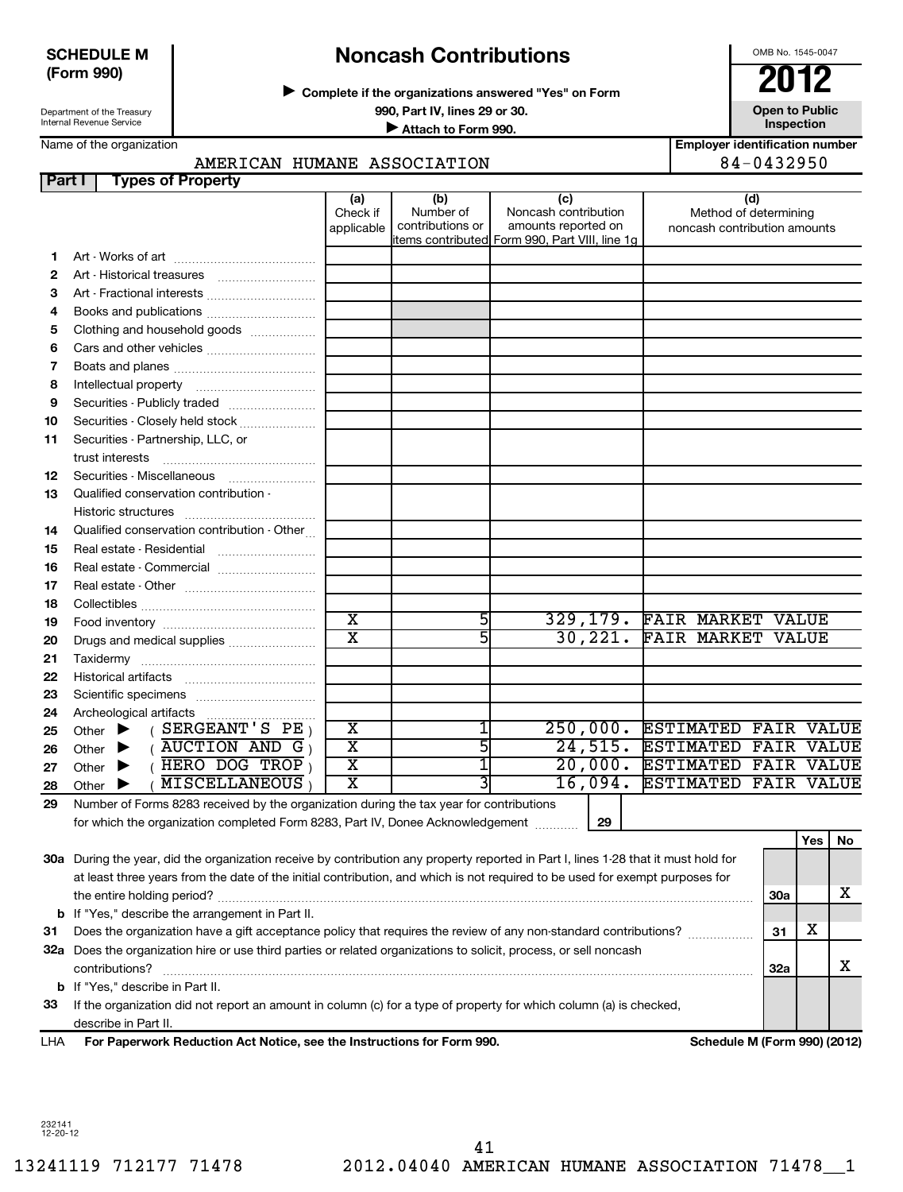**SCHEDULE M (Form 990)**

Department of the Treasury
Internal Revenue Service

# Noncash Contributions

▶ Complete if the organizations answered "Yes" on Form 990, Part IV, lines 29 or 30.

▶ Attach to Form 990.

OMB No. 1545-0047

**2012**

**Open to Public Inspection**

Name of the organization: AMERICAN HUMANE ASSOCIATION

Employer identification number: 84-0432950

## Part I Types of Property

| | | (a) Check if applicable | (b) Number of contributions or items contributed | (c) Noncash contribution amounts reported on Form 990, Part VIII, line 1g | (d) Method of determining noncash contribution amounts |
|---|---|---|---|---|---|
| 1 | Art - Works of art | | | | |
| 2 | Art - Historical treasures | | | | |
| 3 | Art - Fractional interests | | | | |
| 4 | Books and publications | | | | |
| 5 | Clothing and household goods | | | | |
| 6 | Cars and other vehicles | | | | |
| 7 | Boats and planes | | | | |
| 8 | Intellectual property | | | | |
| 9 | Securities - Publicly traded | | | | |
| 10 | Securities - Closely held stock | | | | |
| 11 | Securities - Partnership, LLC, or trust interests | | | | |
| 12 | Securities - Miscellaneous | | | | |
| 13 | Qualified conservation contribution - Historic structures | | | | |
| 14 | Qualified conservation contribution - Other | | | | |
| 15 | Real estate - Residential | | | | |
| 16 | Real estate - Commercial | | | | |
| 17 | Real estate - Other | | | | |
| 18 | Collectibles | | | | |
| 19 | Food inventory | X | 5 | 329,179. | FAIR MARKET VALUE |
| 20 | Drugs and medical supplies | X | 5 | 30,221. | FAIR MARKET VALUE |
| 21 | Taxidermy | | | | |
| 22 | Historical artifacts | | | | |
| 23 | Scientific specimens | | | | |
| 24 | Archeological artifacts | | | | |
| 25 | Other ▶ ( SERGEANT'S PE ) | X | 1 | 250,000. | ESTIMATED FAIR VALUE |
| 26 | Other ▶ ( AUCTION AND G ) | X | 5 | 24,515. | ESTIMATED FAIR VALUE |
| 27 | Other ▶ ( HERO DOG TROP ) | X | 1 | 20,000. | ESTIMATED FAIR VALUE |
| 28 | Other ▶ ( MISCELLANEOUS ) | X | 3 | 16,094. | ESTIMATED FAIR VALUE |

29 Number of Forms 8283 received by the organization during the tax year for contributions for which the organization completed Form 8283, Part IV, Donee Acknowledgement ..... 29

| | | | Yes | No |
|---|---|---|---|---|
| 30a | During the year, did the organization receive by contribution any property reported in Part I, lines 1-28 that it must hold for at least three years from the date of the initial contribution, and which is not required to be used for exempt purposes for the entire holding period? | 30a | | X |
| b | If "Yes," describe the arrangement in Part II. | | | |
| 31 | Does the organization have a gift acceptance policy that requires the review of any non-standard contributions? | 31 | X | |
| 32a | Does the organization hire or use third parties or related organizations to solicit, process, or sell noncash contributions? | 32a | | X |
| b | If "Yes," describe in Part II. | | | |
| 33 | If the organization did not report an amount in column (c) for a type of property for which column (a) is checked, describe in Part II. | | | |

LHA **For Paperwork Reduction Act Notice, see the Instructions for Form 990.** **Schedule M (Form 990) (2012)**

232141
12-20-12

13241119 712177 71478 2012.04040 AMERICAN HUMANE ASSOCIATION 71478__1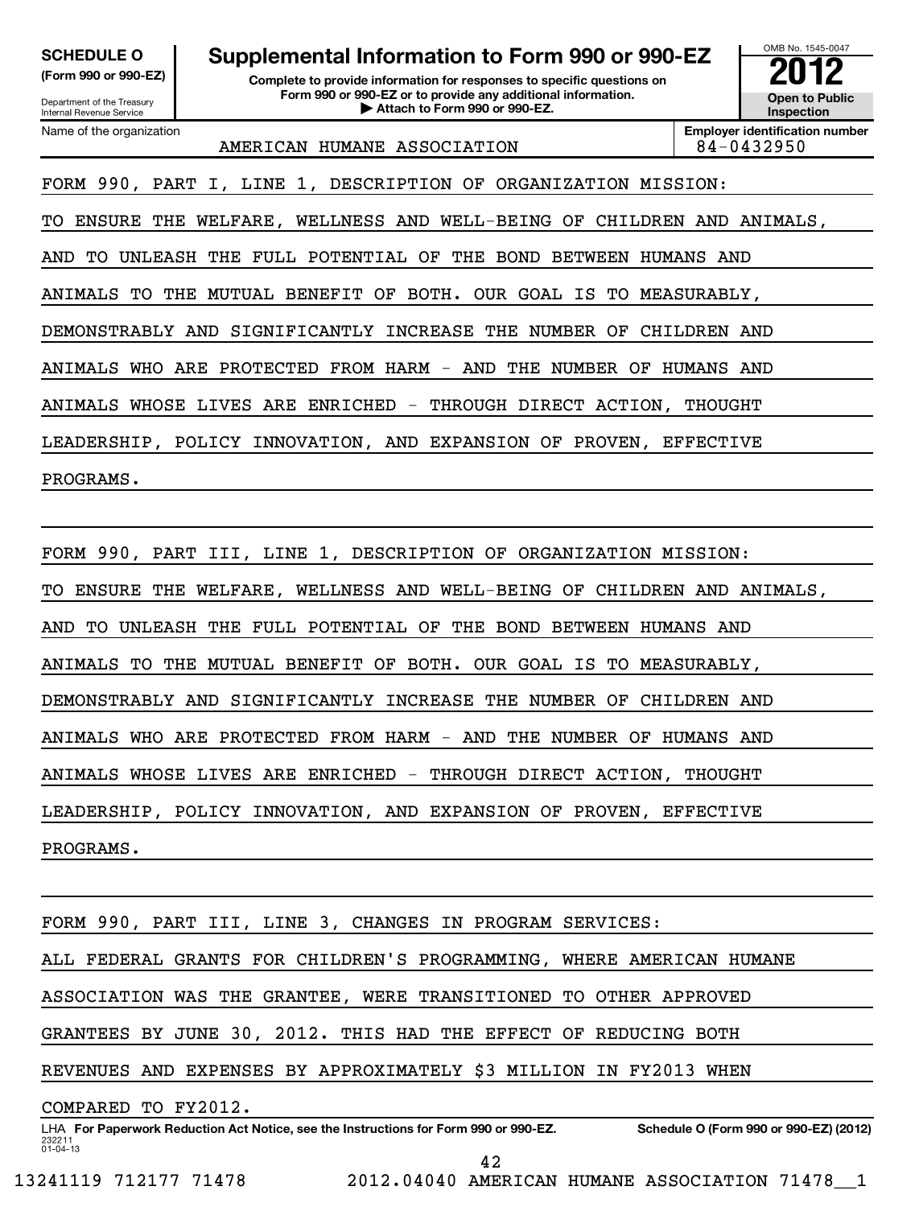**SCHEDULE O**
**(Form 990 or 990-EZ)**

Department of the Treasury
Internal Revenue Service

# Supplemental Information to Form 990 or 990-EZ

**Complete to provide information for responses to specific questions on Form 990 or 990-EZ or to provide any additional information.**
**▶ Attach to Form 990 or 990-EZ.**

OMB No. 1545-0047

**2012**

**Open to Public Inspection**

| Name of the organization | Employer identification number |
|---|---|
| AMERICAN HUMANE ASSOCIATION | 84-0432950 |

FORM 990, PART I, LINE 1, DESCRIPTION OF ORGANIZATION MISSION:

TO ENSURE THE WELFARE, WELLNESS AND WELL-BEING OF CHILDREN AND ANIMALS, AND TO UNLEASH THE FULL POTENTIAL OF THE BOND BETWEEN HUMANS AND ANIMALS TO THE MUTUAL BENEFIT OF BOTH. OUR GOAL IS TO MEASURABLY, DEMONSTRABLY AND SIGNIFICANTLY INCREASE THE NUMBER OF CHILDREN AND ANIMALS WHO ARE PROTECTED FROM HARM - AND THE NUMBER OF HUMANS AND ANIMALS WHOSE LIVES ARE ENRICHED - THROUGH DIRECT ACTION, THOUGHT LEADERSHIP, POLICY INNOVATION, AND EXPANSION OF PROVEN, EFFECTIVE PROGRAMS.

FORM 990, PART III, LINE 1, DESCRIPTION OF ORGANIZATION MISSION:

TO ENSURE THE WELFARE, WELLNESS AND WELL-BEING OF CHILDREN AND ANIMALS, AND TO UNLEASH THE FULL POTENTIAL OF THE BOND BETWEEN HUMANS AND ANIMALS TO THE MUTUAL BENEFIT OF BOTH. OUR GOAL IS TO MEASURABLY, DEMONSTRABLY AND SIGNIFICANTLY INCREASE THE NUMBER OF CHILDREN AND ANIMALS WHO ARE PROTECTED FROM HARM - AND THE NUMBER OF HUMANS AND ANIMALS WHOSE LIVES ARE ENRICHED - THROUGH DIRECT ACTION, THOUGHT LEADERSHIP, POLICY INNOVATION, AND EXPANSION OF PROVEN, EFFECTIVE PROGRAMS.

FORM 990, PART III, LINE 3, CHANGES IN PROGRAM SERVICES:

ALL FEDERAL GRANTS FOR CHILDREN'S PROGRAMMING, WHERE AMERICAN HUMANE ASSOCIATION WAS THE GRANTEE, WERE TRANSITIONED TO OTHER APPROVED GRANTEES BY JUNE 30, 2012. THIS HAD THE EFFECT OF REDUCING BOTH REVENUES AND EXPENSES BY APPROXIMATELY $3 MILLION IN FY2013 WHEN COMPARED TO FY2012.

LHA **For Paperwork Reduction Act Notice, see the Instructions for Form 990 or 990-EZ.** **Schedule O (Form 990 or 990-EZ) (2012)**

232211
01-04-13

13241119 712177 71478 2012.04040 AMERICAN HUMANE ASSOCIATION 71478__1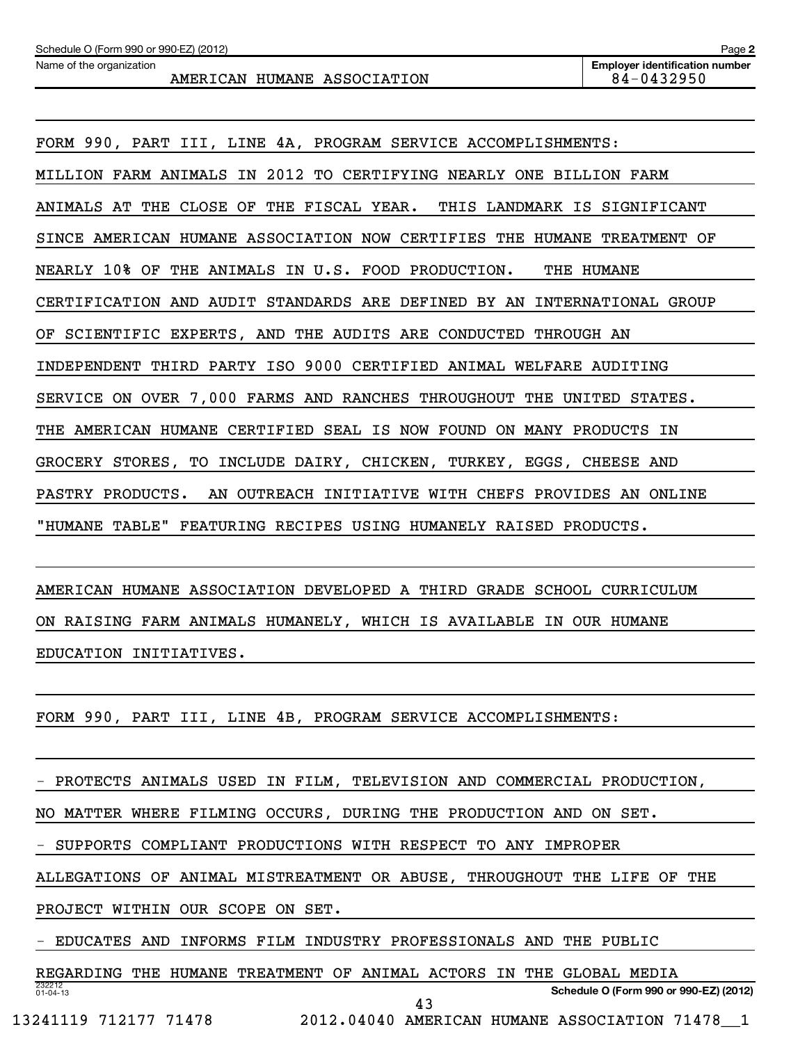Schedule O (Form 990 or 990-EZ) (2012)

Name of the organization: AMERICAN HUMANE ASSOCIATION

Employer identification number: 84-0432950

FORM 990, PART III, LINE 4A, PROGRAM SERVICE ACCOMPLISHMENTS:

MILLION FARM ANIMALS IN 2012 TO CERTIFYING NEARLY ONE BILLION FARM ANIMALS AT THE CLOSE OF THE FISCAL YEAR. THIS LANDMARK IS SIGNIFICANT SINCE AMERICAN HUMANE ASSOCIATION NOW CERTIFIES THE HUMANE TREATMENT OF NEARLY 10% OF THE ANIMALS IN U.S. FOOD PRODUCTION. THE HUMANE CERTIFICATION AND AUDIT STANDARDS ARE DEFINED BY AN INTERNATIONAL GROUP OF SCIENTIFIC EXPERTS, AND THE AUDITS ARE CONDUCTED THROUGH AN INDEPENDENT THIRD PARTY ISO 9000 CERTIFIED ANIMAL WELFARE AUDITING SERVICE ON OVER 7,000 FARMS AND RANCHES THROUGHOUT THE UNITED STATES. THE AMERICAN HUMANE CERTIFIED SEAL IS NOW FOUND ON MANY PRODUCTS IN GROCERY STORES, TO INCLUDE DAIRY, CHICKEN, TURKEY, EGGS, CHEESE AND PASTRY PRODUCTS. AN OUTREACH INITIATIVE WITH CHEFS PROVIDES AN ONLINE "HUMANE TABLE" FEATURING RECIPES USING HUMANELY RAISED PRODUCTS.

AMERICAN HUMANE ASSOCIATION DEVELOPED A THIRD GRADE SCHOOL CURRICULUM ON RAISING FARM ANIMALS HUMANELY, WHICH IS AVAILABLE IN OUR HUMANE EDUCATION INITIATIVES.

FORM 990, PART III, LINE 4B, PROGRAM SERVICE ACCOMPLISHMENTS:

- PROTECTS ANIMALS USED IN FILM, TELEVISION AND COMMERCIAL PRODUCTION, NO MATTER WHERE FILMING OCCURS, DURING THE PRODUCTION AND ON SET.
- SUPPORTS COMPLIANT PRODUCTIONS WITH RESPECT TO ANY IMPROPER ALLEGATIONS OF ANIMAL MISTREATMENT OR ABUSE, THROUGHOUT THE LIFE OF THE PROJECT WITHIN OUR SCOPE ON SET.
- EDUCATES AND INFORMS FILM INDUSTRY PROFESSIONALS AND THE PUBLIC REGARDING THE HUMANE TREATMENT OF ANIMAL ACTORS IN THE GLOBAL MEDIA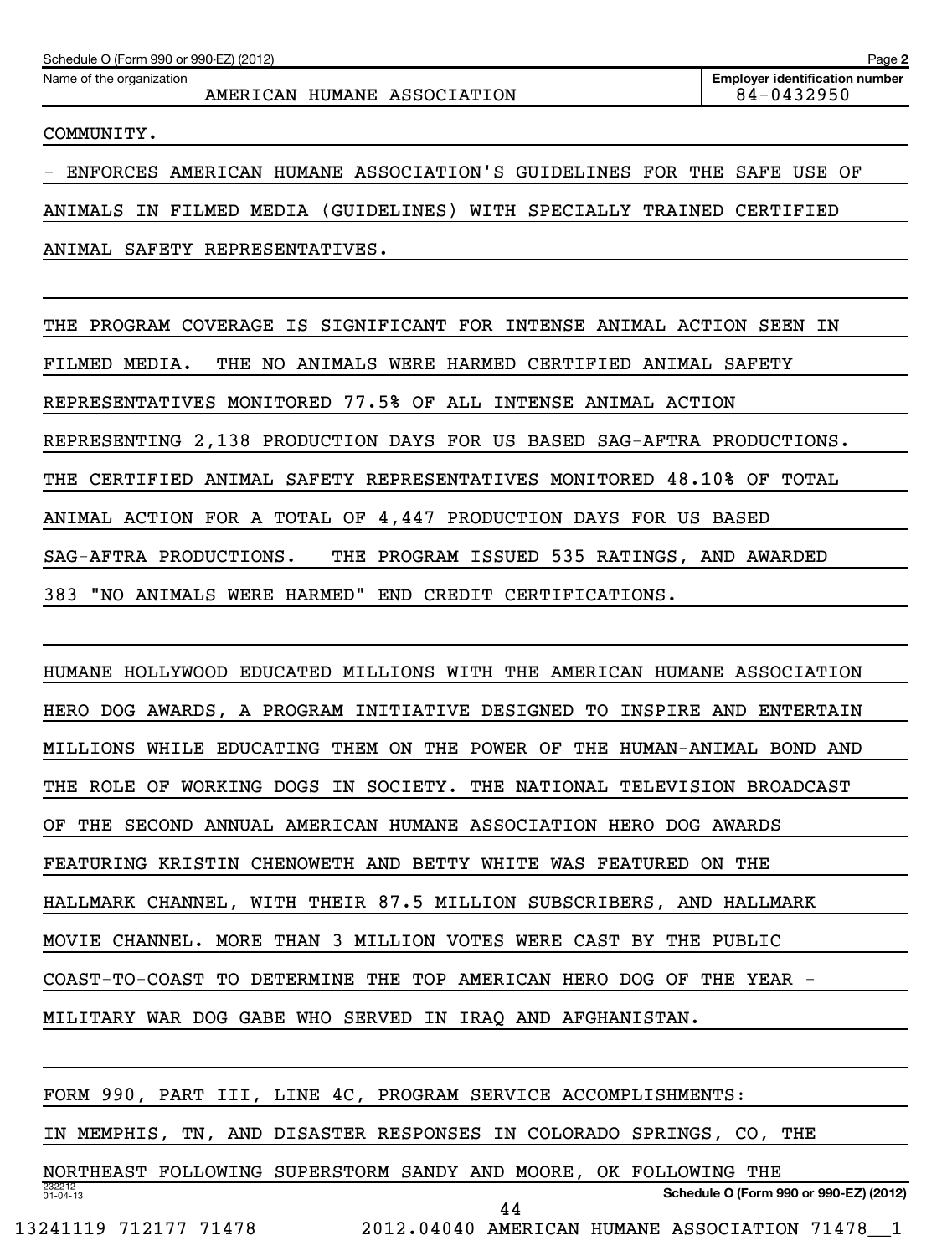Schedule O (Form 990 or 990-EZ) (2012)

Name of the organization: AMERICAN HUMANE ASSOCIATION

Employer identification number: 84-0432950

COMMUNITY.

- ENFORCES AMERICAN HUMANE ASSOCIATION'S GUIDELINES FOR THE SAFE USE OF ANIMALS IN FILMED MEDIA (GUIDELINES) WITH SPECIALLY TRAINED CERTIFIED ANIMAL SAFETY REPRESENTATIVES.

THE PROGRAM COVERAGE IS SIGNIFICANT FOR INTENSE ANIMAL ACTION SEEN IN FILMED MEDIA. THE NO ANIMALS WERE HARMED CERTIFIED ANIMAL SAFETY REPRESENTATIVES MONITORED 77.5% OF ALL INTENSE ANIMAL ACTION REPRESENTING 2,138 PRODUCTION DAYS FOR US BASED SAG-AFTRA PRODUCTIONS. THE CERTIFIED ANIMAL SAFETY REPRESENTATIVES MONITORED 48.10% OF TOTAL ANIMAL ACTION FOR A TOTAL OF 4,447 PRODUCTION DAYS FOR US BASED SAG-AFTRA PRODUCTIONS. THE PROGRAM ISSUED 535 RATINGS, AND AWARDED 383 "NO ANIMALS WERE HARMED" END CREDIT CERTIFICATIONS.

HUMANE HOLLYWOOD EDUCATED MILLIONS WITH THE AMERICAN HUMANE ASSOCIATION HERO DOG AWARDS, A PROGRAM INITIATIVE DESIGNED TO INSPIRE AND ENTERTAIN MILLIONS WHILE EDUCATING THEM ON THE POWER OF THE HUMAN-ANIMAL BOND AND THE ROLE OF WORKING DOGS IN SOCIETY. THE NATIONAL TELEVISION BROADCAST OF THE SECOND ANNUAL AMERICAN HUMANE ASSOCIATION HERO DOG AWARDS FEATURING KRISTIN CHENOWETH AND BETTY WHITE WAS FEATURED ON THE HALLMARK CHANNEL, WITH THEIR 87.5 MILLION SUBSCRIBERS, AND HALLMARK MOVIE CHANNEL. MORE THAN 3 MILLION VOTES WERE CAST BY THE PUBLIC COAST-TO-COAST TO DETERMINE THE TOP AMERICAN HERO DOG OF THE YEAR - MILITARY WAR DOG GABE WHO SERVED IN IRAQ AND AFGHANISTAN.

FORM 990, PART III, LINE 4C, PROGRAM SERVICE ACCOMPLISHMENTS:

IN MEMPHIS, TN, AND DISASTER RESPONSES IN COLORADO SPRINGS, CO, THE NORTHEAST FOLLOWING SUPERSTORM SANDY AND MOORE, OK FOLLOWING THE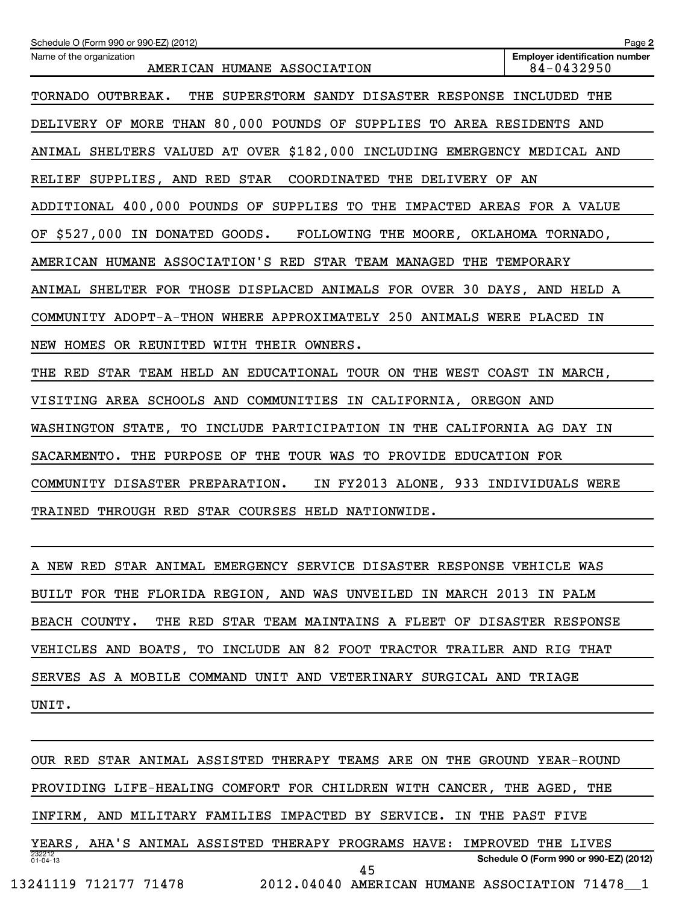Schedule O (Form 990 or 990-EZ) (2012)

Name of the organization: AMERICAN HUMANE ASSOCIATION

Employer identification number: 84-0432950

TORNADO OUTBREAK. THE SUPERSTORM SANDY DISASTER RESPONSE INCLUDED THE DELIVERY OF MORE THAN 80,000 POUNDS OF SUPPLIES TO AREA RESIDENTS AND ANIMAL SHELTERS VALUED AT OVER $182,000 INCLUDING EMERGENCY MEDICAL AND RELIEF SUPPLIES, AND RED STAR COORDINATED THE DELIVERY OF AN ADDITIONAL 400,000 POUNDS OF SUPPLIES TO THE IMPACTED AREAS FOR A VALUE OF $527,000 IN DONATED GOODS. FOLLOWING THE MOORE, OKLAHOMA TORNADO, AMERICAN HUMANE ASSOCIATION'S RED STAR TEAM MANAGED THE TEMPORARY ANIMAL SHELTER FOR THOSE DISPLACED ANIMALS FOR OVER 30 DAYS, AND HELD A COMMUNITY ADOPT-A-THON WHERE APPROXIMATELY 250 ANIMALS WERE PLACED IN NEW HOMES OR REUNITED WITH THEIR OWNERS.

THE RED STAR TEAM HELD AN EDUCATIONAL TOUR ON THE WEST COAST IN MARCH, VISITING AREA SCHOOLS AND COMMUNITIES IN CALIFORNIA, OREGON AND WASHINGTON STATE, TO INCLUDE PARTICIPATION IN THE CALIFORNIA AG DAY IN SACARMENTO. THE PURPOSE OF THE TOUR WAS TO PROVIDE EDUCATION FOR COMMUNITY DISASTER PREPARATION. IN FY2013 ALONE, 933 INDIVIDUALS WERE TRAINED THROUGH RED STAR COURSES HELD NATIONWIDE.

A NEW RED STAR ANIMAL EMERGENCY SERVICE DISASTER RESPONSE VEHICLE WAS BUILT FOR THE FLORIDA REGION, AND WAS UNVEILED IN MARCH 2013 IN PALM BEACH COUNTY. THE RED STAR TEAM MAINTAINS A FLEET OF DISASTER RESPONSE VEHICLES AND BOATS, TO INCLUDE AN 82 FOOT TRACTOR TRAILER AND RIG THAT SERVES AS A MOBILE COMMAND UNIT AND VETERINARY SURGICAL AND TRIAGE UNIT.

OUR RED STAR ANIMAL ASSISTED THERAPY TEAMS ARE ON THE GROUND YEAR-ROUND PROVIDING LIFE-HEALING COMFORT FOR CHILDREN WITH CANCER, THE AGED, THE INFIRM, AND MILITARY FAMILIES IMPACTED BY SERVICE. IN THE PAST FIVE YEARS, AHA'S ANIMAL ASSISTED THERAPY PROGRAMS HAVE: IMPROVED THE LIVES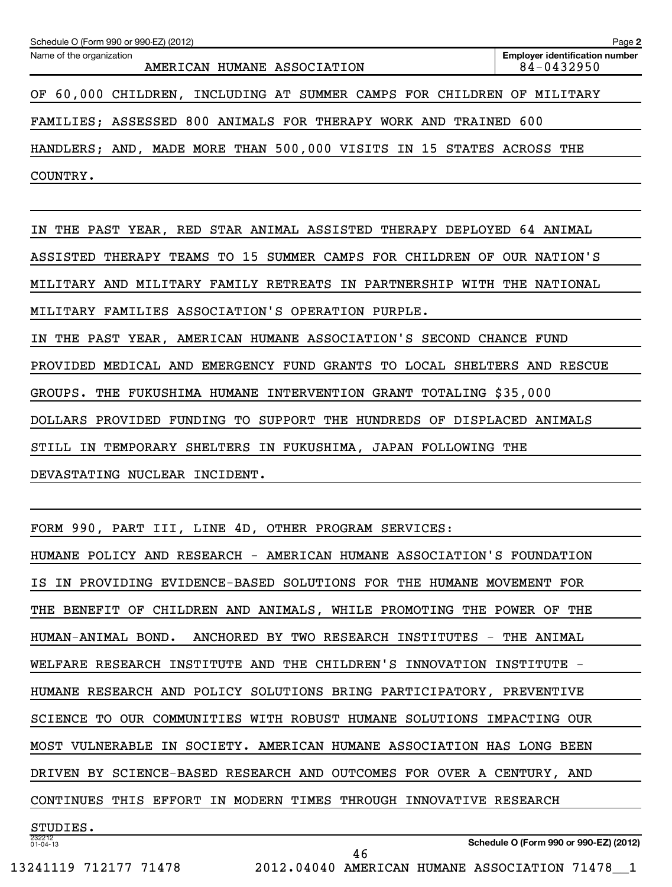Name of the organization: AMERICAN HUMANE ASSOCIATION

Employer identification number: 84-0432950

OF 60,000 CHILDREN, INCLUDING AT SUMMER CAMPS FOR CHILDREN OF MILITARY FAMILIES; ASSESSED 800 ANIMALS FOR THERAPY WORK AND TRAINED 600 HANDLERS; AND, MADE MORE THAN 500,000 VISITS IN 15 STATES ACROSS THE COUNTRY.

IN THE PAST YEAR, RED STAR ANIMAL ASSISTED THERAPY DEPLOYED 64 ANIMAL ASSISTED THERAPY TEAMS TO 15 SUMMER CAMPS FOR CHILDREN OF OUR NATION'S MILITARY AND MILITARY FAMILY RETREATS IN PARTNERSHIP WITH THE NATIONAL MILITARY FAMILIES ASSOCIATION'S OPERATION PURPLE.

IN THE PAST YEAR, AMERICAN HUMANE ASSOCIATION'S SECOND CHANCE FUND PROVIDED MEDICAL AND EMERGENCY FUND GRANTS TO LOCAL SHELTERS AND RESCUE GROUPS. THE FUKUSHIMA HUMANE INTERVENTION GRANT TOTALING $35,000 DOLLARS PROVIDED FUNDING TO SUPPORT THE HUNDREDS OF DISPLACED ANIMALS STILL IN TEMPORARY SHELTERS IN FUKUSHIMA, JAPAN FOLLOWING THE DEVASTATING NUCLEAR INCIDENT.

FORM 990, PART III, LINE 4D, OTHER PROGRAM SERVICES:

HUMANE POLICY AND RESEARCH - AMERICAN HUMANE ASSOCIATION'S FOUNDATION IS IN PROVIDING EVIDENCE-BASED SOLUTIONS FOR THE HUMANE MOVEMENT FOR THE BENEFIT OF CHILDREN AND ANIMALS, WHILE PROMOTING THE POWER OF THE HUMAN-ANIMAL BOND. ANCHORED BY TWO RESEARCH INSTITUTES - THE ANIMAL WELFARE RESEARCH INSTITUTE AND THE CHILDREN'S INNOVATION INSTITUTE - HUMANE RESEARCH AND POLICY SOLUTIONS BRING PARTICIPATORY, PREVENTIVE SCIENCE TO OUR COMMUNITIES WITH ROBUST HUMANE SOLUTIONS IMPACTING OUR MOST VULNERABLE IN SOCIETY. AMERICAN HUMANE ASSOCIATION HAS LONG BEEN DRIVEN BY SCIENCE-BASED RESEARCH AND OUTCOMES FOR OVER A CENTURY, AND CONTINUES THIS EFFORT IN MODERN TIMES THROUGH INNOVATIVE RESEARCH STUDIES.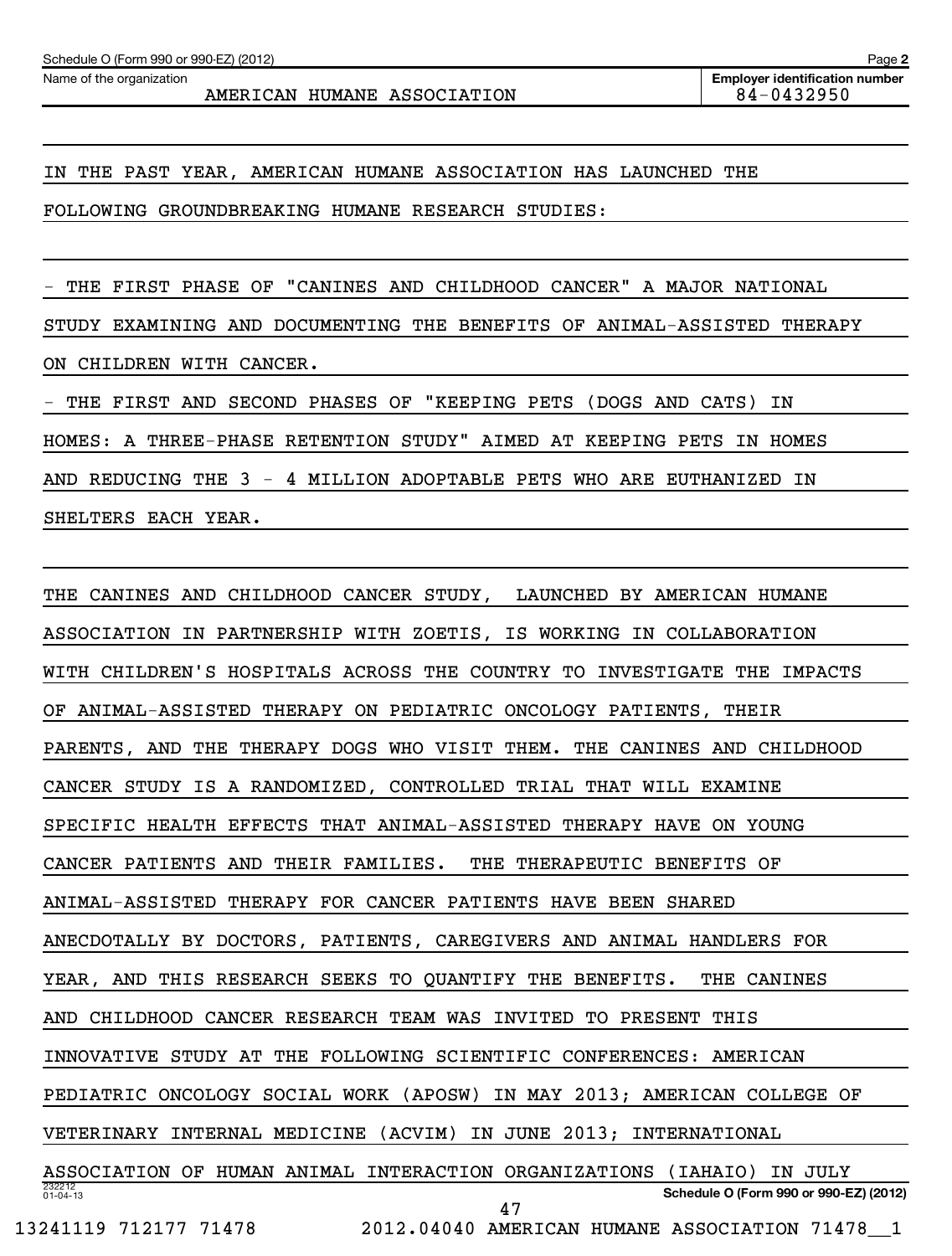Schedule O (Form 990 or 990-EZ) (2012)

Name of the organization: AMERICAN HUMANE ASSOCIATION

Employer identification number: 84-0432950

IN THE PAST YEAR, AMERICAN HUMANE ASSOCIATION HAS LAUNCHED THE FOLLOWING GROUNDBREAKING HUMANE RESEARCH STUDIES:

- THE FIRST PHASE OF "CANINES AND CHILDHOOD CANCER" A MAJOR NATIONAL STUDY EXAMINING AND DOCUMENTING THE BENEFITS OF ANIMAL-ASSISTED THERAPY ON CHILDREN WITH CANCER.
- THE FIRST AND SECOND PHASES OF "KEEPING PETS (DOGS AND CATS) IN HOMES: A THREE-PHASE RETENTION STUDY" AIMED AT KEEPING PETS IN HOMES AND REDUCING THE 3 - 4 MILLION ADOPTABLE PETS WHO ARE EUTHANIZED IN SHELTERS EACH YEAR.

THE CANINES AND CHILDHOOD CANCER STUDY, LAUNCHED BY AMERICAN HUMANE ASSOCIATION IN PARTNERSHIP WITH ZOETIS, IS WORKING IN COLLABORATION WITH CHILDREN'S HOSPITALS ACROSS THE COUNTRY TO INVESTIGATE THE IMPACTS OF ANIMAL-ASSISTED THERAPY ON PEDIATRIC ONCOLOGY PATIENTS, THEIR PARENTS, AND THE THERAPY DOGS WHO VISIT THEM. THE CANINES AND CHILDHOOD CANCER STUDY IS A RANDOMIZED, CONTROLLED TRIAL THAT WILL EXAMINE SPECIFIC HEALTH EFFECTS THAT ANIMAL-ASSISTED THERAPY HAVE ON YOUNG CANCER PATIENTS AND THEIR FAMILIES. THE THERAPEUTIC BENEFITS OF ANIMAL-ASSISTED THERAPY FOR CANCER PATIENTS HAVE BEEN SHARED ANECDOTALLY BY DOCTORS, PATIENTS, CAREGIVERS AND ANIMAL HANDLERS FOR YEAR, AND THIS RESEARCH SEEKS TO QUANTIFY THE BENEFITS. THE CANINES AND CHILDHOOD CANCER RESEARCH TEAM WAS INVITED TO PRESENT THIS INNOVATIVE STUDY AT THE FOLLOWING SCIENTIFIC CONFERENCES: AMERICAN PEDIATRIC ONCOLOGY SOCIAL WORK (APOSW) IN MAY 2013; AMERICAN COLLEGE OF VETERINARY INTERNAL MEDICINE (ACVIM) IN JUNE 2013; INTERNATIONAL ASSOCIATION OF HUMAN ANIMAL INTERACTION ORGANIZATIONS (IAHAIO) IN JULY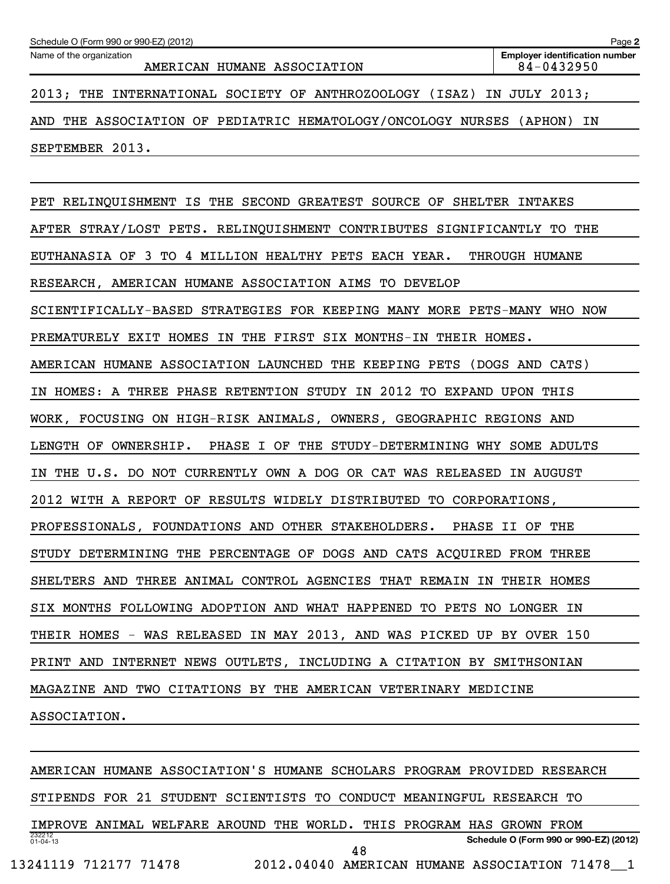2013; THE INTERNATIONAL SOCIETY OF ANTHROZOOLOGY (ISAZ) IN JULY 2013; AND THE ASSOCIATION OF PEDIATRIC HEMATOLOGY/ONCOLOGY NURSES (APHON) IN SEPTEMBER 2013.

PET RELINQUISHMENT IS THE SECOND GREATEST SOURCE OF SHELTER INTAKES AFTER STRAY/LOST PETS. RELINQUISHMENT CONTRIBUTES SIGNIFICANTLY TO THE EUTHANASIA OF 3 TO 4 MILLION HEALTHY PETS EACH YEAR. THROUGH HUMANE RESEARCH, AMERICAN HUMANE ASSOCIATION AIMS TO DEVELOP SCIENTIFICALLY-BASED STRATEGIES FOR KEEPING MANY MORE PETS-MANY WHO NOW PREMATURELY EXIT HOMES IN THE FIRST SIX MONTHS-IN THEIR HOMES. AMERICAN HUMANE ASSOCIATION LAUNCHED THE KEEPING PETS (DOGS AND CATS) IN HOMES: A THREE PHASE RETENTION STUDY IN 2012 TO EXPAND UPON THIS WORK, FOCUSING ON HIGH-RISK ANIMALS, OWNERS, GEOGRAPHIC REGIONS AND LENGTH OF OWNERSHIP. PHASE I OF THE STUDY-DETERMINING WHY SOME ADULTS IN THE U.S. DO NOT CURRENTLY OWN A DOG OR CAT WAS RELEASED IN AUGUST 2012 WITH A REPORT OF RESULTS WIDELY DISTRIBUTED TO CORPORATIONS, PROFESSIONALS, FOUNDATIONS AND OTHER STAKEHOLDERS. PHASE II OF THE STUDY DETERMINING THE PERCENTAGE OF DOGS AND CATS ACQUIRED FROM THREE SHELTERS AND THREE ANIMAL CONTROL AGENCIES THAT REMAIN IN THEIR HOMES SIX MONTHS FOLLOWING ADOPTION AND WHAT HAPPENED TO PETS NO LONGER IN THEIR HOMES - WAS RELEASED IN MAY 2013, AND WAS PICKED UP BY OVER 150 PRINT AND INTERNET NEWS OUTLETS, INCLUDING A CITATION BY SMITHSONIAN MAGAZINE AND TWO CITATIONS BY THE AMERICAN VETERINARY MEDICINE ASSOCIATION.

AMERICAN HUMANE ASSOCIATION'S HUMANE SCHOLARS PROGRAM PROVIDED RESEARCH STIPENDS FOR 21 STUDENT SCIENTISTS TO CONDUCT MEANINGFUL RESEARCH TO IMPROVE ANIMAL WELFARE AROUND THE WORLD. THIS PROGRAM HAS GROWN FROM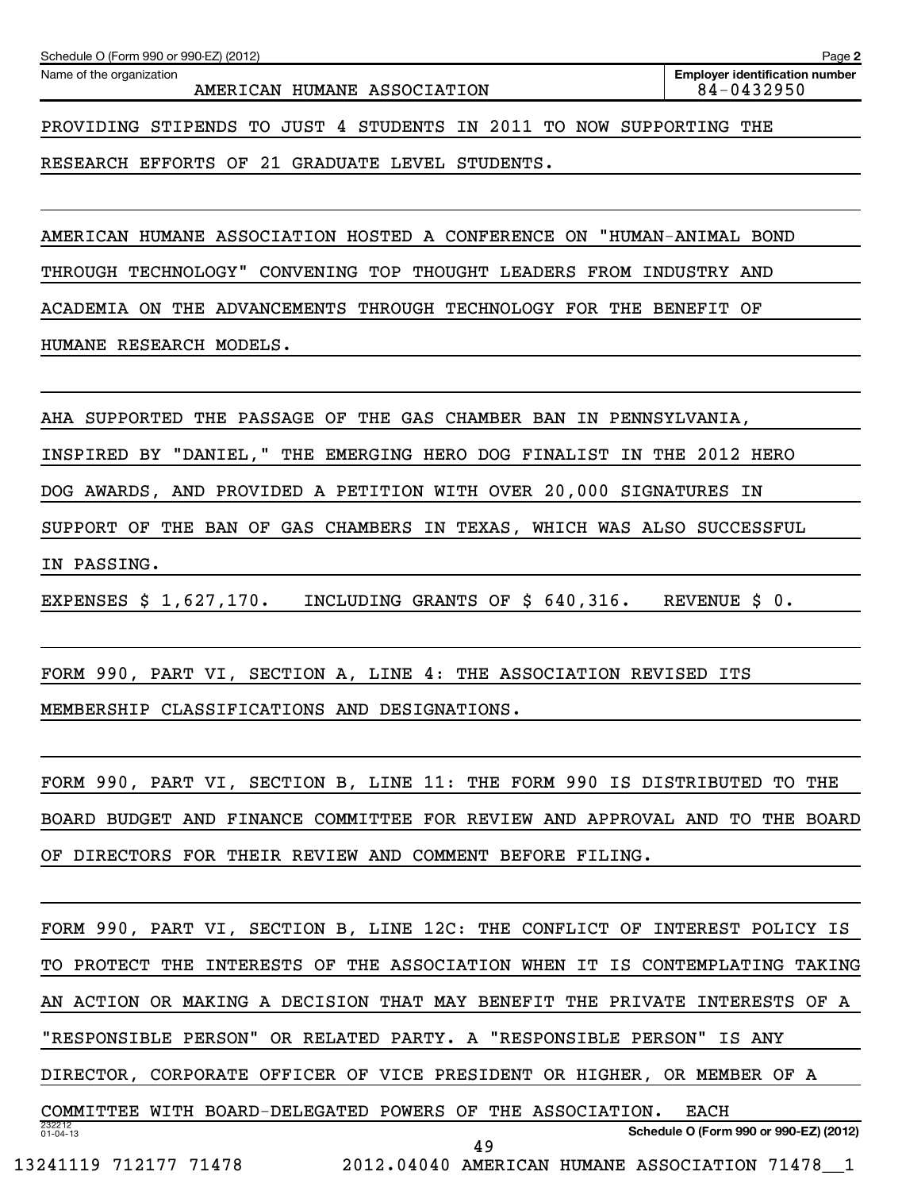PROVIDING STIPENDS TO JUST 4 STUDENTS IN 2011 TO NOW SUPPORTING THE RESEARCH EFFORTS OF 21 GRADUATE LEVEL STUDENTS.

AMERICAN HUMANE ASSOCIATION HOSTED A CONFERENCE ON "HUMAN-ANIMAL BOND THROUGH TECHNOLOGY" CONVENING TOP THOUGHT LEADERS FROM INDUSTRY AND ACADEMIA ON THE ADVANCEMENTS THROUGH TECHNOLOGY FOR THE BENEFIT OF HUMANE RESEARCH MODELS.

AHA SUPPORTED THE PASSAGE OF THE GAS CHAMBER BAN IN PENNSYLVANIA, INSPIRED BY "DANIEL," THE EMERGING HERO DOG FINALIST IN THE 2012 HERO DOG AWARDS, AND PROVIDED A PETITION WITH OVER 20,000 SIGNATURES IN SUPPORT OF THE BAN OF GAS CHAMBERS IN TEXAS, WHICH WAS ALSO SUCCESSFUL IN PASSING.

EXPENSES $ 1,627,170. INCLUDING GRANTS OF $ 640,316. REVENUE $ 0.

FORM 990, PART VI, SECTION A, LINE 4: THE ASSOCIATION REVISED ITS MEMBERSHIP CLASSIFICATIONS AND DESIGNATIONS.

FORM 990, PART VI, SECTION B, LINE 11: THE FORM 990 IS DISTRIBUTED TO THE BOARD BUDGET AND FINANCE COMMITTEE FOR REVIEW AND APPROVAL AND TO THE BOARD OF DIRECTORS FOR THEIR REVIEW AND COMMENT BEFORE FILING.

FORM 990, PART VI, SECTION B, LINE 12C: THE CONFLICT OF INTEREST POLICY IS TO PROTECT THE INTERESTS OF THE ASSOCIATION WHEN IT IS CONTEMPLATING TAKING AN ACTION OR MAKING A DECISION THAT MAY BENEFIT THE PRIVATE INTERESTS OF A "RESPONSIBLE PERSON" OR RELATED PARTY. A "RESPONSIBLE PERSON" IS ANY DIRECTOR, CORPORATE OFFICER OF VICE PRESIDENT OR HIGHER, OR MEMBER OF A COMMITTEE WITH BOARD-DELEGATED POWERS OF THE ASSOCIATION. EACH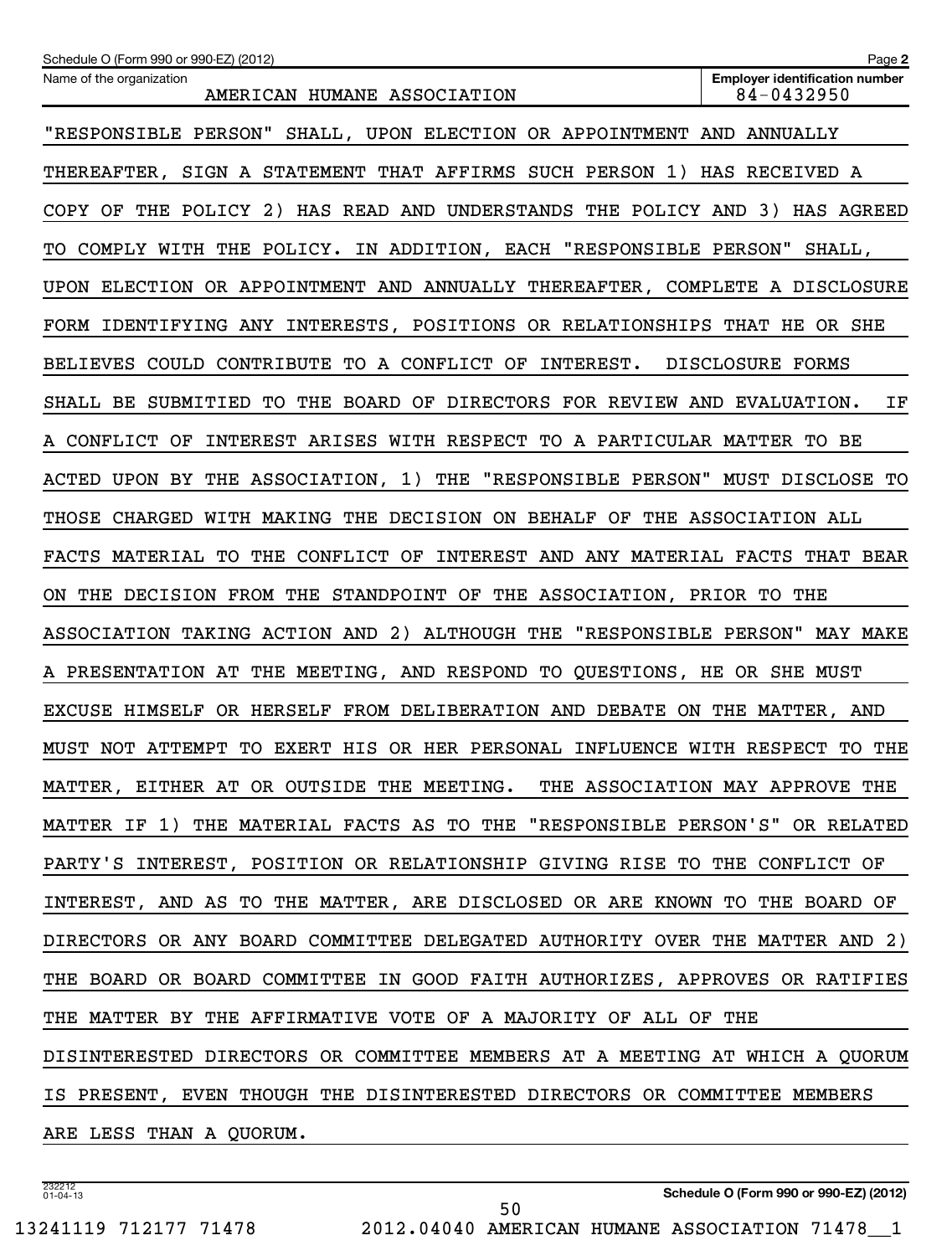Name of the organization: AMERICAN HUMANE ASSOCIATION

Employer identification number: 84-0432950

"RESPONSIBLE PERSON" SHALL, UPON ELECTION OR APPOINTMENT AND ANNUALLY THEREAFTER, SIGN A STATEMENT THAT AFFIRMS SUCH PERSON 1) HAS RECEIVED A COPY OF THE POLICY 2) HAS READ AND UNDERSTANDS THE POLICY AND 3) HAS AGREED TO COMPLY WITH THE POLICY. IN ADDITION, EACH "RESPONSIBLE PERSON" SHALL, UPON ELECTION OR APPOINTMENT AND ANNUALLY THEREAFTER, COMPLETE A DISCLOSURE FORM IDENTIFYING ANY INTERESTS, POSITIONS OR RELATIONSHIPS THAT HE OR SHE BELIEVES COULD CONTRIBUTE TO A CONFLICT OF INTEREST. DISCLOSURE FORMS SHALL BE SUBMITIED TO THE BOARD OF DIRECTORS FOR REVIEW AND EVALUATION. IF A CONFLICT OF INTEREST ARISES WITH RESPECT TO A PARTICULAR MATTER TO BE ACTED UPON BY THE ASSOCIATION, 1) THE "RESPONSIBLE PERSON" MUST DISCLOSE TO THOSE CHARGED WITH MAKING THE DECISION ON BEHALF OF THE ASSOCIATION ALL FACTS MATERIAL TO THE CONFLICT OF INTEREST AND ANY MATERIAL FACTS THAT BEAR ON THE DECISION FROM THE STANDPOINT OF THE ASSOCIATION, PRIOR TO THE ASSOCIATION TAKING ACTION AND 2) ALTHOUGH THE "RESPONSIBLE PERSON" MAY MAKE A PRESENTATION AT THE MEETING, AND RESPOND TO QUESTIONS, HE OR SHE MUST EXCUSE HIMSELF OR HERSELF FROM DELIBERATION AND DEBATE ON THE MATTER, AND MUST NOT ATTEMPT TO EXERT HIS OR HER PERSONAL INFLUENCE WITH RESPECT TO THE MATTER, EITHER AT OR OUTSIDE THE MEETING. THE ASSOCIATION MAY APPROVE THE MATTER IF 1) THE MATERIAL FACTS AS TO THE "RESPONSIBLE PERSON'S" OR RELATED PARTY'S INTEREST, POSITION OR RELATIONSHIP GIVING RISE TO THE CONFLICT OF INTEREST, AND AS TO THE MATTER, ARE DISCLOSED OR ARE KNOWN TO THE BOARD OF DIRECTORS OR ANY BOARD COMMITTEE DELEGATED AUTHORITY OVER THE MATTER AND 2) THE BOARD OR BOARD COMMITTEE IN GOOD FAITH AUTHORIZES, APPROVES OR RATIFIES THE MATTER BY THE AFFIRMATIVE VOTE OF A MAJORITY OF ALL OF THE DISINTERESTED DIRECTORS OR COMMITTEE MEMBERS AT A MEETING AT WHICH A QUORUM IS PRESENT, EVEN THOUGH THE DISINTERESTED DIRECTORS OR COMMITTEE MEMBERS ARE LESS THAN A QUORUM.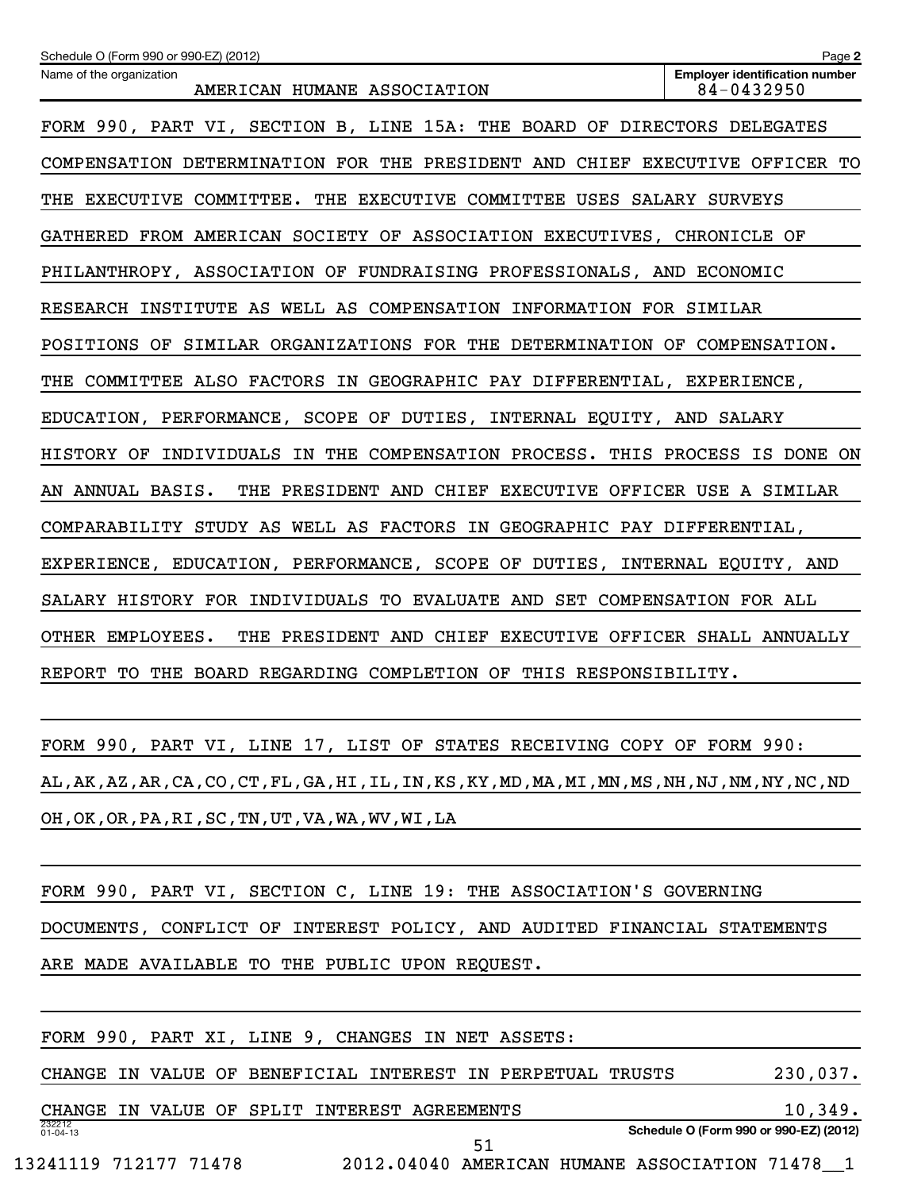Schedule O (Form 990 or 990-EZ) (2012) Page **2**

| Name of the organization | Employer identification number |
| --- | --- |
| AMERICAN HUMANE ASSOCIATION | 84-0432950 |

FORM 990, PART VI, SECTION B, LINE 15A: THE BOARD OF DIRECTORS DELEGATES COMPENSATION DETERMINATION FOR THE PRESIDENT AND CHIEF EXECUTIVE OFFICER TO THE EXECUTIVE COMMITTEE. THE EXECUTIVE COMMITTEE USES SALARY SURVEYS GATHERED FROM AMERICAN SOCIETY OF ASSOCIATION EXECUTIVES, CHRONICLE OF PHILANTHROPY, ASSOCIATION OF FUNDRAISING PROFESSIONALS, AND ECONOMIC RESEARCH INSTITUTE AS WELL AS COMPENSATION INFORMATION FOR SIMILAR POSITIONS OF SIMILAR ORGANIZATIONS FOR THE DETERMINATION OF COMPENSATION. THE COMMITTEE ALSO FACTORS IN GEOGRAPHIC PAY DIFFERENTIAL, EXPERIENCE, EDUCATION, PERFORMANCE, SCOPE OF DUTIES, INTERNAL EQUITY, AND SALARY HISTORY OF INDIVIDUALS IN THE COMPENSATION PROCESS. THIS PROCESS IS DONE ON AN ANNUAL BASIS. THE PRESIDENT AND CHIEF EXECUTIVE OFFICER USE A SIMILAR COMPARABILITY STUDY AS WELL AS FACTORS IN GEOGRAPHIC PAY DIFFERENTIAL, EXPERIENCE, EDUCATION, PERFORMANCE, SCOPE OF DUTIES, INTERNAL EQUITY, AND SALARY HISTORY FOR INDIVIDUALS TO EVALUATE AND SET COMPENSATION FOR ALL OTHER EMPLOYEES. THE PRESIDENT AND CHIEF EXECUTIVE OFFICER SHALL ANNUALLY REPORT TO THE BOARD REGARDING COMPLETION OF THIS RESPONSIBILITY.

FORM 990, PART VI, LINE 17, LIST OF STATES RECEIVING COPY OF FORM 990: AL,AK,AZ,AR,CA,CO,CT,FL,GA,HI,IL,IN,KS,KY,MD,MA,MI,MN,MS,NH,NJ,NM,NY,NC,ND OH,OK,OR,PA,RI,SC,TN,UT,VA,WA,WV,WI,LA

FORM 990, PART VI, SECTION C, LINE 19: THE ASSOCIATION'S GOVERNING DOCUMENTS, CONFLICT OF INTEREST POLICY, AND AUDITED FINANCIAL STATEMENTS ARE MADE AVAILABLE TO THE PUBLIC UPON REQUEST.

FORM 990, PART XI, LINE 9, CHANGES IN NET ASSETS:

| | |
| --- | --- |
| CHANGE IN VALUE OF BENEFICIAL INTEREST IN PERPETUAL TRUSTS | 230,037. |
| CHANGE IN VALUE OF SPLIT INTEREST AGREEMENTS | 10,349. |

232212 01-04-13 **Schedule O (Form 990 or 990-EZ) (2012)**

13241119 712177 71478 2012.04040 AMERICAN HUMANE ASSOCIATION 71478__1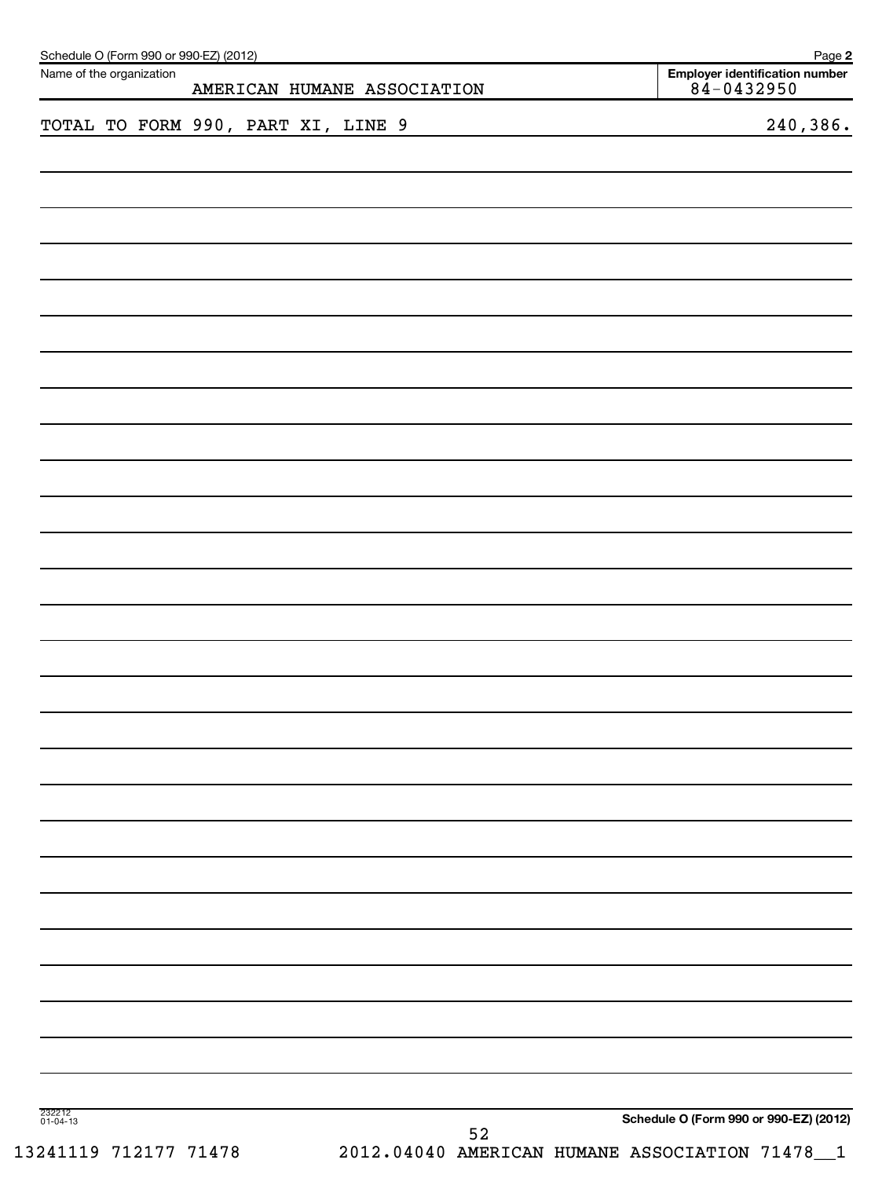Schedule O (Form 990 or 990-EZ) (2012) Page **2**

| Name of the organization | Employer identification number |
|---|---|
| AMERICAN HUMANE ASSOCIATION | 84-0432950 |

TOTAL TO FORM 990, PART XI, LINE 9 240,386.

232212 01-04-13

**Schedule O (Form 990 or 990-EZ) (2012)**

13241119 712177 71478 2012.04040 AMERICAN HUMANE ASSOCIATION 71478__1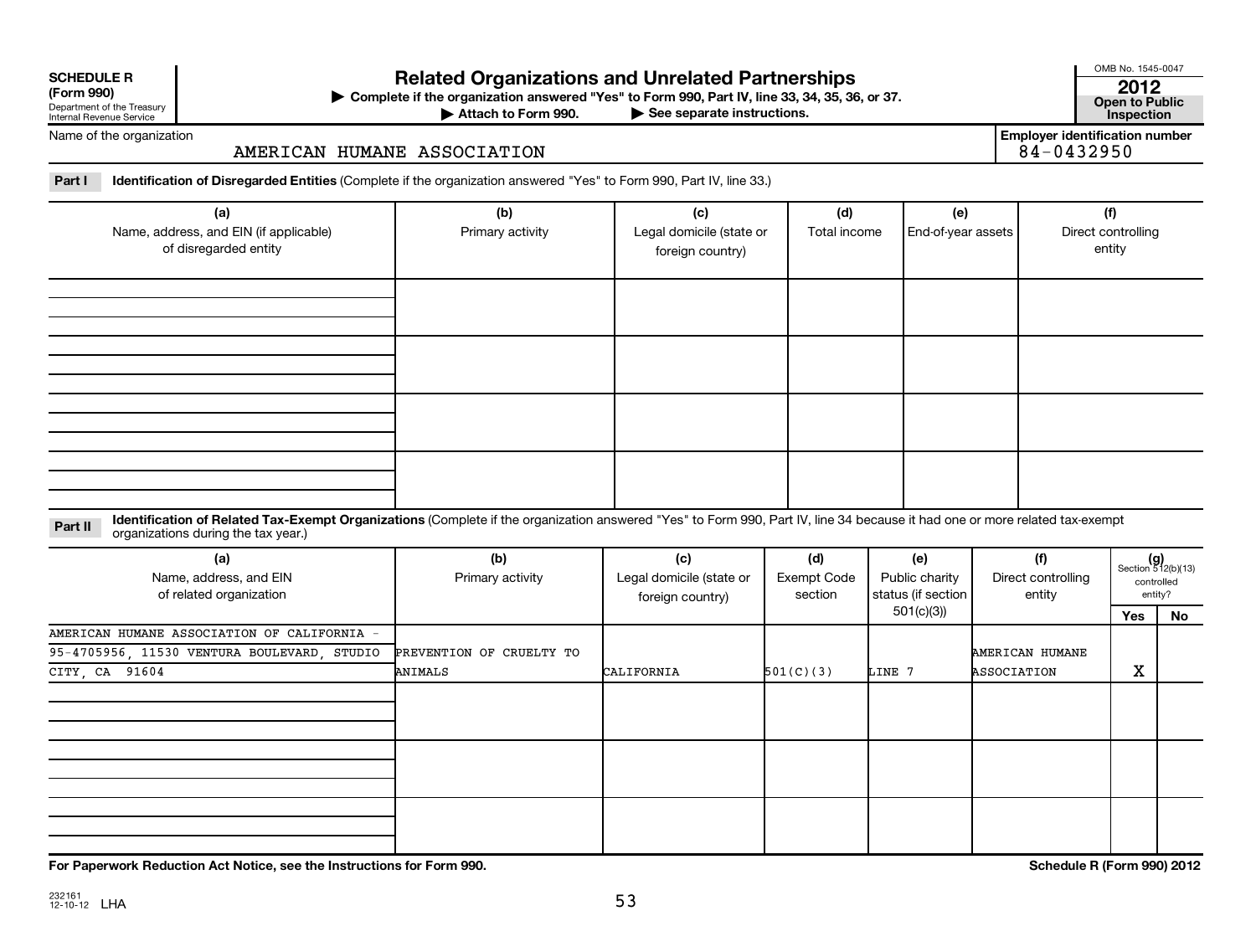**SCHEDULE R (Form 990)**
Department of the Treasury
Internal Revenue Service

# Related Organizations and Unrelated Partnerships

▶ Complete if the organization answered "Yes" to Form 990, Part IV, line 33, 34, 35, 36, or 37.
▶ Attach to Form 990. ▶ See separate instructions.

OMB No. 1545-0047
**2012**
**Open to Public Inspection**

Name of the organization: AMERICAN HUMANE ASSOCIATION

Employer identification number: 84-0432950

**Part I — Identification of Disregarded Entities** (Complete if the organization answered "Yes" to Form 990, Part IV, line 33.)

| (a) Name, address, and EIN (if applicable) of disregarded entity | (b) Primary activity | (c) Legal domicile (state or foreign country) | (d) Total income | (e) End-of-year assets | (f) Direct controlling entity |
|---|---|---|---|---|---|
| | | | | | |
| | | | | | |
| | | | | | |
| | | | | | |

**Part II — Identification of Related Tax-Exempt Organizations** (Complete if the organization answered "Yes" to Form 990, Part IV, line 34 because it had one or more related tax-exempt organizations during the tax year.)

| (a) Name, address, and EIN of related organization | (b) Primary activity | (c) Legal domicile (state or foreign country) | (d) Exempt Code section | (e) Public charity status (if section 501(c)(3)) | (f) Direct controlling entity | (g) Section 512(b)(13) controlled entity? Yes | No |
|---|---|---|---|---|---|---|---|
| AMERICAN HUMANE ASSOCIATION OF CALIFORNIA - 95-4705956, 11530 VENTURA BOULEVARD, STUDIO CITY, CA 91604 | PREVENTION OF CRUELTY TO ANIMALS | CALIFORNIA | 501(C)(3) | LINE 7 | AMERICAN HUMANE ASSOCIATION | X | |
| | | | | | | | |
| | | | | | | | |
| | | | | | | | |

**For Paperwork Reduction Act Notice, see the Instructions for Form 990.**

**Schedule R (Form 990) 2012**

232161 12-10-12 LHA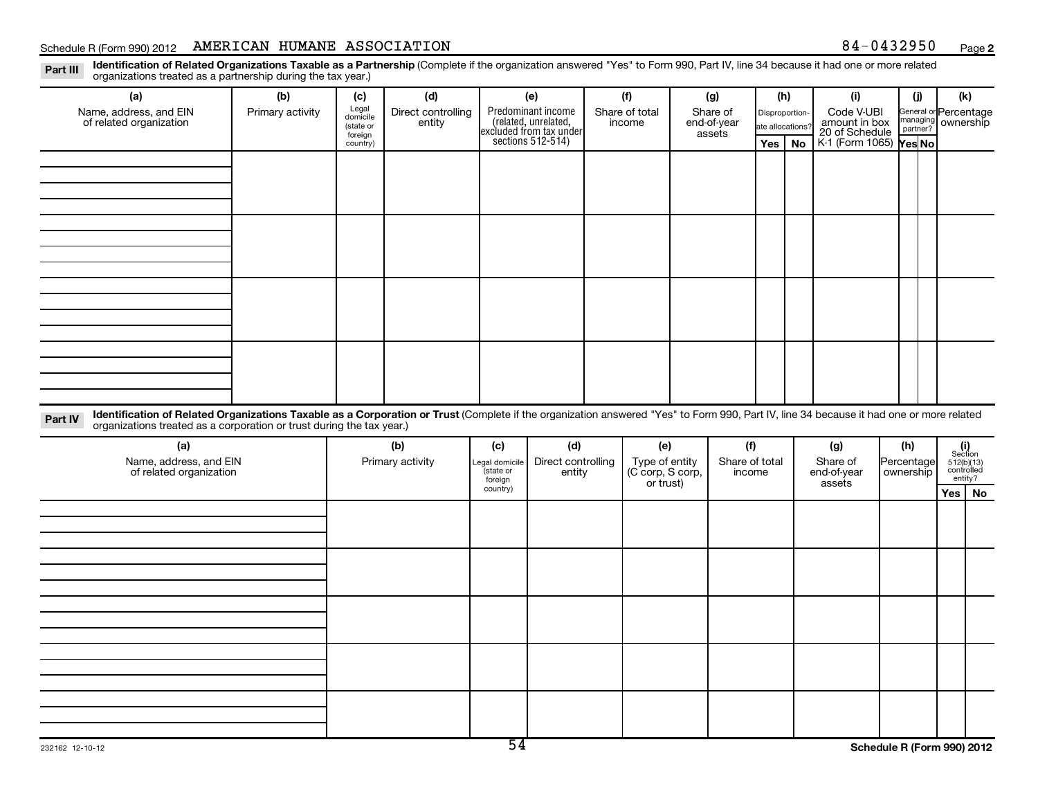Schedule R (Form 990) 2012 AMERICAN HUMANE ASSOCIATION 84-0432950 Page 2

**Part III** **Identification of Related Organizations Taxable as a Partnership** (Complete if the organization answered "Yes" to Form 990, Part IV, line 34 because it had one or more related organizations treated as a partnership during the tax year.)

| (a) Name, address, and EIN of related organization | (b) Primary activity | (c) Legal domicile (state or foreign country) | (d) Direct controlling entity | (e) Predominant income (related, unrelated, excluded from tax under sections 512-514) | (f) Share of total income | (g) Share of end-of-year assets | (h) Disproportionate allocations? | | (i) Code V-UBI amount in box 20 of Schedule K-1 (Form 1065) | (j) General or managing partner? | | (k) Percentage ownership |
|---|---|---|---|---|---|---|---|---|---|---|---|---|
| | | | | | | | Yes | No | | Yes | No | |
| | | | | | | | | | | | | |
| | | | | | | | | | | | | |
| | | | | | | | | | | | | |
| | | | | | | | | | | | | |

**Part IV** **Identification of Related Organizations Taxable as a Corporation or Trust** (Complete if the organization answered "Yes" to Form 990, Part IV, line 34 because it had one or more related organizations treated as a corporation or trust during the tax year.)

| (a) Name, address, and EIN of related organization | (b) Primary activity | (c) Legal domicile (state or foreign country) | (d) Direct controlling entity | (e) Type of entity (C corp, S corp, or trust) | (f) Share of total income | (g) Share of end-of-year assets | (h) Percentage ownership | (i) Section 512(b)(13) controlled entity? | |
|---|---|---|---|---|---|---|---|---|---|
| | | | | | | | | Yes | No |
| | | | | | | | | | |
| | | | | | | | | | |
| | | | | | | | | | |
| | | | | | | | | | |
| | | | | | | | | | |

232162 12-10-12

Schedule R (Form 990) 2012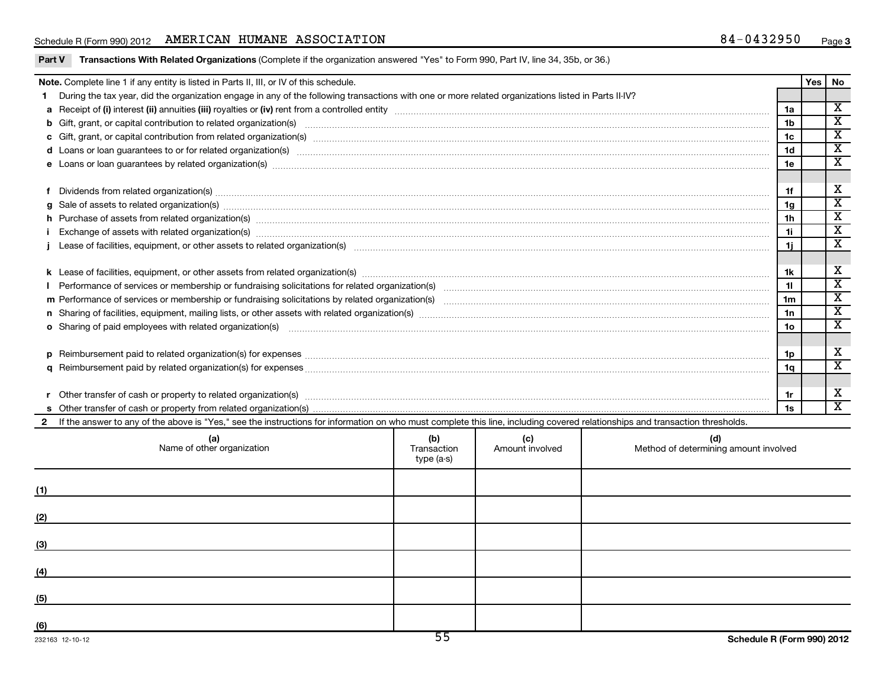Schedule R (Form 990) 2012 AMERICAN HUMANE ASSOCIATION 84-0432950 Page 3

**Part V Transactions With Related Organizations** (Complete if the organization answered "Yes" to Form 990, Part IV, line 34, 35b, or 36.)

| **Note.** Complete line 1 if any entity is listed in Parts II, III, or IV of this schedule. | | Yes | No |
|---|---|---|---|
| **1** During the tax year, did the organization engage in any of the following transactions with one or more related organizations listed in Parts II-IV? | | | |
| **a** Receipt of **(i)** interest **(ii)** annuities **(iii)** royalties or **(iv)** rent from a controlled entity | 1a | | X |
| **b** Gift, grant, or capital contribution to related organization(s) | 1b | | X |
| **c** Gift, grant, or capital contribution from related organization(s) | 1c | | X |
| **d** Loans or loan guarantees to or for related organization(s) | 1d | | X |
| **e** Loans or loan guarantees by related organization(s) | 1e | | X |
| **f** Dividends from related organization(s) | 1f | | X |
| **g** Sale of assets to related organization(s) | 1g | | X |
| **h** Purchase of assets from related organization(s) | 1h | | X |
| **i** Exchange of assets with related organization(s) | 1i | | X |
| **j** Lease of facilities, equipment, or other assets to related organization(s) | 1j | | X |
| **k** Lease of facilities, equipment, or other assets from related organization(s) | 1k | | X |
| **l** Performance of services or membership or fundraising solicitations for related organization(s) | 1l | | X |
| **m** Performance of services or membership or fundraising solicitations by related organization(s) | 1m | | X |
| **n** Sharing of facilities, equipment, mailing lists, or other assets with related organization(s) | 1n | | X |
| **o** Sharing of paid employees with related organization(s) | 1o | | X |
| **p** Reimbursement paid to related organization(s) for expenses | 1p | | X |
| **q** Reimbursement paid by related organization(s) for expenses | 1q | | X |
| **r** Other transfer of cash or property to related organization(s) | 1r | | X |
| **s** Other transfer of cash or property from related organization(s) | 1s | | X |

**2** If the answer to any of the above is "Yes," see the instructions for information on who must complete this line, including covered relationships and transaction thresholds.

| | (a) Name of other organization | (b) Transaction type (a-s) | (c) Amount involved | (d) Method of determining amount involved |
|---|---|---|---|---|
| (1) | | | | |
| (2) | | | | |
| (3) | | | | |
| (4) | | | | |
| (5) | | | | |
| (6) | | | | |

232163 12-10-12 **Schedule R (Form 990) 2012**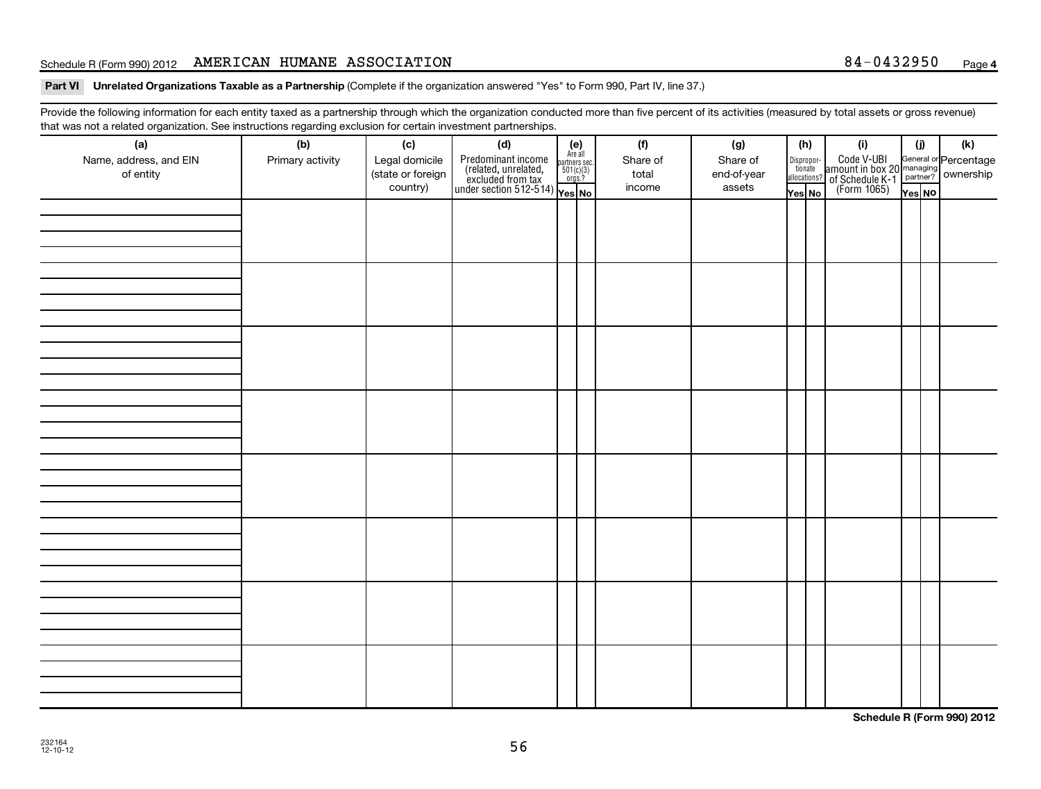Schedule R (Form 990) 2012 AMERICAN HUMANE ASSOCIATION 84-0432950 Page 4

**Part VI Unrelated Organizations Taxable as a Partnership** (Complete if the organization answered "Yes" to Form 990, Part IV, line 37.)

Provide the following information for each entity taxed as a partnership through which the organization conducted more than five percent of its activities (measured by total assets or gross revenue) that was not a related organization. See instructions regarding exclusion for certain investment partnerships.

| (a) Name, address, and EIN of entity | (b) Primary activity | (c) Legal domicile (state or foreign country) | (d) Predominant income (related, unrelated, excluded from tax under section 512-514) | (e) Are all partners sec. 501(c)(3) orgs.? Yes | No | (f) Share of total income | (g) Share of end-of-year assets | (h) Disproportionate allocations? Yes | No | (i) Code V-UBI amount in box 20 of Schedule K-1 (Form 1065) | (j) General or managing partner? Yes | No | (k) Percentage ownership |
|---|---|---|---|---|---|---|---|---|---|---|---|---|---|
| | | | | | | | | | | | | | |
| | | | | | | | | | | | | | |
| | | | | | | | | | | | | | |
| | | | | | | | | | | | | | |
| | | | | | | | | | | | | | |
| | | | | | | | | | | | | | |
| | | | | | | | | | | | | | |
| | | | | | | | | | | | | | |

**Schedule R (Form 990) 2012**

232164
12-10-12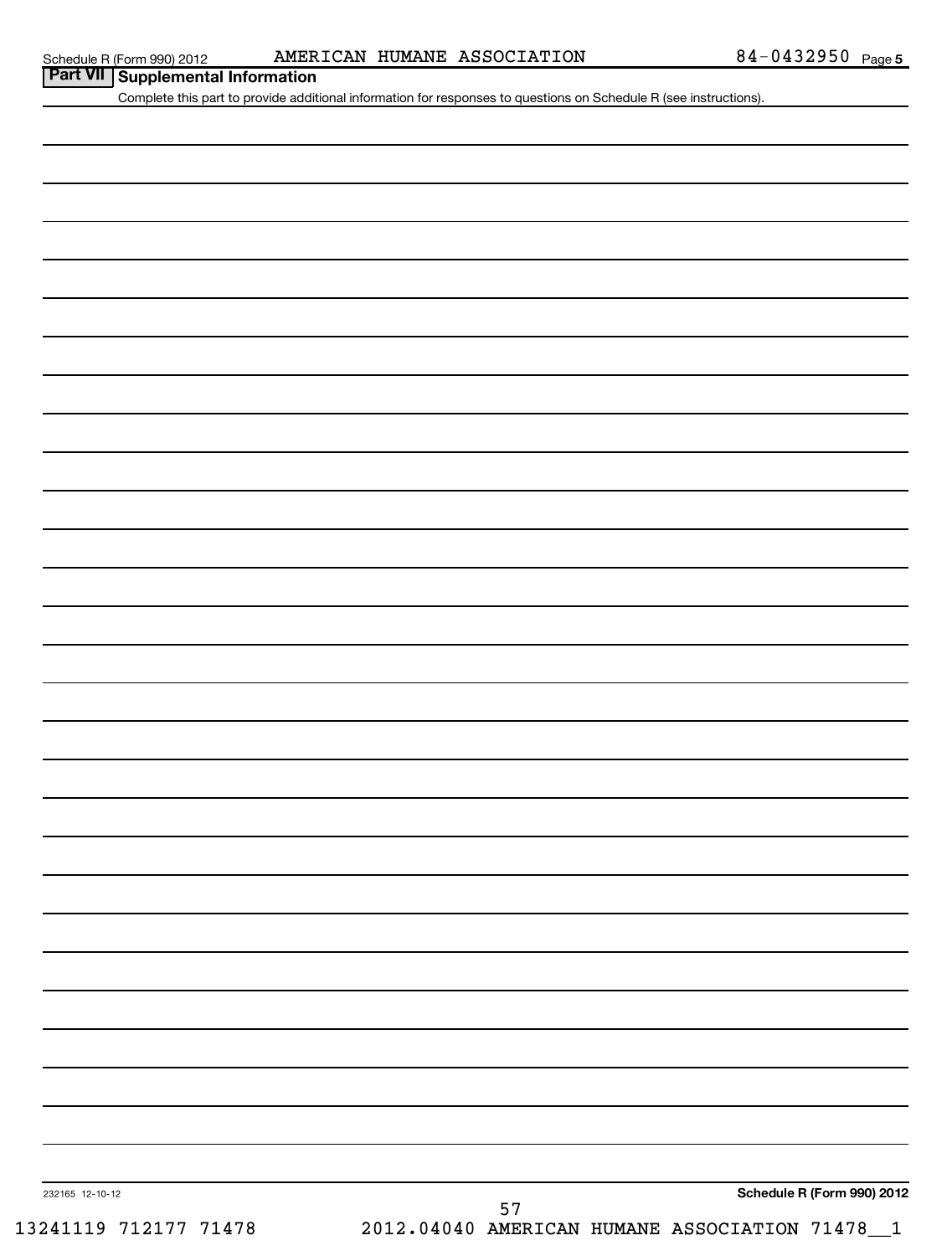Schedule R (Form 990) 2012 AMERICAN HUMANE ASSOCIATION 84-0432950 Page 5

## Part VII Supplemental Information

Complete this part to provide additional information for responses to questions on Schedule R (see instructions).

232165 12-10-12

**Schedule R (Form 990) 2012**

13241119 712177 71478 2012.04040 AMERICAN HUMANE ASSOCIATION 71478__1